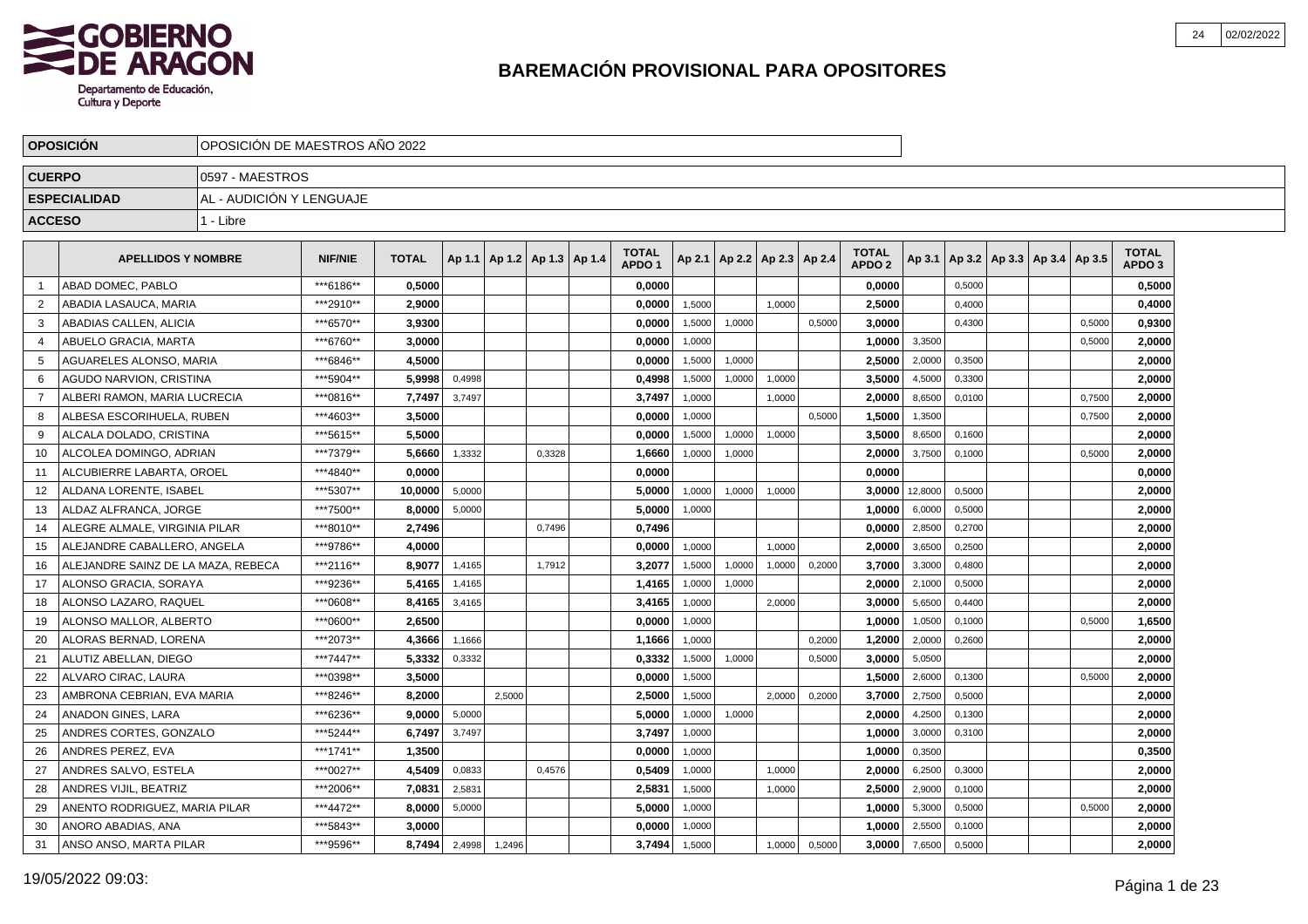# BAREMACIÓN PROVISIONAL PARA OPOSITORES

| | |
|---|---|
| **OPOSICIÓN** | OPOSICIÓN DE MAESTROS AÑO 2022 |
| **CUERPO** | 0597 - MAESTROS |
| **ESPECIALIDAD** | AL - AUDICIÓN Y LENGUAJE |
| **ACCESO** | 1 - Libre |

| | APELLIDOS Y NOMBRE | NIF/NIE | TOTAL | Ap 1.1 | Ap 1.2 | Ap 1.3 | Ap 1.4 | TOTAL APDO 1 | Ap 2.1 | Ap 2.2 | Ap 2.3 | Ap 2.4 | TOTAL APDO 2 | Ap 3.1 | Ap 3.2 | Ap 3.3 | Ap 3.4 | Ap 3.5 | TOTAL APDO 3 |
|---|---|---|---|---|---|---|---|---|---|---|---|---|---|---|---|---|---|---|---|
| 1 | ABAD DOMEC, PABLO | ***6186** | **0,5000** | | | | | **0,0000** | | | | | **0,0000** | | 0,5000 | | | | **0,5000** |
| 2 | ABADIA LASAUCA, MARIA | ***2910** | **2,9000** | | | | | **0,0000** | 1,5000 | | 1,0000 | | **2,5000** | | 0,4000 | | | | **0,4000** |
| 3 | ABADIAS CALLEN, ALICIA | ***6570** | **3,9300** | | | | | **0,0000** | 1,5000 | 1,0000 | | 0,5000 | **3,0000** | | 0,4300 | | | 0,5000 | **0,9300** |
| 4 | ABUELO GRACIA, MARTA | ***6760** | **3,0000** | | | | | **0,0000** | 1,0000 | | | | **1,0000** | 3,3500 | | | | 0,5000 | **2,0000** |
| 5 | AGUARELES ALONSO, MARIA | ***6846** | **4,5000** | | | | | **0,0000** | 1,5000 | 1,0000 | | | **2,5000** | 2,0000 | 0,3500 | | | | **2,0000** |
| 6 | AGUDO NARVION, CRISTINA | ***5904** | **5,9998** | 0,4998 | | | | **0,4998** | 1,5000 | 1,0000 | 1,0000 | | **3,5000** | 4,5000 | 0,3300 | | | | **2,0000** |
| 7 | ALBERI RAMON, MARIA LUCRECIA | ***0816** | **7,7497** | 3,7497 | | | | **3,7497** | 1,0000 | | 1,0000 | | **2,0000** | 8,6500 | 0,0100 | | | 0,7500 | **2,0000** |
| 8 | ALBESA ESCORIHUELA, RUBEN | ***4603** | **3,5000** | | | | | **0,0000** | 1,0000 | | | 0,5000 | **1,5000** | 1,3500 | | | | 0,7500 | **2,0000** |
| 9 | ALCALA DOLADO, CRISTINA | ***5615** | **5,5000** | | | | | **0,0000** | 1,5000 | 1,0000 | 1,0000 | | **3,5000** | 8,6500 | 0,1600 | | | | **2,0000** |
| 10 | ALCOLEA DOMINGO, ADRIAN | ***7379** | **5,6660** | 1,3332 | | 0,3328 | | **1,6660** | 1,0000 | 1,0000 | | | **2,0000** | 3,7500 | 0,1000 | | | 0,5000 | **2,0000** |
| 11 | ALCUBIERRE LABARTA, OROEL | ***4840** | **0,0000** | | | | | **0,0000** | | | | | **0,0000** | | | | | | **0,0000** |
| 12 | ALDANA LORENTE, ISABEL | ***5307** | **10,0000** | 5,0000 | | | | **5,0000** | 1,0000 | 1,0000 | 1,0000 | | **3,0000** | 12,8000 | 0,5000 | | | | **2,0000** |
| 13 | ALDAZ ALFRANCA, JORGE | ***7500** | **8,0000** | 5,0000 | | | | **5,0000** | 1,0000 | | | | **1,0000** | 6,0000 | 0,5000 | | | | **2,0000** |
| 14 | ALEGRE ALMALE, VIRGINIA PILAR | ***8010** | **2,7496** | | | 0,7496 | | **0,7496** | | | | | **0,0000** | 2,8500 | 0,2700 | | | | **2,0000** |
| 15 | ALEJANDRE CABALLERO, ANGELA | ***9786** | **4,0000** | | | | | **0,0000** | 1,0000 | | 1,0000 | | **2,0000** | 3,6500 | 0,2500 | | | | **2,0000** |
| 16 | ALEJANDRE SAINZ DE LA MAZA, REBECA | ***2116** | **8,9077** | 1,4165 | | 1,7912 | | **3,2077** | 1,5000 | 1,0000 | 1,0000 | 0,2000 | **3,7000** | 3,3000 | 0,4800 | | | | **2,0000** |
| 17 | ALONSO GRACIA, SORAYA | ***9236** | **5,4165** | 1,4165 | | | | **1,4165** | 1,0000 | 1,0000 | | | **2,0000** | 2,1000 | 0,5000 | | | | **2,0000** |
| 18 | ALONSO LAZARO, RAQUEL | ***0608** | **8,4165** | 3,4165 | | | | **3,4165** | 1,0000 | | 2,0000 | | **3,0000** | 5,6500 | 0,4400 | | | | **2,0000** |
| 19 | ALONSO MALLOR, ALBERTO | ***0600** | **2,6500** | | | | | **0,0000** | 1,0000 | | | | **1,0000** | 1,0500 | 0,1000 | | | 0,5000 | **1,6500** |
| 20 | ALORAS BERNAD, LORENA | ***2073** | **4,3666** | 1,1666 | | | | **1,1666** | 1,0000 | | | 0,2000 | **1,2000** | 2,0000 | 0,2600 | | | | **2,0000** |
| 21 | ALUTIZ ABELLAN, DIEGO | ***7447** | **5,3332** | 0,3332 | | | | **0,3332** | 1,5000 | 1,0000 | | 0,5000 | **3,0000** | 5,0500 | | | | | **2,0000** |
| 22 | ALVARO CIRAC, LAURA | ***0398** | **3,5000** | | | | | **0,0000** | 1,5000 | | | | **1,5000** | 2,6000 | 0,1300 | | | 0,5000 | **2,0000** |
| 23 | AMBRONA CEBRIAN, EVA MARIA | ***8246** | **8,2000** | | 2,5000 | | | **2,5000** | 1,5000 | | 2,0000 | 0,2000 | **3,7000** | 2,7500 | 0,5000 | | | | **2,0000** |
| 24 | ANADON GINES, LARA | ***6236** | **9,0000** | 5,0000 | | | | **5,0000** | 1,0000 | 1,0000 | | | **2,0000** | 4,2500 | 0,1300 | | | | **2,0000** |
| 25 | ANDRES CORTES, GONZALO | ***5244** | **6,7497** | 3,7497 | | | | **3,7497** | 1,0000 | | | | **1,0000** | 3,0000 | 0,3100 | | | | **2,0000** |
| 26 | ANDRES PEREZ, EVA | ***1741** | **1,3500** | | | | | **0,0000** | 1,0000 | | | | **1,0000** | 0,3500 | | | | | **0,3500** |
| 27 | ANDRES SALVO, ESTELA | ***0027** | **4,5409** | 0,0833 | | 0,4576 | | **0,5409** | 1,0000 | | 1,0000 | | **2,0000** | 6,2500 | 0,3000 | | | | **2,0000** |
| 28 | ANDRES VIJIL, BEATRIZ | ***2006** | **7,0831** | 2,5831 | | | | **2,5831** | 1,5000 | | 1,0000 | | **2,5000** | 2,9000 | 0,1000 | | | | **2,0000** |
| 29 | ANENTO RODRIGUEZ, MARIA PILAR | ***4472** | **8,0000** | 5,0000 | | | | **5,0000** | 1,0000 | | | | **1,0000** | 5,3000 | 0,5000 | | | 0,5000 | **2,0000** |
| 30 | ANORO ABADIAS, ANA | ***5843** | **3,0000** | | | | | **0,0000** | 1,0000 | | | | **1,0000** | 2,5500 | 0,1000 | | | | **2,0000** |
| 31 | ANSO ANSO, MARTA PILAR | ***9596** | **8,7494** | 2,4998 | 1,2496 | | | **3,7494** | 1,5000 | | 1,0000 | 0,5000 | **3,0000** | 7,6500 | 0,5000 | | | | **2,0000** |

19/05/2022 09:03: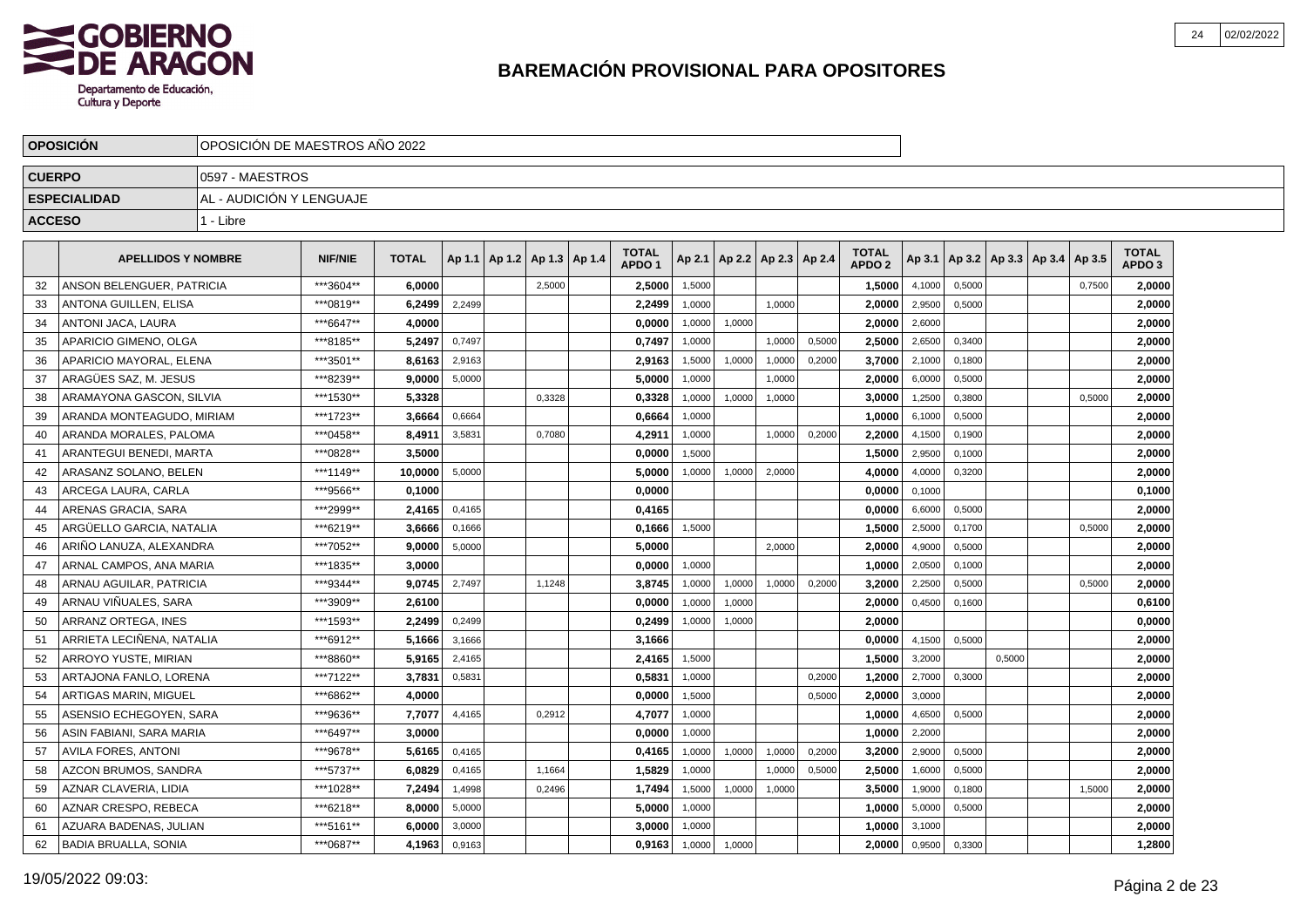# BAREMACIÓN PROVISIONAL PARA OPOSITORES

| | |
|---|---|
| **OPOSICIÓN** | OPOSICIÓN DE MAESTROS AÑO 2022 |
| **CUERPO** | 0597 - MAESTROS |
| **ESPECIALIDAD** | AL - AUDICIÓN Y LENGUAJE |
| **ACCESO** | 1 - Libre |

| | APELLIDOS Y NOMBRE | NIF/NIE | TOTAL | Ap 1.1 | Ap 1.2 | Ap 1.3 | Ap 1.4 | TOTAL APDO 1 | Ap 2.1 | Ap 2.2 | Ap 2.3 | Ap 2.4 | TOTAL APDO 2 | Ap 3.1 | Ap 3.2 | Ap 3.3 | Ap 3.4 | Ap 3.5 | TOTAL APDO 3 |
|---|---|---|---|---|---|---|---|---|---|---|---|---|---|---|---|---|---|---|---|
| 32 | ANSON BELENGUER, PATRICIA | ***3604** | **6,0000** | | | 2,5000 | | **2,5000** | 1,5000 | | | | **1,5000** | 4,1000 | 0,5000 | | | 0,7500 | **2,0000** |
| 33 | ANTONA GUILLEN, ELISA | ***0819** | **6,2499** | 2,2499 | | | | **2,2499** | 1,0000 | | 1,0000 | | **2,0000** | 2,9500 | 0,5000 | | | | **2,0000** |
| 34 | ANTONI JACA, LAURA | ***6647** | **4,0000** | | | | | **0,0000** | 1,0000 | 1,0000 | | | **2,0000** | 2,6000 | | | | | **2,0000** |
| 35 | APARICIO GIMENO, OLGA | ***8185** | **5,2497** | 0,7497 | | | | **0,7497** | 1,0000 | | 1,0000 | 0,5000 | **2,5000** | 2,6500 | 0,3400 | | | | **2,0000** |
| 36 | APARICIO MAYORAL, ELENA | ***3501** | **8,6163** | 2,9163 | | | | **2,9163** | 1,5000 | 1,0000 | 1,0000 | 0,2000 | **3,7000** | 2,1000 | 0,1800 | | | | **2,0000** |
| 37 | ARAGÜES SAZ, M. JESUS | ***8239** | **9,0000** | 5,0000 | | | | **5,0000** | 1,0000 | | 1,0000 | | **2,0000** | 6,0000 | 0,5000 | | | | **2,0000** |
| 38 | ARAMAYONA GASCON, SILVIA | ***1530** | **5,3328** | | | 0,3328 | | **0,3328** | 1,0000 | 1,0000 | 1,0000 | | **3,0000** | 1,2500 | 0,3800 | | | 0,5000 | **2,0000** |
| 39 | ARANDA MONTEAGUDO, MIRIAM | ***1723** | **3,6664** | 0,6664 | | | | **0,6664** | 1,0000 | | | | **1,0000** | 6,1000 | 0,5000 | | | | **2,0000** |
| 40 | ARANDA MORALES, PALOMA | ***0458** | **8,4911** | 3,5831 | | 0,7080 | | **4,2911** | 1,0000 | | 1,0000 | 0,2000 | **2,2000** | 4,1500 | 0,1900 | | | | **2,0000** |
| 41 | ARANTEGUI BENEDI, MARTA | ***0828** | **3,5000** | | | | | **0,0000** | 1,5000 | | | | **1,5000** | 2,9500 | 0,1000 | | | | **2,0000** |
| 42 | ARASANZ SOLANO, BELEN | ***1149** | **10,0000** | 5,0000 | | | | **5,0000** | 1,0000 | 1,0000 | 2,0000 | | **4,0000** | 4,0000 | 0,3200 | | | | **2,0000** |
| 43 | ARCEGA LAURA, CARLA | ***9566** | **0,1000** | | | | | **0,0000** | | | | | **0,0000** | 0,1000 | | | | | **0,1000** |
| 44 | ARENAS GRACIA, SARA | ***2999** | **2,4165** | 0,4165 | | | | **0,4165** | | | | | **0,0000** | 6,6000 | 0,5000 | | | | **2,0000** |
| 45 | ARGÜELLO GARCIA, NATALIA | ***6219** | **3,6666** | 0,1666 | | | | **0,1666** | 1,5000 | | | | **1,5000** | 2,5000 | 0,1700 | | | 0,5000 | **2,0000** |
| 46 | ARIÑO LANUZA, ALEXANDRA | ***7052** | **9,0000** | 5,0000 | | | | **5,0000** | | | 2,0000 | | **2,0000** | 4,9000 | 0,5000 | | | | **2,0000** |
| 47 | ARNAL CAMPOS, ANA MARIA | ***1835** | **3,0000** | | | | | **0,0000** | 1,0000 | | | | **1,0000** | 2,0500 | 0,1000 | | | | **2,0000** |
| 48 | ARNAU AGUILAR, PATRICIA | ***9344** | **9,0745** | 2,7497 | | 1,1248 | | **3,8745** | 1,0000 | 1,0000 | 1,0000 | 0,2000 | **3,2000** | 2,2500 | 0,5000 | | | 0,5000 | **2,0000** |
| 49 | ARNAU VIÑUALES, SARA | ***3909** | **2,6100** | | | | | **0,0000** | 1,0000 | 1,0000 | | | **2,0000** | 0,4500 | 0,1600 | | | | **0,6100** |
| 50 | ARRANZ ORTEGA, INES | ***1593** | **2,2499** | 0,2499 | | | | **0,2499** | 1,0000 | 1,0000 | | | **2,0000** | | | | | | **0,0000** |
| 51 | ARRIETA LECIÑENA, NATALIA | ***6912** | **5,1666** | 3,1666 | | | | **3,1666** | | | | | **0,0000** | 4,1500 | 0,5000 | | | | **2,0000** |
| 52 | ARROYO YUSTE, MIRIAN | ***8860** | **5,9165** | 2,4165 | | | | **2,4165** | 1,5000 | | | | **1,5000** | 3,2000 | | 0,5000 | | | **2,0000** |
| 53 | ARTAJONA FANLO, LORENA | ***7122** | **3,7831** | 0,5831 | | | | **0,5831** | 1,0000 | | | 0,2000 | **1,2000** | 2,7000 | 0,3000 | | | | **2,0000** |
| 54 | ARTIGAS MARIN, MIGUEL | ***6862** | **4,0000** | | | | | **0,0000** | 1,5000 | | | 0,5000 | **2,0000** | 3,0000 | | | | | **2,0000** |
| 55 | ASENSIO ECHEGOYEN, SARA | ***9636** | **7,7077** | 4,4165 | | 0,2912 | | **4,7077** | 1,0000 | | | | **1,0000** | 4,6500 | 0,5000 | | | | **2,0000** |
| 56 | ASIN FABIANI, SARA MARIA | ***6497** | **3,0000** | | | | | **0,0000** | 1,0000 | | | | **1,0000** | 2,2000 | | | | | **2,0000** |
| 57 | AVILA FORES, ANTONI | ***9678** | **5,6165** | 0,4165 | | | | **0,4165** | 1,0000 | 1,0000 | 1,0000 | 0,2000 | **3,2000** | 2,9000 | 0,5000 | | | | **2,0000** |
| 58 | AZCON BRUMOS, SANDRA | ***5737** | **6,0829** | 0,4165 | | 1,1664 | | **1,5829** | 1,0000 | | 1,0000 | 0,5000 | **2,5000** | 1,6000 | 0,5000 | | | | **2,0000** |
| 59 | AZNAR CLAVERIA, LIDIA | ***1028** | **7,2494** | 1,4998 | | 0,2496 | | **1,7494** | 1,5000 | 1,0000 | 1,0000 | | **3,5000** | 1,9000 | 0,1800 | | | 1,5000 | **2,0000** |
| 60 | AZNAR CRESPO, REBECA | ***6218** | **8,0000** | 5,0000 | | | | **5,0000** | 1,0000 | | | | **1,0000** | 5,0000 | 0,5000 | | | | **2,0000** |
| 61 | AZUARA BADENAS, JULIAN | ***5161** | **6,0000** | 3,0000 | | | | **3,0000** | 1,0000 | | | | **1,0000** | 3,1000 | | | | | **2,0000** |
| 62 | BADIA BRUALLA, SONIA | ***0687** | **4,1963** | 0,9163 | | | | **0,9163** | 1,0000 | 1,0000 | | | **2,0000** | 0,9500 | 0,3300 | | | | **1,2800** |

19/05/2022 09:03: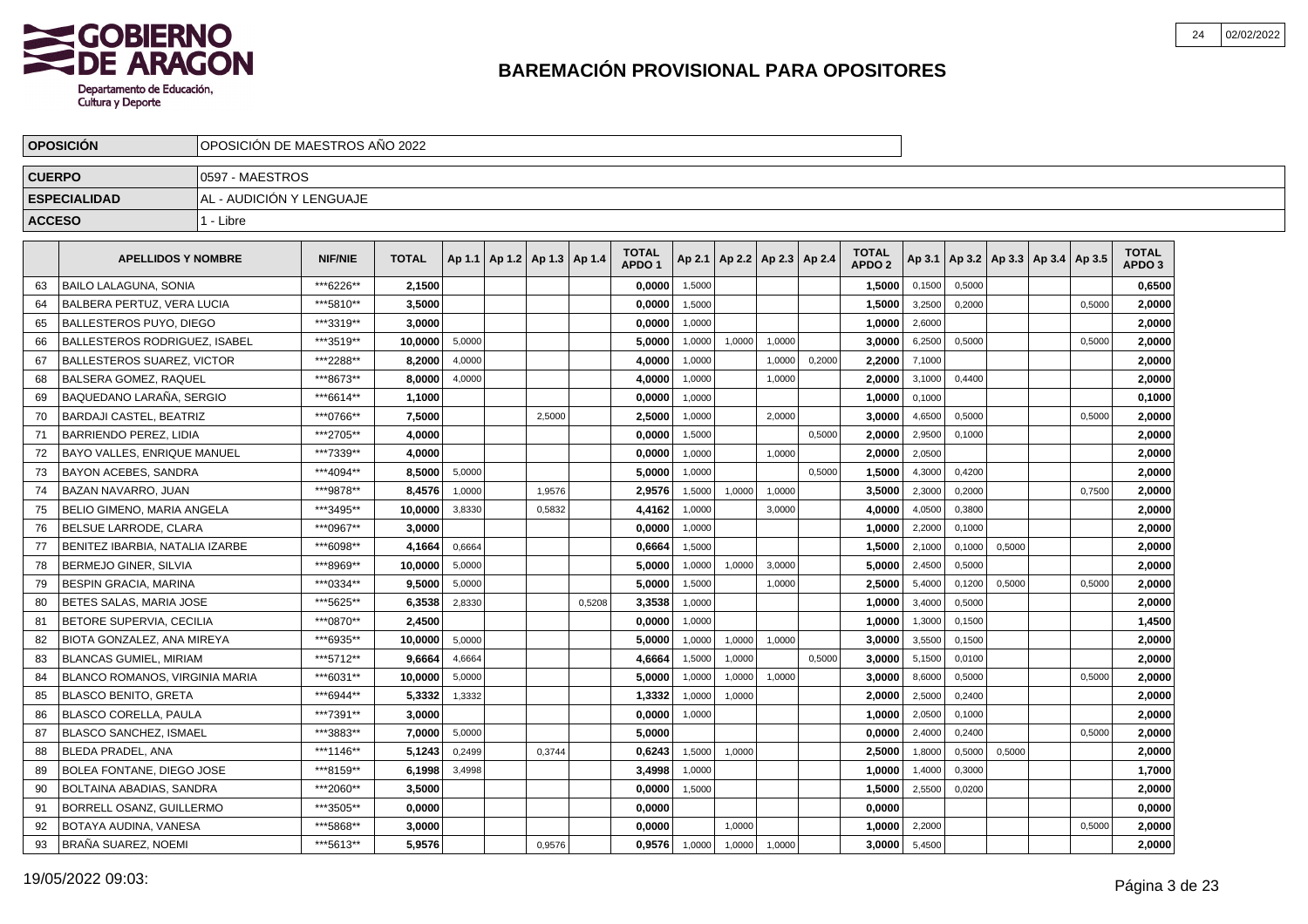# BAREMACIÓN PROVISIONAL PARA OPOSITORES

| OPOSICIÓN | OPOSICIÓN DE MAESTROS AÑO 2022 |
|---|---|
| CUERPO | 0597 - MAESTROS |
| ESPECIALIDAD | AL - AUDICIÓN Y LENGUAJE |
| ACCESO | 1 - Libre |

| | APELLIDOS Y NOMBRE | NIF/NIE | TOTAL | Ap 1.1 | Ap 1.2 | Ap 1.3 | Ap 1.4 | TOTAL APDO 1 | Ap 2.1 | Ap 2.2 | Ap 2.3 | Ap 2.4 | TOTAL APDO 2 | Ap 3.1 | Ap 3.2 | Ap 3.3 | Ap 3.4 | Ap 3.5 | TOTAL APDO 3 |
|---|---|---|---|---|---|---|---|---|---|---|---|---|---|---|---|---|---|---|---|
| 63 | BAILO LALAGUNA, SONIA | ***6226** | 2,1500 | | | | | 0,0000 | 1,5000 | | | | 1,5000 | 0,1500 | 0,5000 | | | | 0,6500 |
| 64 | BALBERA PERTUZ, VERA LUCIA | ***5810** | 3,5000 | | | | | 0,0000 | 1,5000 | | | | 1,5000 | 3,2500 | 0,2000 | | | 0,5000 | 2,0000 |
| 65 | BALLESTEROS PUYO, DIEGO | ***3319** | 3,0000 | | | | | 0,0000 | 1,0000 | | | | 1,0000 | 2,6000 | | | | | 2,0000 |
| 66 | BALLESTEROS RODRIGUEZ, ISABEL | ***3519** | 10,0000 | 5,0000 | | | | 5,0000 | 1,0000 | 1,0000 | 1,0000 | | 3,0000 | 6,2500 | 0,5000 | | | 0,5000 | 2,0000 |
| 67 | BALLESTEROS SUAREZ, VICTOR | ***2288** | 8,2000 | 4,0000 | | | | 4,0000 | 1,0000 | | 1,0000 | 0,2000 | 2,2000 | 7,1000 | | | | | 2,0000 |
| 68 | BALSERA GOMEZ, RAQUEL | ***8673** | 8,0000 | 4,0000 | | | | 4,0000 | 1,0000 | | 1,0000 | | 2,0000 | 3,1000 | 0,4400 | | | | 2,0000 |
| 69 | BAQUEDANO LARAÑA, SERGIO | ***6614** | 1,1000 | | | | | 0,0000 | 1,0000 | | | | 1,0000 | 0,1000 | | | | | 0,1000 |
| 70 | BARDAJI CASTEL, BEATRIZ | ***0766** | 7,5000 | | | 2,5000 | | 2,5000 | 1,0000 | | 2,0000 | | 3,0000 | 4,6500 | 0,5000 | | | 0,5000 | 2,0000 |
| 71 | BARRIENDO PEREZ, LIDIA | ***2705** | 4,0000 | | | | | 0,0000 | 1,5000 | | | 0,5000 | 2,0000 | 2,9500 | 0,1000 | | | | 2,0000 |
| 72 | BAYO VALLES, ENRIQUE MANUEL | ***7339** | 4,0000 | | | | | 0,0000 | 1,0000 | | 1,0000 | | 2,0000 | 2,0500 | | | | | 2,0000 |
| 73 | BAYON ACEBES, SANDRA | ***4094** | 8,5000 | 5,0000 | | | | 5,0000 | 1,0000 | | | 0,5000 | 1,5000 | 4,3000 | 0,4200 | | | | 2,0000 |
| 74 | BAZAN NAVARRO, JUAN | ***9878** | 8,4576 | 1,0000 | | 1,9576 | | 2,9576 | 1,5000 | 1,0000 | 1,0000 | | 3,5000 | 2,3000 | 0,2000 | | | 0,7500 | 2,0000 |
| 75 | BELIO GIMENO, MARIA ANGELA | ***3495** | 10,0000 | 3,8330 | | 0,5832 | | 4,4162 | 1,0000 | | 3,0000 | | 4,0000 | 4,0500 | 0,3800 | | | | 2,0000 |
| 76 | BELSUE LARRODE, CLARA | ***0967** | 3,0000 | | | | | 0,0000 | 1,0000 | | | | 1,0000 | 2,2000 | 0,1000 | | | | 2,0000 |
| 77 | BENITEZ IBARBIA, NATALIA IZARBE | ***6098** | 4,1664 | 0,6664 | | | | 0,6664 | 1,5000 | | | | 1,5000 | 2,1000 | 0,1000 | 0,5000 | | | 2,0000 |
| 78 | BERMEJO GINER, SILVIA | ***8969** | 10,0000 | 5,0000 | | | | 5,0000 | 1,0000 | 1,0000 | 3,0000 | | 5,0000 | 2,4500 | 0,5000 | | | | 2,0000 |
| 79 | BESPIN GRACIA, MARINA | ***0334** | 9,5000 | 5,0000 | | | | 5,0000 | 1,5000 | | 1,0000 | | 2,5000 | 5,4000 | 0,1200 | 0,5000 | | 0,5000 | 2,0000 |
| 80 | BETES SALAS, MARIA JOSE | ***5625** | 6,3538 | 2,8330 | | | 0,5208 | 3,3538 | 1,0000 | | | | 1,0000 | 3,4000 | 0,5000 | | | | 2,0000 |
| 81 | BETORE SUPERVIA, CECILIA | ***0870** | 2,4500 | | | | | 0,0000 | 1,0000 | | | | 1,0000 | 1,3000 | 0,1500 | | | | 1,4500 |
| 82 | BIOTA GONZALEZ, ANA MIREYA | ***6935** | 10,0000 | 5,0000 | | | | 5,0000 | 1,0000 | 1,0000 | 1,0000 | | 3,0000 | 3,5500 | 0,1500 | | | | 2,0000 |
| 83 | BLANCAS GUMIEL, MIRIAM | ***5712** | 9,6664 | 4,6664 | | | | 4,6664 | 1,5000 | 1,0000 | | 0,5000 | 3,0000 | 5,1500 | 0,0100 | | | | 2,0000 |
| 84 | BLANCO ROMANOS, VIRGINIA MARIA | ***6031** | 10,0000 | 5,0000 | | | | 5,0000 | 1,0000 | 1,0000 | 1,0000 | | 3,0000 | 8,6000 | 0,5000 | | | 0,5000 | 2,0000 |
| 85 | BLASCO BENITO, GRETA | ***6944** | 5,3332 | 1,3332 | | | | 1,3332 | 1,0000 | 1,0000 | | | 2,0000 | 2,5000 | 0,2400 | | | | 2,0000 |
| 86 | BLASCO CORELLA, PAULA | ***7391** | 3,0000 | | | | | 0,0000 | 1,0000 | | | | 1,0000 | 2,0500 | 0,1000 | | | | 2,0000 |
| 87 | BLASCO SANCHEZ, ISMAEL | ***3883** | 7,0000 | 5,0000 | | | | 5,0000 | | | | | 0,0000 | 2,4000 | 0,2400 | | | 0,5000 | 2,0000 |
| 88 | BLEDA PRADEL, ANA | ***1146** | 5,1243 | 0,2499 | | 0,3744 | | 0,6243 | 1,5000 | 1,0000 | | | 2,5000 | 1,8000 | 0,5000 | 0,5000 | | | 2,0000 |
| 89 | BOLEA FONTANE, DIEGO JOSE | ***8159** | 6,1998 | 3,4998 | | | | 3,4998 | 1,0000 | | | | 1,0000 | 1,4000 | 0,3000 | | | | 1,7000 |
| 90 | BOLTAINA ABADIAS, SANDRA | ***2060** | 3,5000 | | | | | 0,0000 | 1,5000 | | | | 1,5000 | 2,5500 | 0,0200 | | | | 2,0000 |
| 91 | BORRELL OSANZ, GUILLERMO | ***3505** | 0,0000 | | | | | 0,0000 | | | | | 0,0000 | | | | | | 0,0000 |
| 92 | BOTAYA AUDINA, VANESA | ***5868** | 3,0000 | | | | | 0,0000 | | 1,0000 | | | 1,0000 | 2,2000 | | | | 0,5000 | 2,0000 |
| 93 | BRAÑA SUAREZ, NOEMI | ***5613** | 5,9576 | | | 0,9576 | | 0,9576 | 1,0000 | 1,0000 | 1,0000 | | 3,0000 | 5,4500 | | | | | 2,0000 |

19/05/2022 09:03: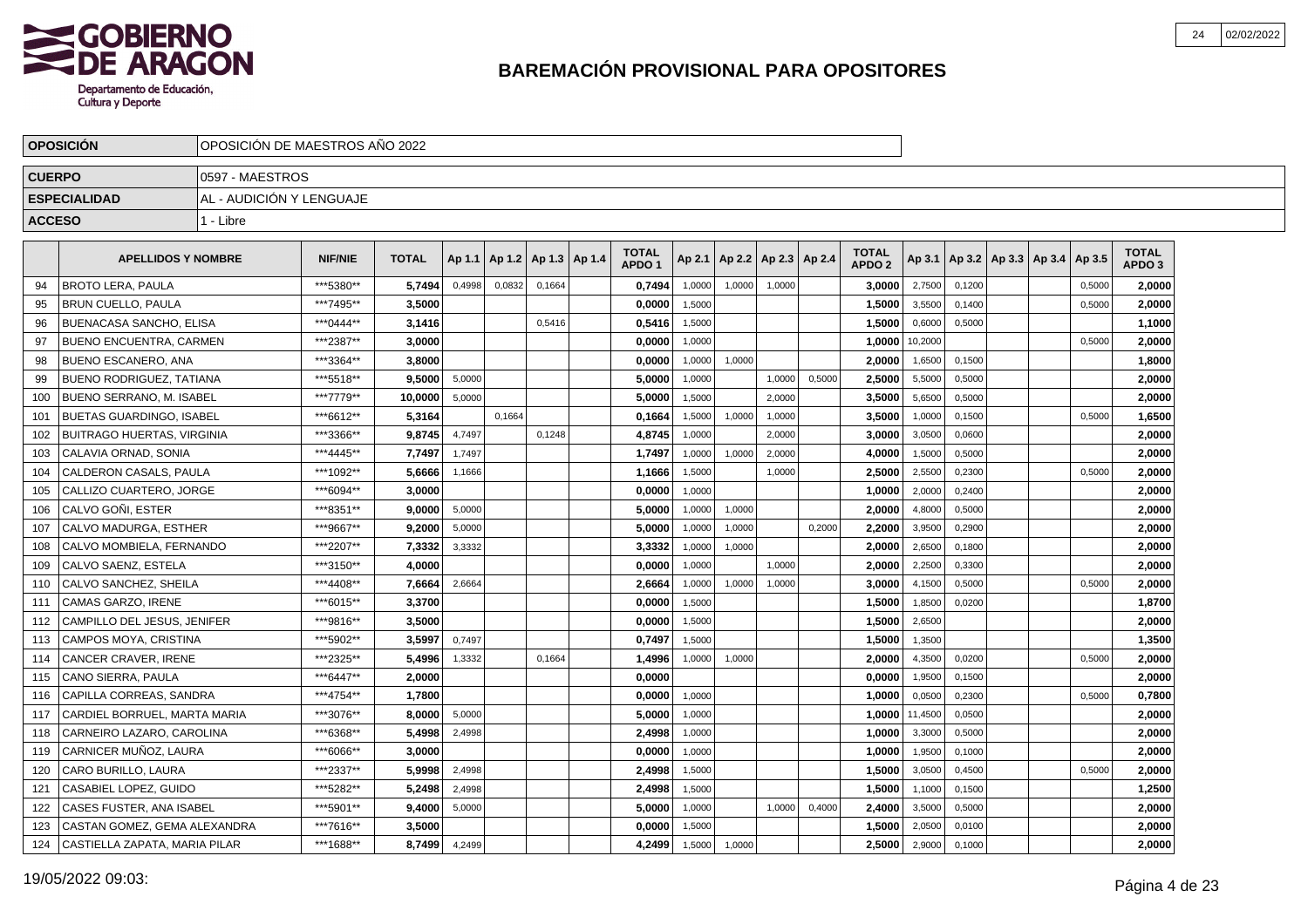# BAREMACIÓN PROVISIONAL PARA OPOSITORES

| | |
|---|---|
| **OPOSICIÓN** | OPOSICIÓN DE MAESTROS AÑO 2022 |
| **CUERPO** | 0597 - MAESTROS |
| **ESPECIALIDAD** | AL - AUDICIÓN Y LENGUAJE |
| **ACCESO** | 1 - Libre |

| | APELLIDOS Y NOMBRE | NIF/NIE | TOTAL | Ap 1.1 | Ap 1.2 | Ap 1.3 | Ap 1.4 | TOTAL APDO 1 | Ap 2.1 | Ap 2.2 | Ap 2.3 | Ap 2.4 | TOTAL APDO 2 | Ap 3.1 | Ap 3.2 | Ap 3.3 | Ap 3.4 | Ap 3.5 | TOTAL APDO 3 |
|---|---|---|---|---|---|---|---|---|---|---|---|---|---|---|---|---|---|---|---|
| 94 | BROTO LERA, PAULA | ***5380** | 5,7494 | 0,4998 | 0,0832 | 0,1664 | | 0,7494 | 1,0000 | 1,0000 | 1,0000 | | 3,0000 | 2,7500 | 0,1200 | | | 0,5000 | 2,0000 |
| 95 | BRUN CUELLO, PAULA | ***7495** | 3,5000 | | | | | 0,0000 | 1,5000 | | | | 1,5000 | 3,5500 | 0,1400 | | | 0,5000 | 2,0000 |
| 96 | BUENACASA SANCHO, ELISA | ***0444** | 3,1416 | | | 0,5416 | | 0,5416 | 1,5000 | | | | 1,5000 | 0,6000 | 0,5000 | | | | 1,1000 |
| 97 | BUENO ENCUENTRA, CARMEN | ***2387** | 3,0000 | | | | | 0,0000 | 1,0000 | | | | 1,0000 | 10,2000 | | | | 0,5000 | 2,0000 |
| 98 | BUENO ESCANERO, ANA | ***3364** | 3,8000 | | | | | 0,0000 | 1,0000 | 1,0000 | | | 2,0000 | 1,6500 | 0,1500 | | | | 1,8000 |
| 99 | BUENO RODRIGUEZ, TATIANA | ***5518** | 9,5000 | 5,0000 | | | | 5,0000 | 1,0000 | | 1,0000 | 0,5000 | 2,5000 | 5,5000 | 0,5000 | | | | 2,0000 |
| 100 | BUENO SERRANO, M. ISABEL | ***7779** | 10,0000 | 5,0000 | | | | 5,0000 | 1,5000 | | 2,0000 | | 3,5000 | 5,6500 | 0,5000 | | | | 2,0000 |
| 101 | BUETAS GUARDINGO, ISABEL | ***6612** | 5,3164 | | 0,1664 | | | 0,1664 | 1,5000 | 1,0000 | 1,0000 | | 3,5000 | 1,0000 | 0,1500 | | | 0,5000 | 1,6500 |
| 102 | BUITRAGO HUERTAS, VIRGINIA | ***3366** | 9,8745 | 4,7497 | | 0,1248 | | 4,8745 | 1,0000 | | 2,0000 | | 3,0000 | 3,0500 | 0,0600 | | | | 2,0000 |
| 103 | CALAVIA ORNAD, SONIA | ***4445** | 7,7497 | 1,7497 | | | | 1,7497 | 1,0000 | 1,0000 | 2,0000 | | 4,0000 | 1,5000 | 0,5000 | | | | 2,0000 |
| 104 | CALDERON CASALS, PAULA | ***1092** | 5,6666 | 1,1666 | | | | 1,1666 | 1,5000 | | 1,0000 | | 2,5000 | 2,5500 | 0,2300 | | | 0,5000 | 2,0000 |
| 105 | CALLIZO CUARTERO, JORGE | ***6094** | 3,0000 | | | | | 0,0000 | 1,0000 | | | | 1,0000 | 2,0000 | 0,2400 | | | | 2,0000 |
| 106 | CALVO GOÑI, ESTER | ***8351** | 9,0000 | 5,0000 | | | | 5,0000 | 1,0000 | 1,0000 | | | 2,0000 | 4,8000 | 0,5000 | | | | 2,0000 |
| 107 | CALVO MADURGA, ESTHER | ***9667** | 9,2000 | 5,0000 | | | | 5,0000 | 1,0000 | 1,0000 | | 0,2000 | 2,2000 | 3,9500 | 0,2900 | | | | 2,0000 |
| 108 | CALVO MOMBIELA, FERNANDO | ***2207** | 7,3332 | 3,3332 | | | | 3,3332 | 1,0000 | 1,0000 | | | 2,0000 | 2,6500 | 0,1800 | | | | 2,0000 |
| 109 | CALVO SAENZ, ESTELA | ***3150** | 4,0000 | | | | | 0,0000 | 1,0000 | | 1,0000 | | 2,0000 | 2,2500 | 0,3300 | | | | 2,0000 |
| 110 | CALVO SANCHEZ, SHEILA | ***4408** | 7,6664 | 2,6664 | | | | 2,6664 | 1,0000 | 1,0000 | 1,0000 | | 3,0000 | 4,1500 | 0,5000 | | | 0,5000 | 2,0000 |
| 111 | CAMAS GARZO, IRENE | ***6015** | 3,3700 | | | | | 0,0000 | 1,5000 | | | | 1,5000 | 1,8500 | 0,0200 | | | | 1,8700 |
| 112 | CAMPILLO DEL JESUS, JENIFER | ***9816** | 3,5000 | | | | | 0,0000 | 1,5000 | | | | 1,5000 | 2,6500 | | | | | 2,0000 |
| 113 | CAMPOS MOYA, CRISTINA | ***5902** | 3,5997 | 0,7497 | | | | 0,7497 | 1,5000 | | | | 1,5000 | 1,3500 | | | | | 1,3500 |
| 114 | CANCER CRAVER, IRENE | ***2325** | 5,4996 | 1,3332 | | 0,1664 | | 1,4996 | 1,0000 | 1,0000 | | | 2,0000 | 4,3500 | 0,0200 | | | 0,5000 | 2,0000 |
| 115 | CANO SIERRA, PAULA | ***6447** | 2,0000 | | | | | 0,0000 | | | | | 0,0000 | 1,9500 | 0,1500 | | | | 2,0000 |
| 116 | CAPILLA CORREAS, SANDRA | ***4754** | 1,7800 | | | | | 0,0000 | 1,0000 | | | | 1,0000 | 0,0500 | 0,2300 | | | 0,5000 | 0,7800 |
| 117 | CARDIEL BORRUEL, MARTA MARIA | ***3076** | 8,0000 | 5,0000 | | | | 5,0000 | 1,0000 | | | | 1,0000 | 11,4500 | 0,0500 | | | | 2,0000 |
| 118 | CARNEIRO LAZARO, CAROLINA | ***6368** | 5,4998 | 2,4998 | | | | 2,4998 | 1,0000 | | | | 1,0000 | 3,3000 | 0,5000 | | | | 2,0000 |
| 119 | CARNICER MUÑOZ, LAURA | ***6066** | 3,0000 | | | | | 0,0000 | 1,0000 | | | | 1,0000 | 1,9500 | 0,1000 | | | | 2,0000 |
| 120 | CARO BURILLO, LAURA | ***2337** | 5,9998 | 2,4998 | | | | 2,4998 | 1,5000 | | | | 1,5000 | 3,0500 | 0,4500 | | | 0,5000 | 2,0000 |
| 121 | CASABIEL LOPEZ, GUIDO | ***5282** | 5,2498 | 2,4998 | | | | 2,4998 | 1,5000 | | | | 1,5000 | 1,1000 | 0,1500 | | | | 1,2500 |
| 122 | CASES FUSTER, ANA ISABEL | ***5901** | 9,4000 | 5,0000 | | | | 5,0000 | 1,0000 | | 1,0000 | 0,4000 | 2,4000 | 3,5000 | 0,5000 | | | | 2,0000 |
| 123 | CASTAN GOMEZ, GEMA ALEXANDRA | ***7616** | 3,5000 | | | | | 0,0000 | 1,5000 | | | | 1,5000 | 2,0500 | 0,0100 | | | | 2,0000 |
| 124 | CASTIELLA ZAPATA, MARIA PILAR | ***1688** | 8,7499 | 4,2499 | | | | 4,2499 | 1,5000 | 1,0000 | | | 2,5000 | 2,9000 | 0,1000 | | | | 2,0000 |

19/05/2022 09:03: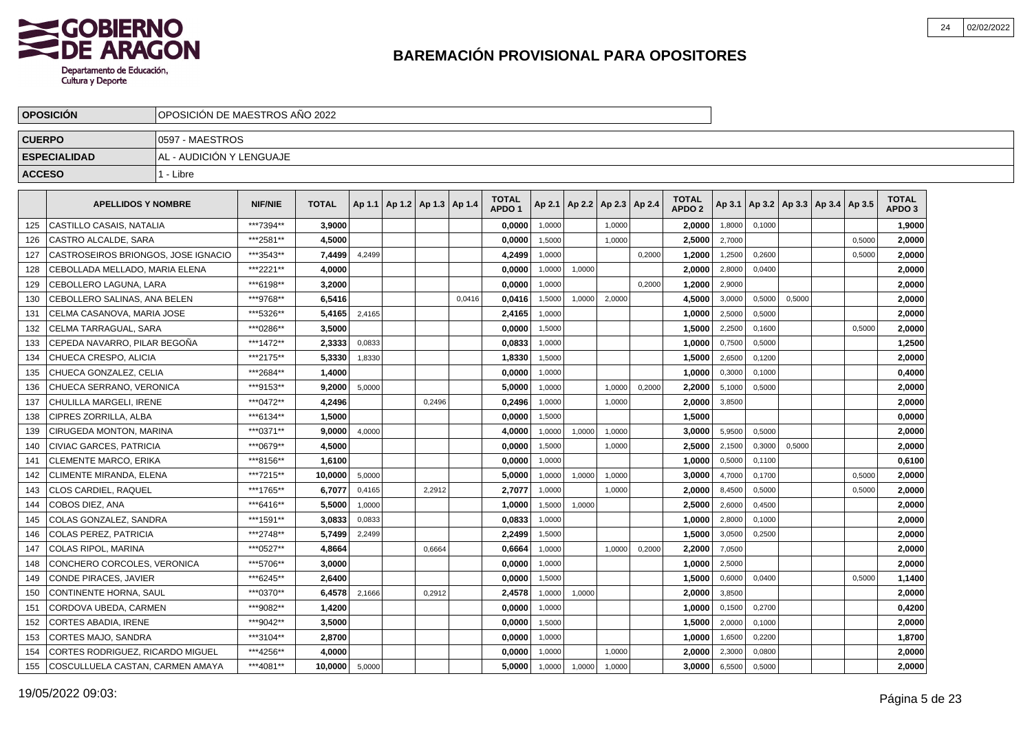# BAREMACIÓN PROVISIONAL PARA OPOSITORES

| | |
|---|---|
| **OPOSICIÓN** | OPOSICIÓN DE MAESTROS AÑO 2022 |
| **CUERPO** | 0597 - MAESTROS |
| **ESPECIALIDAD** | AL - AUDICIÓN Y LENGUAJE |
| **ACCESO** | 1 - Libre |

| | APELLIDOS Y NOMBRE | NIF/NIE | TOTAL | Ap 1.1 | Ap 1.2 | Ap 1.3 | Ap 1.4 | TOTAL APDO 1 | Ap 2.1 | Ap 2.2 | Ap 2.3 | Ap 2.4 | TOTAL APDO 2 | Ap 3.1 | Ap 3.2 | Ap 3.3 | Ap 3.4 | Ap 3.5 | TOTAL APDO 3 |
|---|---|---|---|---|---|---|---|---|---|---|---|---|---|---|---|---|---|---|---|
| 125 | CASTILLO CASAIS, NATALIA | ***7394** | **3,9000** | | | | | **0,0000** | 1,0000 | | 1,0000 | | **2,0000** | 1,8000 | 0,1000 | | | | **1,9000** |
| 126 | CASTRO ALCALDE, SARA | ***2581** | **4,5000** | | | | | **0,0000** | 1,5000 | | 1,0000 | | **2,5000** | 2,7000 | | | | 0,5000 | **2,0000** |
| 127 | CASTROSEIROS BRIONGOS, JOSE IGNACIO | ***3543** | **7,4499** | 4,2499 | | | | **4,2499** | 1,0000 | | | 0,2000 | **1,2000** | 1,2500 | 0,2600 | | | 0,5000 | **2,0000** |
| 128 | CEBOLLADA MELLADO, MARIA ELENA | ***2221** | **4,0000** | | | | | **0,0000** | 1,0000 | 1,0000 | | | **2,0000** | 2,8000 | 0,0400 | | | | **2,0000** |
| 129 | CEBOLLERO LAGUNA, LARA | ***6198** | **3,2000** | | | | | **0,0000** | 1,0000 | | | 0,2000 | **1,2000** | 2,9000 | | | | | **2,0000** |
| 130 | CEBOLLERO SALINAS, ANA BELEN | ***9768** | **6,5416** | | | | 0,0416 | **0,0416** | 1,5000 | 1,0000 | 2,0000 | | **4,5000** | 3,0000 | 0,5000 | 0,5000 | | | **2,0000** |
| 131 | CELMA CASANOVA, MARIA JOSE | ***5326** | **5,4165** | 2,4165 | | | | **2,4165** | 1,0000 | | | | **1,0000** | 2,5000 | 0,5000 | | | | **2,0000** |
| 132 | CELMA TARRAGUAL, SARA | ***0286** | **3,5000** | | | | | **0,0000** | 1,5000 | | | | **1,5000** | 2,2500 | 0,1600 | | | 0,5000 | **2,0000** |
| 133 | CEPEDA NAVARRO, PILAR BEGOÑA | ***1472** | **2,3333** | 0,0833 | | | | **0,0833** | 1,0000 | | | | **1,0000** | 0,7500 | 0,5000 | | | | **1,2500** |
| 134 | CHUECA CRESPO, ALICIA | ***2175** | **5,3330** | 1,8330 | | | | **1,8330** | 1,5000 | | | | **1,5000** | 2,6500 | 0,1200 | | | | **2,0000** |
| 135 | CHUECA GONZALEZ, CELIA | ***2684** | **1,4000** | | | | | **0,0000** | 1,0000 | | | | **1,0000** | 0,3000 | 0,1000 | | | | **0,4000** |
| 136 | CHUECA SERRANO, VERONICA | ***9153** | **9,2000** | 5,0000 | | | | **5,0000** | 1,0000 | | 1,0000 | 0,2000 | **2,2000** | 5,1000 | 0,5000 | | | | **2,0000** |
| 137 | CHULILLA MARGELI, IRENE | ***0472** | **4,2496** | | | 0,2496 | | **0,2496** | 1,0000 | | 1,0000 | | **2,0000** | 3,8500 | | | | | **2,0000** |
| 138 | CIPRES ZORRILLA, ALBA | ***6134** | **1,5000** | | | | | **0,0000** | 1,5000 | | | | **1,5000** | | | | | | **0,0000** |
| 139 | CIRUGEDA MONTON, MARINA | ***0371** | **9,0000** | 4,0000 | | | | **4,0000** | 1,0000 | 1,0000 | 1,0000 | | **3,0000** | 5,9500 | 0,5000 | | | | **2,0000** |
| 140 | CIVIAC GARCES, PATRICIA | ***0679** | **4,5000** | | | | | **0,0000** | 1,5000 | | 1,0000 | | **2,5000** | 2,1500 | 0,3000 | 0,5000 | | | **2,0000** |
| 141 | CLEMENTE MARCO, ERIKA | ***8156** | **1,6100** | | | | | **0,0000** | 1,0000 | | | | **1,0000** | 0,5000 | 0,1100 | | | | **0,6100** |
| 142 | CLIMENTE MIRANDA, ELENA | ***7215** | **10,0000** | 5,0000 | | | | **5,0000** | 1,0000 | 1,0000 | 1,0000 | | **3,0000** | 4,7000 | 0,1700 | | | 0,5000 | **2,0000** |
| 143 | CLOS CARDIEL, RAQUEL | ***1765** | **6,7077** | 0,4165 | | 2,2912 | | **2,7077** | 1,0000 | | 1,0000 | | **2,0000** | 8,4500 | 0,5000 | | | 0,5000 | **2,0000** |
| 144 | COBOS DIEZ, ANA | ***6416** | **5,5000** | 1,0000 | | | | **1,0000** | 1,5000 | 1,0000 | | | **2,5000** | 2,6000 | 0,4500 | | | | **2,0000** |
| 145 | COLAS GONZALEZ, SANDRA | ***1591** | **3,0833** | 0,0833 | | | | **0,0833** | 1,0000 | | | | **1,0000** | 2,8000 | 0,1000 | | | | **2,0000** |
| 146 | COLAS PEREZ, PATRICIA | ***2748** | **5,7499** | 2,2499 | | | | **2,2499** | 1,5000 | | | | **1,5000** | 3,0500 | 0,2500 | | | | **2,0000** |
| 147 | COLAS RIPOL, MARINA | ***0527** | **4,8664** | | | 0,6664 | | **0,6664** | 1,0000 | | 1,0000 | 0,2000 | **2,2000** | 7,0500 | | | | | **2,0000** |
| 148 | CONCHERO CORCOLES, VERONICA | ***5706** | **3,0000** | | | | | **0,0000** | 1,0000 | | | | **1,0000** | 2,5000 | | | | | **2,0000** |
| 149 | CONDE PIRACES, JAVIER | ***6245** | **2,6400** | | | | | **0,0000** | 1,5000 | | | | **1,5000** | 0,6000 | 0,0400 | | | 0,5000 | **1,1400** |
| 150 | CONTINENTE HORNA, SAUL | ***0370** | **6,4578** | 2,1666 | | 0,2912 | | **2,4578** | 1,0000 | 1,0000 | | | **2,0000** | 3,8500 | | | | | **2,0000** |
| 151 | CORDOVA UBEDA, CARMEN | ***9082** | **1,4200** | | | | | **0,0000** | 1,0000 | | | | **1,0000** | 0,1500 | 0,2700 | | | | **0,4200** |
| 152 | CORTES ABADIA, IRENE | ***9042** | **3,5000** | | | | | **0,0000** | 1,5000 | | | | **1,5000** | 2,0000 | 0,1000 | | | | **2,0000** |
| 153 | CORTES MAJO, SANDRA | ***3104** | **2,8700** | | | | | **0,0000** | 1,0000 | | | | **1,0000** | 1,6500 | 0,2200 | | | | **1,8700** |
| 154 | CORTES RODRIGUEZ, RICARDO MIGUEL | ***4256** | **4,0000** | | | | | **0,0000** | 1,0000 | | 1,0000 | | **2,0000** | 2,3000 | 0,0800 | | | | **2,0000** |
| 155 | COSCULLUELA CASTAN, CARMEN AMAYA | ***4081** | **10,0000** | 5,0000 | | | | **5,0000** | 1,0000 | 1,0000 | 1,0000 | | **3,0000** | 6,5500 | 0,5000 | | | | **2,0000** |

19/05/2022 09:03: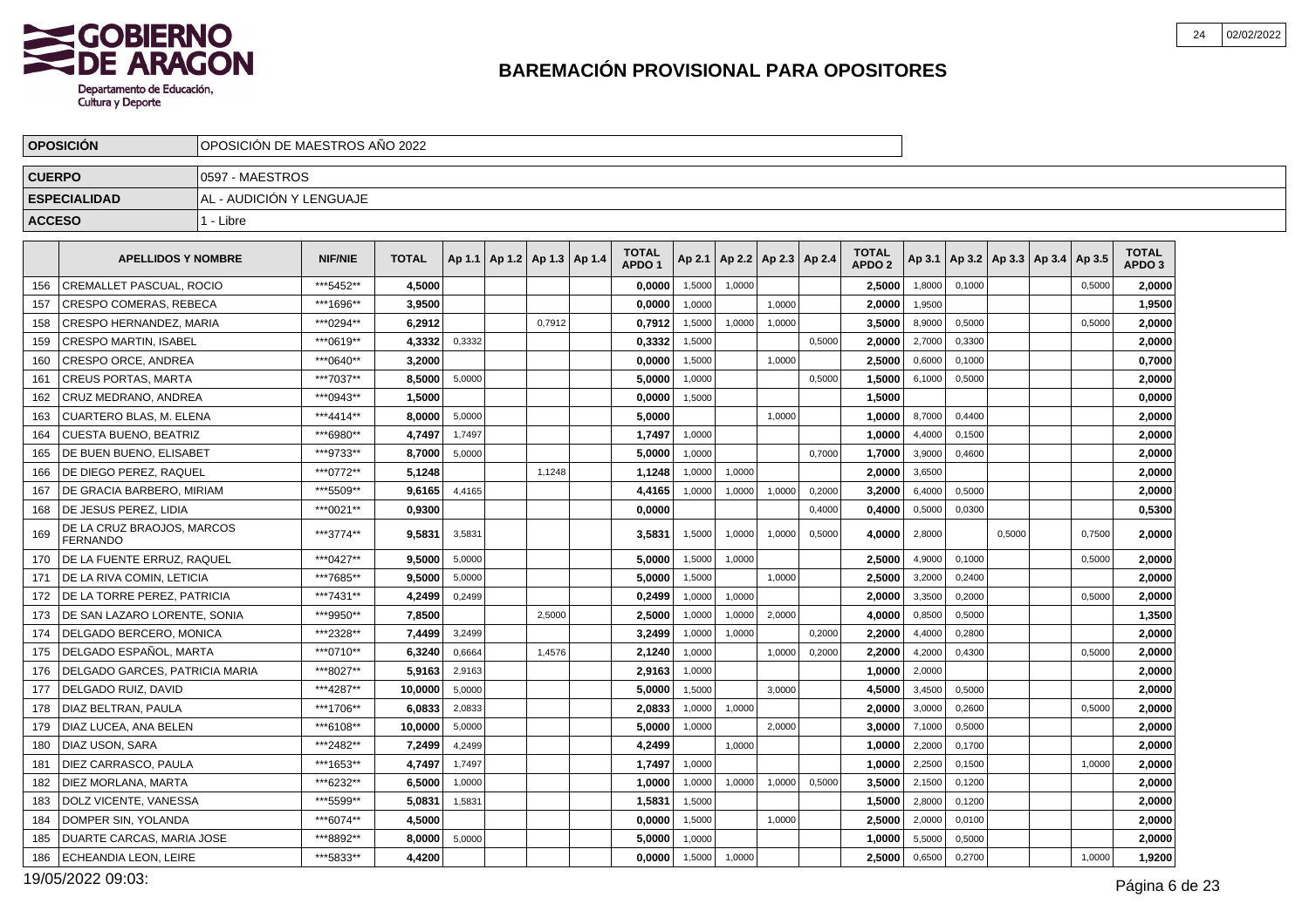# BAREMACIÓN PROVISIONAL PARA OPOSITORES

| | |
|---|---|
| **OPOSICIÓN** | OPOSICIÓN DE MAESTROS AÑO 2022 |
| **CUERPO** | 0597 - MAESTROS |
| **ESPECIALIDAD** | AL - AUDICIÓN Y LENGUAJE |
| **ACCESO** | 1 - Libre |

| | APELLIDOS Y NOMBRE | NIF/NIE | TOTAL | Ap 1.1 | Ap 1.2 | Ap 1.3 | Ap 1.4 | TOTAL APDO 1 | Ap 2.1 | Ap 2.2 | Ap 2.3 | Ap 2.4 | TOTAL APDO 2 | Ap 3.1 | Ap 3.2 | Ap 3.3 | Ap 3.4 | Ap 3.5 | TOTAL APDO 3 |
|---|---|---|---|---|---|---|---|---|---|---|---|---|---|---|---|---|---|---|---|
| 156 | CREMALLET PASCUAL, ROCIO | ***5452** | **4,5000** | | | | | **0,0000** | 1,5000 | 1,0000 | | | **2,5000** | 1,8000 | 0,1000 | | | 0,5000 | **2,0000** |
| 157 | CRESPO COMERAS, REBECA | ***1696** | **3,9500** | | | | | **0,0000** | 1,0000 | | 1,0000 | | **2,0000** | 1,9500 | | | | | **1,9500** |
| 158 | CRESPO HERNANDEZ, MARIA | ***0294** | **6,2912** | | | 0,7912 | | **0,7912** | 1,5000 | 1,0000 | 1,0000 | | **3,5000** | 8,9000 | 0,5000 | | | 0,5000 | **2,0000** |
| 159 | CRESPO MARTIN, ISABEL | ***0619** | **4,3332** | 0,3332 | | | | **0,3332** | 1,5000 | | | 0,5000 | **2,0000** | 2,7000 | 0,3300 | | | | **2,0000** |
| 160 | CRESPO ORCE, ANDREA | ***0640** | **3,2000** | | | | | **0,0000** | 1,5000 | | 1,0000 | | **2,5000** | 0,6000 | 0,1000 | | | | **0,7000** |
| 161 | CREUS PORTAS, MARTA | ***7037** | **8,5000** | 5,0000 | | | | **5,0000** | 1,0000 | | | 0,5000 | **1,5000** | 6,1000 | 0,5000 | | | | **2,0000** |
| 162 | CRUZ MEDRANO, ANDREA | ***0943** | **1,5000** | | | | | **0,0000** | 1,5000 | | | | **1,5000** | | | | | | **0,0000** |
| 163 | CUARTERO BLAS, M. ELENA | ***4414** | **8,0000** | 5,0000 | | | | **5,0000** | | | 1,0000 | | **1,0000** | 8,7000 | 0,4400 | | | | **2,0000** |
| 164 | CUESTA BUENO, BEATRIZ | ***6980** | **4,7497** | 1,7497 | | | | **1,7497** | 1,0000 | | | | **1,0000** | 4,4000 | 0,1500 | | | | **2,0000** |
| 165 | DE BUEN BUENO, ELISABET | ***9733** | **8,7000** | 5,0000 | | | | **5,0000** | 1,0000 | | | 0,7000 | **1,7000** | 3,9000 | 0,4600 | | | | **2,0000** |
| 166 | DE DIEGO PEREZ, RAQUEL | ***0772** | **5,1248** | | | 1,1248 | | **1,1248** | 1,0000 | 1,0000 | | | **2,0000** | 3,6500 | | | | | **2,0000** |
| 167 | DE GRACIA BARBERO, MIRIAM | ***5509** | **9,6165** | 4,4165 | | | | **4,4165** | 1,0000 | 1,0000 | 1,0000 | 0,2000 | **3,2000** | 6,4000 | 0,5000 | | | | **2,0000** |
| 168 | DE JESUS PEREZ, LIDIA | ***0021** | **0,9300** | | | | | **0,0000** | | | | 0,4000 | **0,4000** | 0,5000 | 0,0300 | | | | **0,5300** |
| 169 | DE LA CRUZ BRAOJOS, MARCOS FERNANDO | ***3774** | **9,5831** | 3,5831 | | | | **3,5831** | 1,5000 | 1,0000 | 1,0000 | 0,5000 | **4,0000** | 2,8000 | | 0,5000 | | 0,7500 | **2,0000** |
| 170 | DE LA FUENTE ERRUZ, RAQUEL | ***0427** | **9,5000** | 5,0000 | | | | **5,0000** | 1,5000 | 1,0000 | | | **2,5000** | 4,9000 | 0,1000 | | | 0,5000 | **2,0000** |
| 171 | DE LA RIVA COMIN, LETICIA | ***7685** | **9,5000** | 5,0000 | | | | **5,0000** | 1,5000 | | 1,0000 | | **2,5000** | 3,2000 | 0,2400 | | | | **2,0000** |
| 172 | DE LA TORRE PEREZ, PATRICIA | ***7431** | **4,2499** | 0,2499 | | | | **0,2499** | 1,0000 | 1,0000 | | | **2,0000** | 3,3500 | 0,2000 | | | 0,5000 | **2,0000** |
| 173 | DE SAN LAZARO LORENTE, SONIA | ***9950** | **7,8500** | | | 2,5000 | | **2,5000** | 1,0000 | 1,0000 | 2,0000 | | **4,0000** | 0,8500 | 0,5000 | | | | **1,3500** |
| 174 | DELGADO BERCERO, MONICA | ***2328** | **7,4499** | 3,2499 | | | | **3,2499** | 1,0000 | 1,0000 | | 0,2000 | **2,2000** | 4,4000 | 0,2800 | | | | **2,0000** |
| 175 | DELGADO ESPAÑOL, MARTA | ***0710** | **6,3240** | 0,6664 | | 1,4576 | | **2,1240** | 1,0000 | | 1,0000 | 0,2000 | **2,2000** | 4,2000 | 0,4300 | | | 0,5000 | **2,0000** |
| 176 | DELGADO GARCES, PATRICIA MARIA | ***8027** | **5,9163** | 2,9163 | | | | **2,9163** | 1,0000 | | | | **1,0000** | 2,0000 | | | | | **2,0000** |
| 177 | DELGADO RUIZ, DAVID | ***4287** | **10,0000** | 5,0000 | | | | **5,0000** | 1,5000 | | 3,0000 | | **4,5000** | 3,4500 | 0,5000 | | | | **2,0000** |
| 178 | DIAZ BELTRAN, PAULA | ***1706** | **6,0833** | 2,0833 | | | | **2,0833** | 1,0000 | 1,0000 | | | **2,0000** | 3,0000 | 0,2600 | | | 0,5000 | **2,0000** |
| 179 | DIAZ LUCEA, ANA BELEN | ***6108** | **10,0000** | 5,0000 | | | | **5,0000** | 1,0000 | | 2,0000 | | **3,0000** | 7,1000 | 0,5000 | | | | **2,0000** |
| 180 | DIAZ USON, SARA | ***2482** | **7,2499** | 4,2499 | | | | **4,2499** | | 1,0000 | | | **1,0000** | 2,2000 | 0,1700 | | | | **2,0000** |
| 181 | DIEZ CARRASCO, PAULA | ***1653** | **4,7497** | 1,7497 | | | | **1,7497** | 1,0000 | | | | **1,0000** | 2,2500 | 0,1500 | | | 1,0000 | **2,0000** |
| 182 | DIEZ MORLANA, MARTA | ***6232** | **6,5000** | 1,0000 | | | | **1,0000** | 1,0000 | 1,0000 | 1,0000 | 0,5000 | **3,5000** | 2,1500 | 0,1200 | | | | **2,0000** |
| 183 | DOLZ VICENTE, VANESSA | ***5599** | **5,0831** | 1,5831 | | | | **1,5831** | 1,5000 | | | | **1,5000** | 2,8000 | 0,1200 | | | | **2,0000** |
| 184 | DOMPER SIN, YOLANDA | ***6074** | **4,5000** | | | | | **0,0000** | 1,5000 | | 1,0000 | | **2,5000** | 2,0000 | 0,0100 | | | | **2,0000** |
| 185 | DUARTE CARCAS, MARIA JOSE | ***8892** | **8,0000** | 5,0000 | | | | **5,0000** | 1,0000 | | | | **1,0000** | 5,5000 | 0,5000 | | | | **2,0000** |
| 186 | ECHEANDIA LEON, LEIRE | ***5833** | **4,4200** | | | | | **0,0000** | 1,5000 | 1,0000 | | | **2,5000** | 0,6500 | 0,2700 | | | 1,0000 | **1,9200** |

19/05/2022 09:03: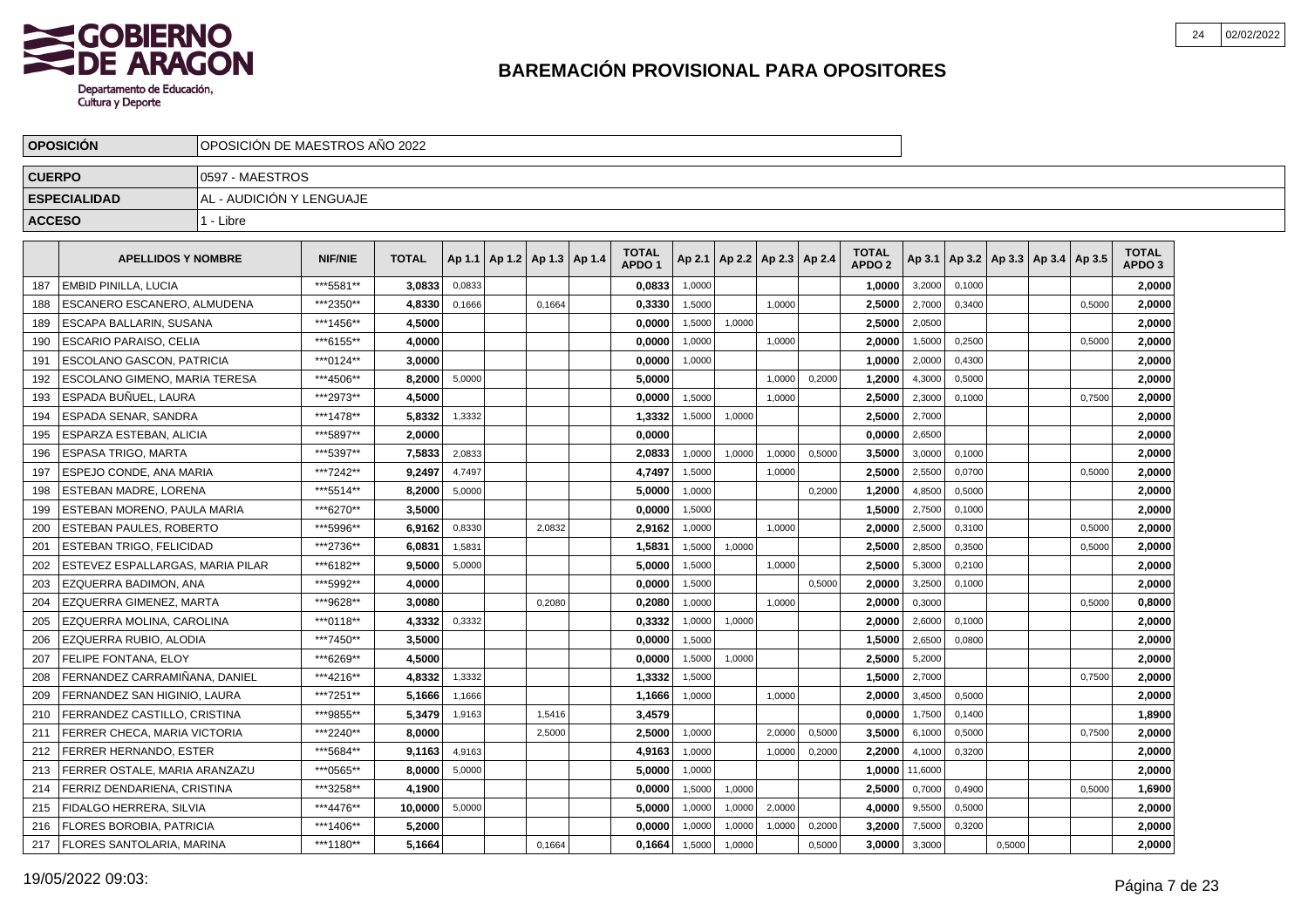# BAREMACIÓN PROVISIONAL PARA OPOSITORES

| OPOSICIÓN | OPOSICIÓN DE MAESTROS AÑO 2022 |
|---|---|
| CUERPO | 0597 - MAESTROS |
| ESPECIALIDAD | AL - AUDICIÓN Y LENGUAJE |
| ACCESO | 1 - Libre |

| | APELLIDOS Y NOMBRE | NIF/NIE | TOTAL | Ap 1.1 | Ap 1.2 | Ap 1.3 | Ap 1.4 | TOTAL APDO 1 | Ap 2.1 | Ap 2.2 | Ap 2.3 | Ap 2.4 | TOTAL APDO 2 | Ap 3.1 | Ap 3.2 | Ap 3.3 | Ap 3.4 | Ap 3.5 | TOTAL APDO 3 |
|---|---|---|---|---|---|---|---|---|---|---|---|---|---|---|---|---|---|---|---|
| 187 | EMBID PINILLA, LUCIA | ***5581** | 3,0833 | 0,0833 | | | | 0,0833 | 1,0000 | | | | 1,0000 | 3,2000 | 0,1000 | | | | 2,0000 |
| 188 | ESCANERO ESCANERO, ALMUDENA | ***2350** | 4,8330 | 0,1666 | | 0,1664 | | 0,3330 | 1,5000 | | 1,0000 | | 2,5000 | 2,7000 | 0,3400 | | | 0,5000 | 2,0000 |
| 189 | ESCAPA BALLARIN, SUSANA | ***1456** | 4,5000 | | | | | 0,0000 | 1,5000 | 1,0000 | | | 2,5000 | 2,0500 | | | | | 2,0000 |
| 190 | ESCARIO PARAISO, CELIA | ***6155** | 4,0000 | | | | | 0,0000 | 1,0000 | | 1,0000 | | 2,0000 | 1,5000 | 0,2500 | | | 0,5000 | 2,0000 |
| 191 | ESCOLANO GASCON, PATRICIA | ***0124** | 3,0000 | | | | | 0,0000 | 1,0000 | | | | 1,0000 | 2,0000 | 0,4300 | | | | 2,0000 |
| 192 | ESCOLANO GIMENO, MARIA TERESA | ***4506** | 8,2000 | 5,0000 | | | | 5,0000 | | | 1,0000 | 0,2000 | 1,2000 | 4,3000 | 0,5000 | | | | 2,0000 |
| 193 | ESPADA BUÑUEL, LAURA | ***2973** | 4,5000 | | | | | 0,0000 | 1,5000 | | 1,0000 | | 2,5000 | 2,3000 | 0,1000 | | | 0,7500 | 2,0000 |
| 194 | ESPADA SENAR, SANDRA | ***1478** | 5,8332 | 1,3332 | | | | 1,3332 | 1,5000 | 1,0000 | | | 2,5000 | 2,7000 | | | | | 2,0000 |
| 195 | ESPARZA ESTEBAN, ALICIA | ***5897** | 2,0000 | | | | | 0,0000 | | | | | 0,0000 | 2,6500 | | | | | 2,0000 |
| 196 | ESPASA TRIGO, MARTA | ***5397** | 7,5833 | 2,0833 | | | | 2,0833 | 1,0000 | 1,0000 | 1,0000 | 0,5000 | 3,5000 | 3,0000 | 0,1000 | | | | 2,0000 |
| 197 | ESPEJO CONDE, ANA MARIA | ***7242** | 9,2497 | 4,7497 | | | | 4,7497 | 1,5000 | | 1,0000 | | 2,5000 | 2,5500 | 0,0700 | | | 0,5000 | 2,0000 |
| 198 | ESTEBAN MADRE, LORENA | ***5514** | 8,2000 | 5,0000 | | | | 5,0000 | 1,0000 | | | 0,2000 | 1,2000 | 4,8500 | 0,5000 | | | | 2,0000 |
| 199 | ESTEBAN MORENO, PAULA MARIA | ***6270** | 3,5000 | | | | | 0,0000 | 1,5000 | | | | 1,5000 | 2,7500 | 0,1000 | | | | 2,0000 |
| 200 | ESTEBAN PAULES, ROBERTO | ***5996** | 6,9162 | 0,8330 | | 2,0832 | | 2,9162 | 1,0000 | | 1,0000 | | 2,0000 | 2,5000 | 0,3100 | | | 0,5000 | 2,0000 |
| 201 | ESTEBAN TRIGO, FELICIDAD | ***2736** | 6,0831 | 1,5831 | | | | 1,5831 | 1,5000 | 1,0000 | | | 2,5000 | 2,8500 | 0,3500 | | | 0,5000 | 2,0000 |
| 202 | ESTEVEZ ESPALLARGAS, MARIA PILAR | ***6182** | 9,5000 | 5,0000 | | | | 5,0000 | 1,5000 | | 1,0000 | | 2,5000 | 5,3000 | 0,2100 | | | | 2,0000 |
| 203 | EZQUERRA BADIMON, ANA | ***5992** | 4,0000 | | | | | 0,0000 | 1,5000 | | | 0,5000 | 2,0000 | 3,2500 | 0,1000 | | | | 2,0000 |
| 204 | EZQUERRA GIMENEZ, MARTA | ***9628** | 3,0080 | | | 0,2080 | | 0,2080 | 1,0000 | | 1,0000 | | 2,0000 | 0,3000 | | | | 0,5000 | 0,8000 |
| 205 | EZQUERRA MOLINA, CAROLINA | ***0118** | 4,3332 | 0,3332 | | | | 0,3332 | 1,0000 | 1,0000 | | | 2,0000 | 2,6000 | 0,1000 | | | | 2,0000 |
| 206 | EZQUERRA RUBIO, ALODIA | ***7450** | 3,5000 | | | | | 0,0000 | 1,5000 | | | | 1,5000 | 2,6500 | 0,0800 | | | | 2,0000 |
| 207 | FELIPE FONTANA, ELOY | ***6269** | 4,5000 | | | | | 0,0000 | 1,5000 | 1,0000 | | | 2,5000 | 5,2000 | | | | | 2,0000 |
| 208 | FERNANDEZ CARRAMIÑANA, DANIEL | ***4216** | 4,8332 | 1,3332 | | | | 1,3332 | 1,5000 | | | | 1,5000 | 2,7000 | | | | 0,7500 | 2,0000 |
| 209 | FERNANDEZ SAN HIGINIO, LAURA | ***7251** | 5,1666 | 1,1666 | | | | 1,1666 | 1,0000 | | 1,0000 | | 2,0000 | 3,4500 | 0,5000 | | | | 2,0000 |
| 210 | FERRANDEZ CASTILLO, CRISTINA | ***9855** | 5,3479 | 1,9163 | | 1,5416 | | 3,4579 | | | | | 0,0000 | 1,7500 | 0,1400 | | | | 1,8900 |
| 211 | FERRER CHECA, MARIA VICTORIA | ***2240** | 8,0000 | | | 2,5000 | | 2,5000 | 1,0000 | | 2,0000 | 0,5000 | 3,5000 | 6,1000 | 0,5000 | | | 0,7500 | 2,0000 |
| 212 | FERRER HERNANDO, ESTER | ***5684** | 9,1163 | 4,9163 | | | | 4,9163 | 1,0000 | | 1,0000 | 0,2000 | 2,2000 | 4,1000 | 0,3200 | | | | 2,0000 |
| 213 | FERRER OSTALE, MARIA ARANZAZU | ***0565** | 8,0000 | 5,0000 | | | | 5,0000 | 1,0000 | | | | 1,0000 | 11,6000 | | | | | 2,0000 |
| 214 | FERRIZ DENDARIENA, CRISTINA | ***3258** | 4,1900 | | | | | 0,0000 | 1,5000 | 1,0000 | | | 2,5000 | 0,7000 | 0,4900 | | | 0,5000 | 1,6900 |
| 215 | FIDALGO HERRERA, SILVIA | ***4476** | 10,0000 | 5,0000 | | | | 5,0000 | 1,0000 | 1,0000 | 2,0000 | | 4,0000 | 9,5500 | 0,5000 | | | | 2,0000 |
| 216 | FLORES BOROBIA, PATRICIA | ***1406** | 5,2000 | | | | | 0,0000 | 1,0000 | 1,0000 | 1,0000 | 0,2000 | 3,2000 | 7,5000 | 0,3200 | | | | 2,0000 |
| 217 | FLORES SANTOLARIA, MARINA | ***1180** | 5,1664 | | | 0,1664 | | 0,1664 | 1,5000 | 1,0000 | | 0,5000 | 3,0000 | 3,3000 | | 0,5000 | | | 2,0000 |

19/05/2022 09:03: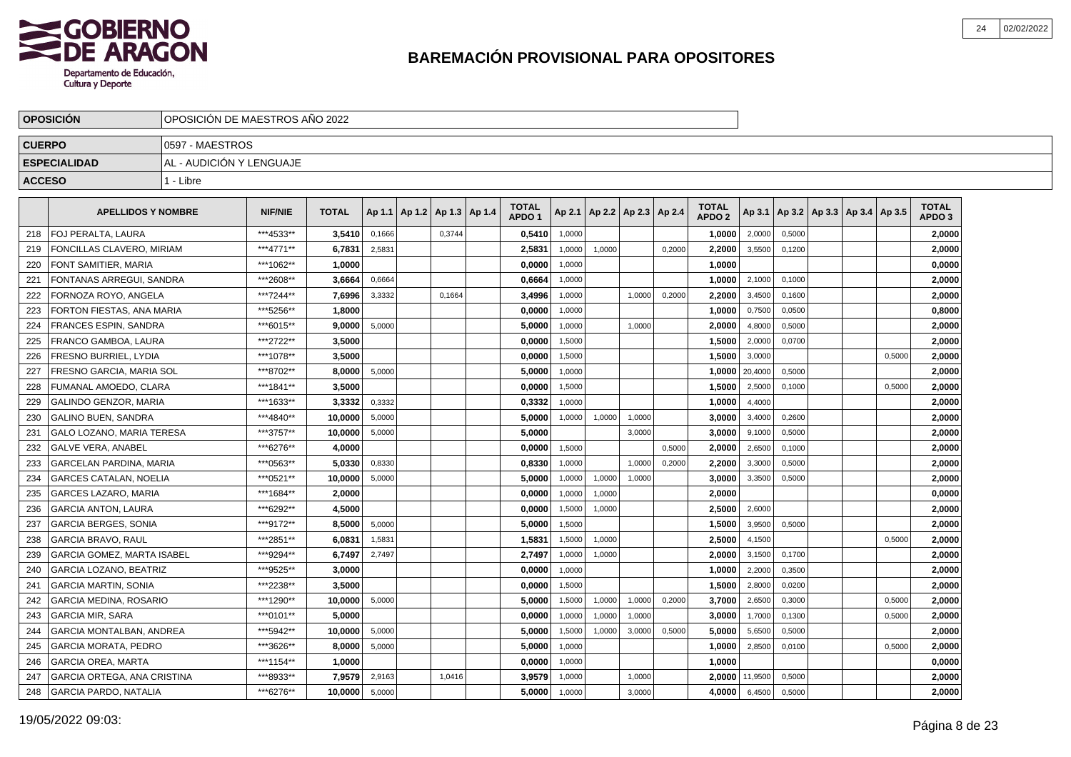# BAREMACIÓN PROVISIONAL PARA OPOSITORES

| | |
|---|---|
| **OPOSICIÓN** | OPOSICIÓN DE MAESTROS AÑO 2022 |
| **CUERPO** | 0597 - MAESTROS |
| **ESPECIALIDAD** | AL - AUDICIÓN Y LENGUAJE |
| **ACCESO** | 1 - Libre |

| | APELLIDOS Y NOMBRE | NIF/NIE | TOTAL | Ap 1.1 | Ap 1.2 | Ap 1.3 | Ap 1.4 | TOTAL APDO 1 | Ap 2.1 | Ap 2.2 | Ap 2.3 | Ap 2.4 | TOTAL APDO 2 | Ap 3.1 | Ap 3.2 | Ap 3.3 | Ap 3.4 | Ap 3.5 | TOTAL APDO 3 |
|---|---|---|---|---|---|---|---|---|---|---|---|---|---|---|---|---|---|---|---|
| 218 | FOJ PERALTA, LAURA | ***4533** | 3,5410 | 0,1666 | | 0,3744 | | 0,5410 | 1,0000 | | | | 1,0000 | 2,0000 | 0,5000 | | | | 2,0000 |
| 219 | FONCILLAS CLAVERO, MIRIAM | ***4771** | 6,7831 | 2,5831 | | | | 2,5831 | 1,0000 | 1,0000 | | 0,2000 | 2,2000 | 3,5500 | 0,1200 | | | | 2,0000 |
| 220 | FONT SAMITIER, MARIA | ***1062** | 1,0000 | | | | | 0,0000 | 1,0000 | | | | 1,0000 | | | | | | 0,0000 |
| 221 | FONTANAS ARREGUI, SANDRA | ***2608** | 3,6664 | 0,6664 | | | | 0,6664 | 1,0000 | | | | 1,0000 | 2,1000 | 0,1000 | | | | 2,0000 |
| 222 | FORNOZA ROYO, ANGELA | ***7244** | 7,6996 | 3,3332 | | 0,1664 | | 3,4996 | 1,0000 | | 1,0000 | 0,2000 | 2,2000 | 3,4500 | 0,1600 | | | | 2,0000 |
| 223 | FORTON FIESTAS, ANA MARIA | ***5256** | 1,8000 | | | | | 0,0000 | 1,0000 | | | | 1,0000 | 0,7500 | 0,0500 | | | | 0,8000 |
| 224 | FRANCES ESPIN, SANDRA | ***6015** | 9,0000 | 5,0000 | | | | 5,0000 | 1,0000 | | 1,0000 | | 2,0000 | 4,8000 | 0,5000 | | | | 2,0000 |
| 225 | FRANCO GAMBOA, LAURA | ***2722** | 3,5000 | | | | | 0,0000 | 1,5000 | | | | 1,5000 | 2,0000 | 0,0700 | | | | 2,0000 |
| 226 | FRESNO BURRIEL, LYDIA | ***1078** | 3,5000 | | | | | 0,0000 | 1,5000 | | | | 1,5000 | 3,0000 | | | | 0,5000 | 2,0000 |
| 227 | FRESNO GARCIA, MARIA SOL | ***8702** | 8,0000 | 5,0000 | | | | 5,0000 | 1,0000 | | | | 1,0000 | 20,4000 | 0,5000 | | | | 2,0000 |
| 228 | FUMANAL AMOEDO, CLARA | ***1841** | 3,5000 | | | | | 0,0000 | 1,5000 | | | | 1,5000 | 2,5000 | 0,1000 | | | 0,5000 | 2,0000 |
| 229 | GALINDO GENZOR, MARIA | ***1633** | 3,3332 | 0,3332 | | | | 0,3332 | 1,0000 | | | | 1,0000 | 4,4000 | | | | | 2,0000 |
| 230 | GALINO BUEN, SANDRA | ***4840** | 10,0000 | 5,0000 | | | | 5,0000 | 1,0000 | 1,0000 | 1,0000 | | 3,0000 | 3,4000 | 0,2600 | | | | 2,0000 |
| 231 | GALO LOZANO, MARIA TERESA | ***3757** | 10,0000 | 5,0000 | | | | 5,0000 | | | 3,0000 | | 3,0000 | 9,1000 | 0,5000 | | | | 2,0000 |
| 232 | GALVE VERA, ANABEL | ***6276** | 4,0000 | | | | | 0,0000 | 1,5000 | | | 0,5000 | 2,0000 | 2,6500 | 0,1000 | | | | 2,0000 |
| 233 | GARCELAN PARDINA, MARIA | ***0563** | 5,0330 | 0,8330 | | | | 0,8330 | 1,0000 | | 1,0000 | 0,2000 | 2,2000 | 3,3000 | 0,5000 | | | | 2,0000 |
| 234 | GARCES CATALAN, NOELIA | ***0521** | 10,0000 | 5,0000 | | | | 5,0000 | 1,0000 | 1,0000 | 1,0000 | | 3,0000 | 3,3500 | 0,5000 | | | | 2,0000 |
| 235 | GARCES LAZARO, MARIA | ***1684** | 2,0000 | | | | | 0,0000 | 1,0000 | 1,0000 | | | 2,0000 | | | | | | 0,0000 |
| 236 | GARCIA ANTON, LAURA | ***6292** | 4,5000 | | | | | 0,0000 | 1,5000 | 1,0000 | | | 2,5000 | 2,6000 | | | | | 2,0000 |
| 237 | GARCIA BERGES, SONIA | ***9172** | 8,5000 | 5,0000 | | | | 5,0000 | 1,5000 | | | | 1,5000 | 3,9500 | 0,5000 | | | | 2,0000 |
| 238 | GARCIA BRAVO, RAUL | ***2851** | 6,0831 | 1,5831 | | | | 1,5831 | 1,5000 | 1,0000 | | | 2,5000 | 4,1500 | | | | 0,5000 | 2,0000 |
| 239 | GARCIA GOMEZ, MARTA ISABEL | ***9294** | 6,7497 | 2,7497 | | | | 2,7497 | 1,0000 | 1,0000 | | | 2,0000 | 3,1500 | 0,1700 | | | | 2,0000 |
| 240 | GARCIA LOZANO, BEATRIZ | ***9525** | 3,0000 | | | | | 0,0000 | 1,0000 | | | | 1,0000 | 2,2000 | 0,3500 | | | | 2,0000 |
| 241 | GARCIA MARTIN, SONIA | ***2238** | 3,5000 | | | | | 0,0000 | 1,5000 | | | | 1,5000 | 2,8000 | 0,0200 | | | | 2,0000 |
| 242 | GARCIA MEDINA, ROSARIO | ***1290** | 10,0000 | 5,0000 | | | | 5,0000 | 1,5000 | 1,0000 | 1,0000 | 0,2000 | 3,7000 | 2,6500 | 0,3000 | | | 0,5000 | 2,0000 |
| 243 | GARCIA MIR, SARA | ***0101** | 5,0000 | | | | | 0,0000 | 1,0000 | 1,0000 | 1,0000 | | 3,0000 | 1,7000 | 0,1300 | | | 0,5000 | 2,0000 |
| 244 | GARCIA MONTALBAN, ANDREA | ***5942** | 10,0000 | 5,0000 | | | | 5,0000 | 1,5000 | 1,0000 | 3,0000 | 0,5000 | 5,0000 | 5,6500 | 0,5000 | | | | 2,0000 |
| 245 | GARCIA MORATA, PEDRO | ***3626** | 8,0000 | 5,0000 | | | | 5,0000 | 1,0000 | | | | 1,0000 | 2,8500 | 0,0100 | | | 0,5000 | 2,0000 |
| 246 | GARCIA OREA, MARTA | ***1154** | 1,0000 | | | | | 0,0000 | 1,0000 | | | | 1,0000 | | | | | | 0,0000 |
| 247 | GARCIA ORTEGA, ANA CRISTINA | ***8933** | 7,9579 | 2,9163 | | 1,0416 | | 3,9579 | 1,0000 | | 1,0000 | | 2,0000 | 11,9500 | 0,5000 | | | | 2,0000 |
| 248 | GARCIA PARDO, NATALIA | ***6276** | 10,0000 | 5,0000 | | | | 5,0000 | 1,0000 | | 3,0000 | | 4,0000 | 6,4500 | 0,5000 | | | | 2,0000 |

19/05/2022 09:03: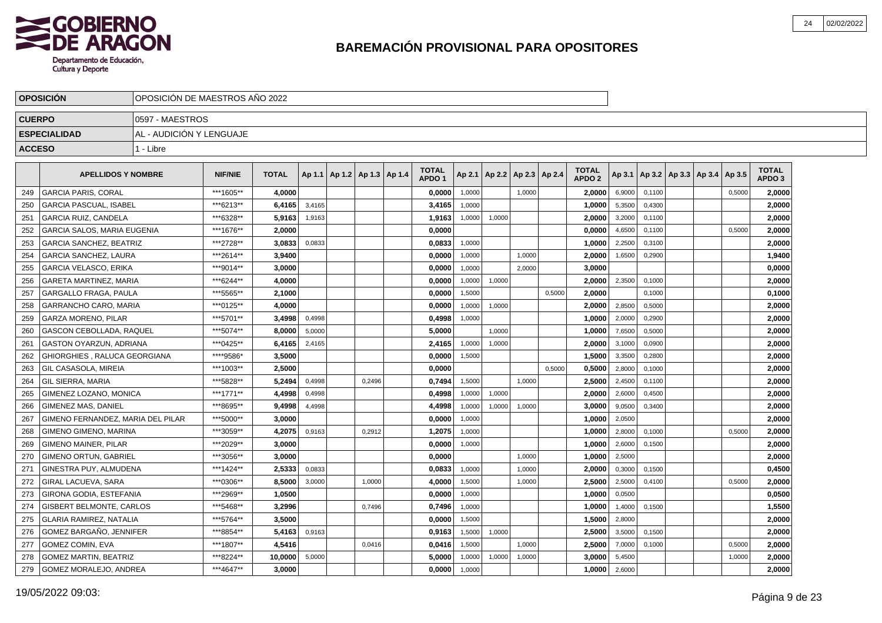## BAREMACIÓN PROVISIONAL PARA OPOSITORES

| OPOSICIÓN | OPOSICIÓN DE MAESTROS AÑO 2022 |
|---|---|
| CUERPO | 0597 - MAESTROS |
| ESPECIALIDAD | AL - AUDICIÓN Y LENGUAJE |
| ACCESO | 1 - Libre |

| | APELLIDOS Y NOMBRE | NIF/NIE | TOTAL | Ap 1.1 | Ap 1.2 | Ap 1.3 | Ap 1.4 | TOTAL APDO 1 | Ap 2.1 | Ap 2.2 | Ap 2.3 | Ap 2.4 | TOTAL APDO 2 | Ap 3.1 | Ap 3.2 | Ap 3.3 | Ap 3.4 | Ap 3.5 | TOTAL APDO 3 |
|---|---|---|---|---|---|---|---|---|---|---|---|---|---|---|---|---|---|---|---|
| 249 | GARCIA PARIS, CORAL | ***1605** | 4,0000 | | | | | 0,0000 | 1,0000 | | 1,0000 | | 2,0000 | 6,9000 | 0,1100 | | | 0,5000 | 2,0000 |
| 250 | GARCIA PASCUAL, ISABEL | ***6213** | 6,4165 | 3,4165 | | | | 3,4165 | 1,0000 | | | | 1,0000 | 5,3500 | 0,4300 | | | | 2,0000 |
| 251 | GARCIA RUIZ, CANDELA | ***6328** | 5,9163 | 1,9163 | | | | 1,9163 | 1,0000 | 1,0000 | | | 2,0000 | 3,2000 | 0,1100 | | | | 2,0000 |
| 252 | GARCIA SALOS, MARIA EUGENIA | ***1676** | 2,0000 | | | | | 0,0000 | | | | | 0,0000 | 4,6500 | 0,1100 | | | 0,5000 | 2,0000 |
| 253 | GARCIA SANCHEZ, BEATRIZ | ***2728** | 3,0833 | 0,0833 | | | | 0,0833 | 1,0000 | | | | 1,0000 | 2,2500 | 0,3100 | | | | 2,0000 |
| 254 | GARCIA SANCHEZ, LAURA | ***2614** | 3,9400 | | | | | 0,0000 | 1,0000 | | 1,0000 | | 2,0000 | 1,6500 | 0,2900 | | | | 1,9400 |
| 255 | GARCIA VELASCO, ERIKA | ***9014** | 3,0000 | | | | | 0,0000 | 1,0000 | | 2,0000 | | 3,0000 | | | | | | 0,0000 |
| 256 | GARETA MARTINEZ, MARIA | ***6244** | 4,0000 | | | | | 0,0000 | 1,0000 | 1,0000 | | | 2,0000 | 2,3500 | 0,1000 | | | | 2,0000 |
| 257 | GARGALLO FRAGA, PAULA | ***5565** | 2,1000 | | | | | 0,0000 | 1,5000 | | | 0,5000 | 2,0000 | | 0,1000 | | | | 0,1000 |
| 258 | GARRANCHO CARO, MARIA | ***0125** | 4,0000 | | | | | 0,0000 | 1,0000 | 1,0000 | | | 2,0000 | 2,8500 | 0,5000 | | | | 2,0000 |
| 259 | GARZA MORENO, PILAR | ***5701** | 3,4998 | 0,4998 | | | | 0,4998 | 1,0000 | | | | 1,0000 | 2,0000 | 0,2900 | | | | 2,0000 |
| 260 | GASCON CEBOLLADA, RAQUEL | ***5074** | 8,0000 | 5,0000 | | | | 5,0000 | | 1,0000 | | | 1,0000 | 7,6500 | 0,5000 | | | | 2,0000 |
| 261 | GASTON OYARZUN, ADRIANA | ***0425** | 6,4165 | 2,4165 | | | | 2,4165 | 1,0000 | 1,0000 | | | 2,0000 | 3,1000 | 0,0900 | | | | 2,0000 |
| 262 | GHIORGHIES , RALUCA GEORGIANA | ****9586* | 3,5000 | | | | | 0,0000 | 1,5000 | | | | 1,5000 | 3,3500 | 0,2800 | | | | 2,0000 |
| 263 | GIL CASASOLA, MIREIA | ***1003** | 2,5000 | | | | | 0,0000 | | | | 0,5000 | 0,5000 | 2,8000 | 0,1000 | | | | 2,0000 |
| 264 | GIL SIERRA, MARIA | ***5828** | 5,2494 | 0,4998 | | 0,2496 | | 0,7494 | 1,5000 | | 1,0000 | | 2,5000 | 2,4500 | 0,1100 | | | | 2,0000 |
| 265 | GIMENEZ LOZANO, MONICA | ***1771** | 4,4998 | 0,4998 | | | | 0,4998 | 1,0000 | 1,0000 | | | 2,0000 | 2,6000 | 0,4500 | | | | 2,0000 |
| 266 | GIMENEZ MAS, DANIEL | ***8695** | 9,4998 | 4,4998 | | | | 4,4998 | 1,0000 | 1,0000 | 1,0000 | | 3,0000 | 9,0500 | 0,3400 | | | | 2,0000 |
| 267 | GIMENO FERNANDEZ, MARIA DEL PILAR | ***5000** | 3,0000 | | | | | 0,0000 | 1,0000 | | | | 1,0000 | 2,0500 | | | | | 2,0000 |
| 268 | GIMENO GIMENO, MARINA | ***3059** | 4,2075 | 0,9163 | | 0,2912 | | 1,2075 | 1,0000 | | | | 1,0000 | 2,8000 | 0,1000 | | | 0,5000 | 2,0000 |
| 269 | GIMENO MAINER, PILAR | ***2029** | 3,0000 | | | | | 0,0000 | 1,0000 | | | | 1,0000 | 2,6000 | 0,1500 | | | | 2,0000 |
| 270 | GIMENO ORTUN, GABRIEL | ***3056** | 3,0000 | | | | | 0,0000 | | | 1,0000 | | 1,0000 | 2,5000 | | | | | 2,0000 |
| 271 | GINESTRA PUY, ALMUDENA | ***1424** | 2,5333 | 0,0833 | | | | 0,0833 | 1,0000 | | 1,0000 | | 2,0000 | 0,3000 | 0,1500 | | | | 0,4500 |
| 272 | GIRAL LACUEVA, SARA | ***0306** | 8,5000 | 3,0000 | | 1,0000 | | 4,0000 | 1,5000 | | 1,0000 | | 2,5000 | 2,5000 | 0,4100 | | | 0,5000 | 2,0000 |
| 273 | GIRONA GODIA, ESTEFANIA | ***2969** | 1,0500 | | | | | 0,0000 | 1,0000 | | | | 1,0000 | 0,0500 | | | | | 0,0500 |
| 274 | GISBERT BELMONTE, CARLOS | ***5468** | 3,2996 | | | 0,7496 | | 0,7496 | 1,0000 | | | | 1,0000 | 1,4000 | 0,1500 | | | | 1,5500 |
| 275 | GLARIA RAMIREZ, NATALIA | ***5764** | 3,5000 | | | | | 0,0000 | 1,5000 | | | | 1,5000 | 2,8000 | | | | | 2,0000 |
| 276 | GOMEZ BARGAÑO, JENNIFER | ***8854** | 5,4163 | 0,9163 | | | | 0,9163 | 1,5000 | 1,0000 | | | 2,5000 | 3,5000 | 0,1500 | | | | 2,0000 |
| 277 | GOMEZ COMIN, EVA | ***1807** | 4,5416 | | | 0,0416 | | 0,0416 | 1,5000 | | 1,0000 | | 2,5000 | 7,0000 | 0,1000 | | | 0,5000 | 2,0000 |
| 278 | GOMEZ MARTIN, BEATRIZ | ***8224** | 10,0000 | 5,0000 | | | | 5,0000 | 1,0000 | 1,0000 | 1,0000 | | 3,0000 | 5,4500 | | | | 1,0000 | 2,0000 |
| 279 | GOMEZ MORALEJO, ANDREA | ***4647** | 3,0000 | | | | | 0,0000 | 1,0000 | | | | 1,0000 | 2,6000 | | | | | 2,0000 |

19/05/2022 09:03: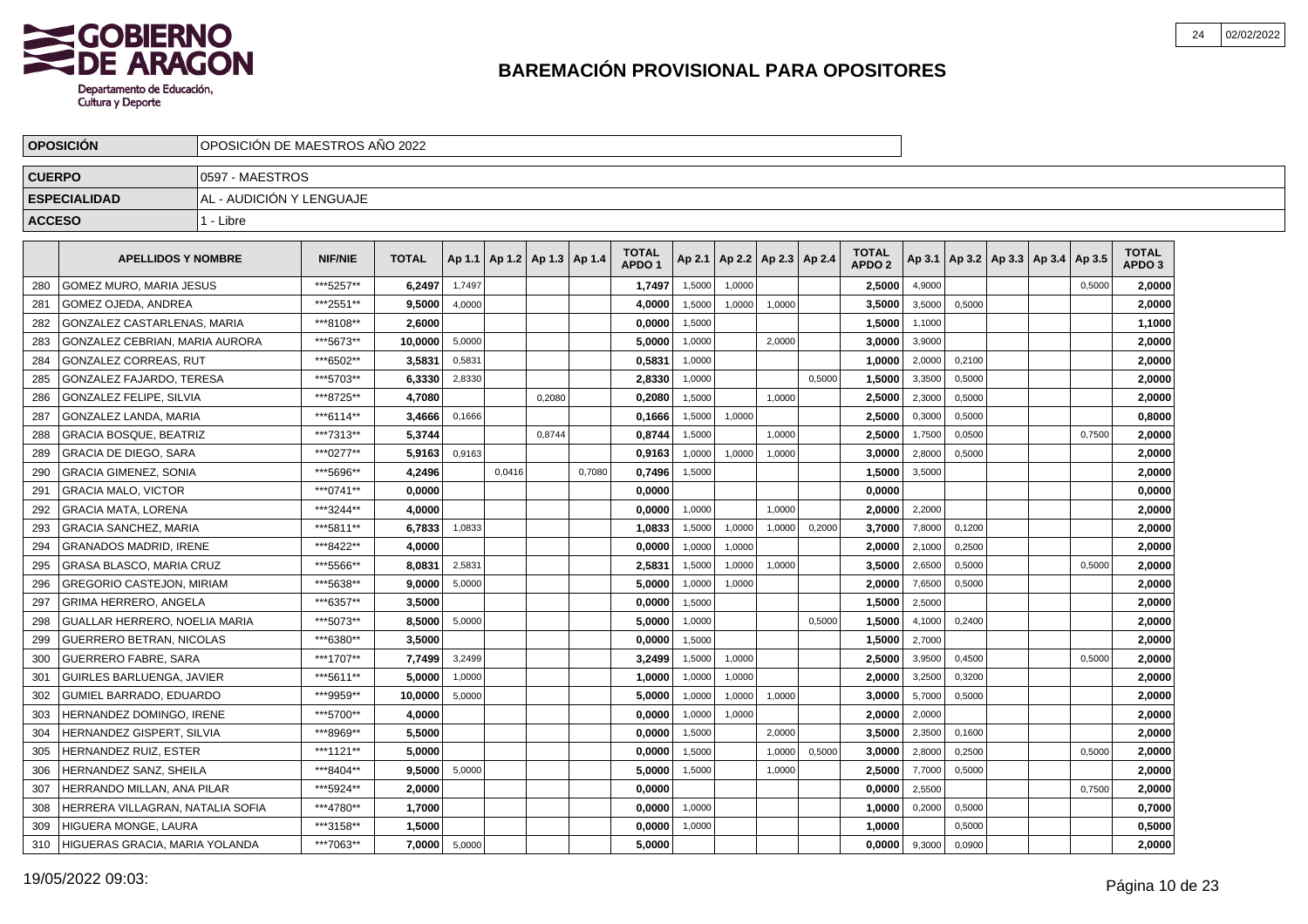# BAREMACIÓN PROVISIONAL PARA OPOSITORES

| | |
|---|---|
| **OPOSICIÓN** | OPOSICIÓN DE MAESTROS AÑO 2022 |
| **CUERPO** | 0597 - MAESTROS |
| **ESPECIALIDAD** | AL - AUDICIÓN Y LENGUAJE |
| **ACCESO** | 1 - Libre |

| | APELLIDOS Y NOMBRE | NIF/NIE | TOTAL | Ap 1.1 | Ap 1.2 | Ap 1.3 | Ap 1.4 | TOTAL APDO 1 | Ap 2.1 | Ap 2.2 | Ap 2.3 | Ap 2.4 | TOTAL APDO 2 | Ap 3.1 | Ap 3.2 | Ap 3.3 | Ap 3.4 | Ap 3.5 | TOTAL APDO 3 |
|---|---|---|---|---|---|---|---|---|---|---|---|---|---|---|---|---|---|---|---|
| 280 | GOMEZ MURO, MARIA JESUS | ***5257** | 6,2497 | 1,7497 | | | | 1,7497 | 1,5000 | 1,0000 | | | 2,5000 | 4,9000 | | | | 0,5000 | 2,0000 |
| 281 | GOMEZ OJEDA, ANDREA | ***2551** | 9,5000 | 4,0000 | | | | 4,0000 | 1,5000 | 1,0000 | 1,0000 | | 3,5000 | 3,5000 | 0,5000 | | | | 2,0000 |
| 282 | GONZALEZ CASTARLENAS, MARIA | ***8108** | 2,6000 | | | | | 0,0000 | 1,5000 | | | | 1,5000 | 1,1000 | | | | | 1,1000 |
| 283 | GONZALEZ CEBRIAN, MARIA AURORA | ***5673** | 10,0000 | 5,0000 | | | | 5,0000 | 1,0000 | | 2,0000 | | 3,0000 | 3,9000 | | | | | 2,0000 |
| 284 | GONZALEZ CORREAS, RUT | ***6502** | 3,5831 | 0,5831 | | | | 0,5831 | 1,0000 | | | | 1,0000 | 2,0000 | 0,2100 | | | | 2,0000 |
| 285 | GONZALEZ FAJARDO, TERESA | ***5703** | 6,3330 | 2,8330 | | | | 2,8330 | 1,0000 | | | 0,5000 | 1,5000 | 3,3500 | 0,5000 | | | | 2,0000 |
| 286 | GONZALEZ FELIPE, SILVIA | ***8725** | 4,7080 | | | 0,2080 | | 0,2080 | 1,5000 | | 1,0000 | | 2,5000 | 2,3000 | 0,5000 | | | | 2,0000 |
| 287 | GONZALEZ LANDA, MARIA | ***6114** | 3,4666 | 0,1666 | | | | 0,1666 | 1,5000 | 1,0000 | | | 2,5000 | 0,3000 | 0,5000 | | | | 0,8000 |
| 288 | GRACIA BOSQUE, BEATRIZ | ***7313** | 5,3744 | | | 0,8744 | | 0,8744 | 1,5000 | | 1,0000 | | 2,5000 | 1,7500 | 0,0500 | | | 0,7500 | 2,0000 |
| 289 | GRACIA DE DIEGO, SARA | ***0277** | 5,9163 | 0,9163 | | | | 0,9163 | 1,0000 | 1,0000 | 1,0000 | | 3,0000 | 2,8000 | 0,5000 | | | | 2,0000 |
| 290 | GRACIA GIMENEZ, SONIA | ***5696** | 4,2496 | | 0,0416 | | 0,7080 | 0,7496 | 1,5000 | | | | 1,5000 | 3,5000 | | | | | 2,0000 |
| 291 | GRACIA MALO, VICTOR | ***0741** | 0,0000 | | | | | 0,0000 | | | | | 0,0000 | | | | | | 0,0000 |
| 292 | GRACIA MATA, LORENA | ***3244** | 4,0000 | | | | | 0,0000 | 1,0000 | | 1,0000 | | 2,0000 | 2,2000 | | | | | 2,0000 |
| 293 | GRACIA SANCHEZ, MARIA | ***5811** | 6,7833 | 1,0833 | | | | 1,0833 | 1,5000 | 1,0000 | 1,0000 | 0,2000 | 3,7000 | 7,8000 | 0,1200 | | | | 2,0000 |
| 294 | GRANADOS MADRID, IRENE | ***8422** | 4,0000 | | | | | 0,0000 | 1,0000 | 1,0000 | | | 2,0000 | 2,1000 | 0,2500 | | | | 2,0000 |
| 295 | GRASA BLASCO, MARIA CRUZ | ***5566** | 8,0831 | 2,5831 | | | | 2,5831 | 1,5000 | 1,0000 | 1,0000 | | 3,5000 | 2,6500 | 0,5000 | | | 0,5000 | 2,0000 |
| 296 | GREGORIO CASTEJON, MIRIAM | ***5638** | 9,0000 | 5,0000 | | | | 5,0000 | 1,0000 | 1,0000 | | | 2,0000 | 7,6500 | 0,5000 | | | | 2,0000 |
| 297 | GRIMA HERRERO, ANGELA | ***6357** | 3,5000 | | | | | 0,0000 | 1,5000 | | | | 1,5000 | 2,5000 | | | | | 2,0000 |
| 298 | GUALLAR HERRERO, NOELIA MARIA | ***5073** | 8,5000 | 5,0000 | | | | 5,0000 | 1,0000 | | | 0,5000 | 1,5000 | 4,1000 | 0,2400 | | | | 2,0000 |
| 299 | GUERRERO BETRAN, NICOLAS | ***6380** | 3,5000 | | | | | 0,0000 | 1,5000 | | | | 1,5000 | 2,7000 | | | | | 2,0000 |
| 300 | GUERRERO FABRE, SARA | ***1707** | 7,7499 | 3,2499 | | | | 3,2499 | 1,5000 | 1,0000 | | | 2,5000 | 3,9500 | 0,4500 | | | 0,5000 | 2,0000 |
| 301 | GUIRLES BARLUENGA, JAVIER | ***5611** | 5,0000 | 1,0000 | | | | 1,0000 | 1,0000 | 1,0000 | | | 2,0000 | 3,2500 | 0,3200 | | | | 2,0000 |
| 302 | GUMIEL BARRADO, EDUARDO | ***9959** | 10,0000 | 5,0000 | | | | 5,0000 | 1,0000 | 1,0000 | 1,0000 | | 3,0000 | 5,7000 | 0,5000 | | | | 2,0000 |
| 303 | HERNANDEZ DOMINGO, IRENE | ***5700** | 4,0000 | | | | | 0,0000 | 1,0000 | 1,0000 | | | 2,0000 | 2,0000 | | | | | 2,0000 |
| 304 | HERNANDEZ GISPERT, SILVIA | ***8969** | 5,5000 | | | | | 0,0000 | 1,5000 | | 2,0000 | | 3,5000 | 2,3500 | 0,1600 | | | | 2,0000 |
| 305 | HERNANDEZ RUIZ, ESTER | ***1121** | 5,0000 | | | | | 0,0000 | 1,5000 | | 1,0000 | 0,5000 | 3,0000 | 2,8000 | 0,2500 | | | 0,5000 | 2,0000 |
| 306 | HERNANDEZ SANZ, SHEILA | ***8404** | 9,5000 | 5,0000 | | | | 5,0000 | 1,5000 | | 1,0000 | | 2,5000 | 7,7000 | 0,5000 | | | | 2,0000 |
| 307 | HERRANDO MILLAN, ANA PILAR | ***5924** | 2,0000 | | | | | 0,0000 | | | | | 0,0000 | 2,5500 | | | | 0,7500 | 2,0000 |
| 308 | HERRERA VILLAGRAN, NATALIA SOFIA | ***4780** | 1,7000 | | | | | 0,0000 | 1,0000 | | | | 1,0000 | 0,2000 | 0,5000 | | | | 0,7000 |
| 309 | HIGUERA MONGE, LAURA | ***3158** | 1,5000 | | | | | 0,0000 | 1,0000 | | | | 1,0000 | | 0,5000 | | | | 0,5000 |
| 310 | HIGUERAS GRACIA, MARIA YOLANDA | ***7063** | 7,0000 | 5,0000 | | | | 5,0000 | | | | | 0,0000 | 9,3000 | 0,0900 | | | | 2,0000 |

19/05/2022 09:03: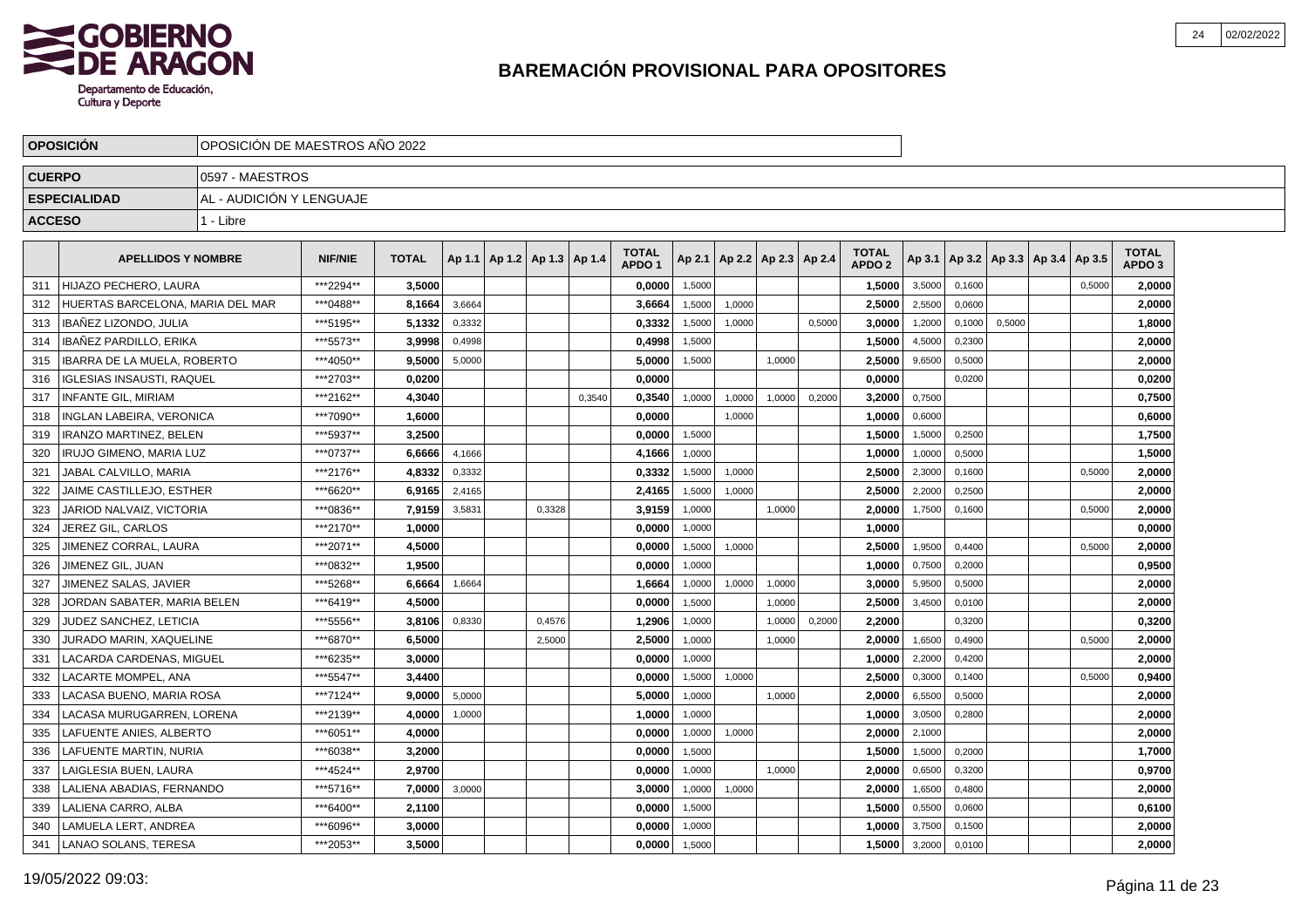# BAREMACIÓN PROVISIONAL PARA OPOSITORES

| OPOSICIÓN | OPOSICIÓN DE MAESTROS AÑO 2022 |
|---|---|
| CUERPO | 0597 - MAESTROS |
| ESPECIALIDAD | AL - AUDICIÓN Y LENGUAJE |
| ACCESO | 1 - Libre |

| | APELLIDOS Y NOMBRE | NIF/NIE | TOTAL | Ap 1.1 | Ap 1.2 | Ap 1.3 | Ap 1.4 | TOTAL APDO 1 | Ap 2.1 | Ap 2.2 | Ap 2.3 | Ap 2.4 | TOTAL APDO 2 | Ap 3.1 | Ap 3.2 | Ap 3.3 | Ap 3.4 | Ap 3.5 | TOTAL APDO 3 |
|---|---|---|---|---|---|---|---|---|---|---|---|---|---|---|---|---|---|---|---|
| 311 | HIJAZO PECHERO, LAURA | ***2294** | 3,5000 | | | | | 0,0000 | 1,5000 | | | | 1,5000 | 3,5000 | 0,1600 | | | 0,5000 | 2,0000 |
| 312 | HUERTAS BARCELONA, MARIA DEL MAR | ***0488** | 8,1664 | 3,6664 | | | | 3,6664 | 1,5000 | 1,0000 | | | 2,5000 | 2,5500 | 0,0600 | | | | 2,0000 |
| 313 | IBAÑEZ LIZONDO, JULIA | ***5195** | 5,1332 | 0,3332 | | | | 0,3332 | 1,5000 | 1,0000 | | 0,5000 | 3,0000 | 1,2000 | 0,1000 | 0,5000 | | | 1,8000 |
| 314 | IBAÑEZ PARDILLO, ERIKA | ***5573** | 3,9998 | 0,4998 | | | | 0,4998 | 1,5000 | | | | 1,5000 | 4,5000 | 0,2300 | | | | 2,0000 |
| 315 | IBARRA DE LA MUELA, ROBERTO | ***4050** | 9,5000 | 5,0000 | | | | 5,0000 | 1,5000 | | 1,0000 | | 2,5000 | 9,6500 | 0,5000 | | | | 2,0000 |
| 316 | IGLESIAS INSAUSTI, RAQUEL | ***2703** | 0,0200 | | | | | 0,0000 | | | | | 0,0000 | | 0,0200 | | | | 0,0200 |
| 317 | INFANTE GIL, MIRIAM | ***2162** | 4,3040 | | | | 0,3540 | 0,3540 | 1,0000 | 1,0000 | 1,0000 | 0,2000 | 3,2000 | 0,7500 | | | | | 0,7500 |
| 318 | INGLAN LABEIRA, VERONICA | ***7090** | 1,6000 | | | | | 0,0000 | | 1,0000 | | | 1,0000 | 0,6000 | | | | | 0,6000 |
| 319 | IRANZO MARTINEZ, BELEN | ***5937** | 3,2500 | | | | | 0,0000 | 1,5000 | | | | 1,5000 | 1,5000 | 0,2500 | | | | 1,7500 |
| 320 | IRUJO GIMENO, MARIA LUZ | ***0737** | 6,6666 | 4,1666 | | | | 4,1666 | 1,0000 | | | | 1,0000 | 1,0000 | 0,5000 | | | | 1,5000 |
| 321 | JABAL CALVILLO, MARIA | ***2176** | 4,8332 | 0,3332 | | | | 0,3332 | 1,5000 | 1,0000 | | | 2,5000 | 2,3000 | 0,1600 | | | 0,5000 | 2,0000 |
| 322 | JAIME CASTILLEJO, ESTHER | ***6620** | 6,9165 | 2,4165 | | | | 2,4165 | 1,5000 | 1,0000 | | | 2,5000 | 2,2000 | 0,2500 | | | | 2,0000 |
| 323 | JARIOD NALVAIZ, VICTORIA | ***0836** | 7,9159 | 3,5831 | | 0,3328 | | 3,9159 | 1,0000 | | 1,0000 | | 2,0000 | 1,7500 | 0,1600 | | | 0,5000 | 2,0000 |
| 324 | JEREZ GIL, CARLOS | ***2170** | 1,0000 | | | | | 0,0000 | 1,0000 | | | | 1,0000 | | | | | | 0,0000 |
| 325 | JIMENEZ CORRAL, LAURA | ***2071** | 4,5000 | | | | | 0,0000 | 1,5000 | 1,0000 | | | 2,5000 | 1,9500 | 0,4400 | | | 0,5000 | 2,0000 |
| 326 | JIMENEZ GIL, JUAN | ***0832** | 1,9500 | | | | | 0,0000 | 1,0000 | | | | 1,0000 | 0,7500 | 0,2000 | | | | 0,9500 |
| 327 | JIMENEZ SALAS, JAVIER | ***5268** | 6,6664 | 1,6664 | | | | 1,6664 | 1,0000 | 1,0000 | 1,0000 | | 3,0000 | 5,9500 | 0,5000 | | | | 2,0000 |
| 328 | JORDAN SABATER, MARIA BELEN | ***6419** | 4,5000 | | | | | 0,0000 | 1,5000 | | 1,0000 | | 2,5000 | 3,4500 | 0,0100 | | | | 2,0000 |
| 329 | JUDEZ SANCHEZ, LETICIA | ***5556** | 3,8106 | 0,8330 | | 0,4576 | | 1,2906 | 1,0000 | | 1,0000 | 0,2000 | 2,2000 | | 0,3200 | | | | 0,3200 |
| 330 | JURADO MARIN, XAQUELINE | ***6870** | 6,5000 | | | 2,5000 | | 2,5000 | 1,0000 | | 1,0000 | | 2,0000 | 1,6500 | 0,4900 | | | 0,5000 | 2,0000 |
| 331 | LACARDA CARDENAS, MIGUEL | ***6235** | 3,0000 | | | | | 0,0000 | 1,0000 | | | | 1,0000 | 2,2000 | 0,4200 | | | | 2,0000 |
| 332 | LACARTE MOMPEL, ANA | ***5547** | 3,4400 | | | | | 0,0000 | 1,5000 | 1,0000 | | | 2,5000 | 0,3000 | 0,1400 | | | 0,5000 | 0,9400 |
| 333 | LACASA BUENO, MARIA ROSA | ***7124** | 9,0000 | 5,0000 | | | | 5,0000 | 1,0000 | | 1,0000 | | 2,0000 | 6,5500 | 0,5000 | | | | 2,0000 |
| 334 | LACASA MURUGARREN, LORENA | ***2139** | 4,0000 | 1,0000 | | | | 1,0000 | 1,0000 | | | | 1,0000 | 3,0500 | 0,2800 | | | | 2,0000 |
| 335 | LAFUENTE ANIES, ALBERTO | ***6051** | 4,0000 | | | | | 0,0000 | 1,0000 | 1,0000 | | | 2,0000 | 2,1000 | | | | | 2,0000 |
| 336 | LAFUENTE MARTIN, NURIA | ***6038** | 3,2000 | | | | | 0,0000 | 1,5000 | | | | 1,5000 | 1,5000 | 0,2000 | | | | 1,7000 |
| 337 | LAIGLESIA BUEN, LAURA | ***4524** | 2,9700 | | | | | 0,0000 | 1,0000 | | 1,0000 | | 2,0000 | 0,6500 | 0,3200 | | | | 0,9700 |
| 338 | LALIENA ABADIAS, FERNANDO | ***5716** | 7,0000 | 3,0000 | | | | 3,0000 | 1,0000 | 1,0000 | | | 2,0000 | 1,6500 | 0,4800 | | | | 2,0000 |
| 339 | LALIENA CARRO, ALBA | ***6400** | 2,1100 | | | | | 0,0000 | 1,5000 | | | | 1,5000 | 0,5500 | 0,0600 | | | | 0,6100 |
| 340 | LAMUELA LERT, ANDREA | ***6096** | 3,0000 | | | | | 0,0000 | 1,0000 | | | | 1,0000 | 3,7500 | 0,1500 | | | | 2,0000 |
| 341 | LANAO SOLANS, TERESA | ***2053** | 3,5000 | | | | | 0,0000 | 1,5000 | | | | 1,5000 | 3,2000 | 0,0100 | | | | 2,0000 |

19/05/2022 09:03: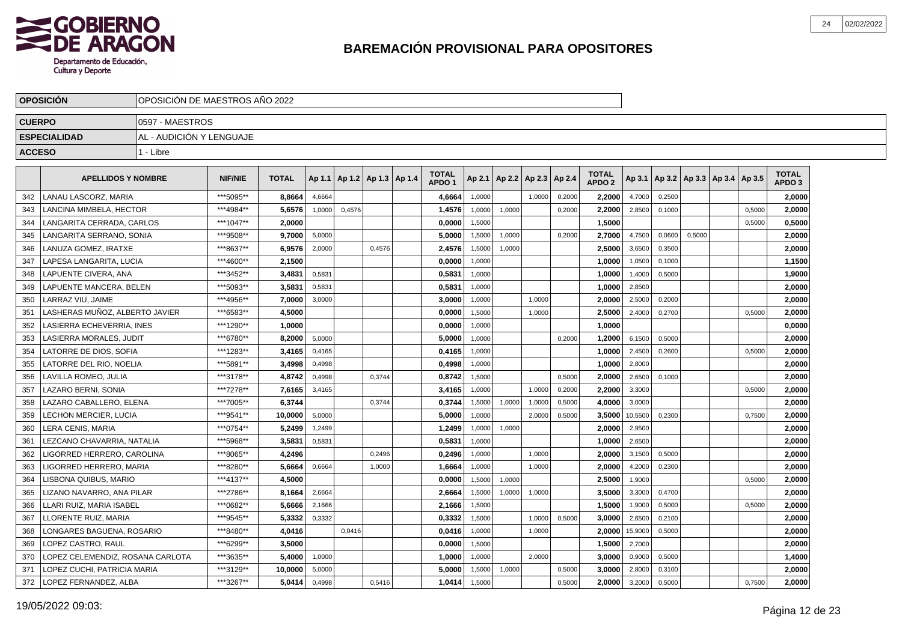# BAREMACIÓN PROVISIONAL PARA OPOSITORES

| OPOSICIÓN | OPOSICIÓN DE MAESTROS AÑO 2022 |
|---|---|
| CUERPO | 0597 - MAESTROS |
| ESPECIALIDAD | AL - AUDICIÓN Y LENGUAJE |
| ACCESO | 1 - Libre |

| | APELLIDOS Y NOMBRE | NIF/NIE | TOTAL | Ap 1.1 | Ap 1.2 | Ap 1.3 | Ap 1.4 | TOTAL APDO 1 | Ap 2.1 | Ap 2.2 | Ap 2.3 | Ap 2.4 | TOTAL APDO 2 | Ap 3.1 | Ap 3.2 | Ap 3.3 | Ap 3.4 | Ap 3.5 | TOTAL APDO 3 |
|---|---|---|---|---|---|---|---|---|---|---|---|---|---|---|---|---|---|---|---|
| 342 | LANAU LASCORZ, MARIA | ***5095** | 8,8664 | 4,6664 | | | | 4,6664 | 1,0000 | | 1,0000 | 0,2000 | 2,2000 | 4,7000 | 0,2500 | | | | 2,0000 |
| 343 | LANCINA MIMBELA, HECTOR | ***4984** | 5,6576 | 1,0000 | 0,4576 | | | 1,4576 | 1,0000 | 1,0000 | | 0,2000 | 2,2000 | 2,8500 | 0,1000 | | | 0,5000 | 2,0000 |
| 344 | LANGARITA CERRADA, CARLOS | ***1047** | 2,0000 | | | | | 0,0000 | 1,5000 | | | | 1,5000 | | | | | 0,5000 | 0,5000 |
| 345 | LANGARITA SERRANO, SONIA | ***9508** | 9,7000 | 5,0000 | | | | 5,0000 | 1,5000 | 1,0000 | | 0,2000 | 2,7000 | 4,7500 | 0,0600 | 0,5000 | | | 2,0000 |
| 346 | LANUZA GOMEZ, IRATXE | ***8637** | 6,9576 | 2,0000 | | 0,4576 | | 2,4576 | 1,5000 | 1,0000 | | | 2,5000 | 3,6500 | 0,3500 | | | | 2,0000 |
| 347 | LAPESA LANGARITA, LUCIA | ***4600** | 2,1500 | | | | | 0,0000 | 1,0000 | | | | 1,0000 | 1,0500 | 0,1000 | | | | 1,1500 |
| 348 | LAPUENTE CIVERA, ANA | ***3452** | 3,4831 | 0,5831 | | | | 0,5831 | 1,0000 | | | | 1,0000 | 1,4000 | 0,5000 | | | | 1,9000 |
| 349 | LAPUENTE MANCERA, BELEN | ***5093** | 3,5831 | 0,5831 | | | | 0,5831 | 1,0000 | | | | 1,0000 | 2,8500 | | | | | 2,0000 |
| 350 | LARRAZ VIU, JAIME | ***4956** | 7,0000 | 3,0000 | | | | 3,0000 | 1,0000 | | 1,0000 | | 2,0000 | 2,5000 | 0,2000 | | | | 2,0000 |
| 351 | LASHERAS MUÑOZ, ALBERTO JAVIER | ***6583** | 4,5000 | | | | | 0,0000 | 1,5000 | | 1,0000 | | 2,5000 | 2,4000 | 0,2700 | | | 0,5000 | 2,0000 |
| 352 | LASIERRA ECHEVERRIA, INES | ***1290** | 1,0000 | | | | | 0,0000 | 1,0000 | | | | 1,0000 | | | | | | 0,0000 |
| 353 | LASIERRA MORALES, JUDIT | ***6780** | 8,2000 | 5,0000 | | | | 5,0000 | 1,0000 | | | 0,2000 | 1,2000 | 6,1500 | 0,5000 | | | | 2,0000 |
| 354 | LATORRE DE DIOS, SOFIA | ***1283** | 3,4165 | 0,4165 | | | | 0,4165 | 1,0000 | | | | 1,0000 | 2,4500 | 0,2600 | | | 0,5000 | 2,0000 |
| 355 | LATORRE DEL RIO, NOELIA | ***5891** | 3,4998 | 0,4998 | | | | 0,4998 | 1,0000 | | | | 1,0000 | 2,8000 | | | | | 2,0000 |
| 356 | LAVILLA ROMEO, JULIA | ***3178** | 4,8742 | 0,4998 | | 0,3744 | | 0,8742 | 1,5000 | | | 0,5000 | 2,0000 | 2,6500 | 0,1000 | | | | 2,0000 |
| 357 | LAZARO BERNI, SONIA | ***7278** | 7,6165 | 3,4165 | | | | 3,4165 | 1,0000 | | 1,0000 | 0,2000 | 2,2000 | 3,3000 | | | | 0,5000 | 2,0000 |
| 358 | LAZARO CABALLERO, ELENA | ***7005** | 6,3744 | | | 0,3744 | | 0,3744 | 1,5000 | 1,0000 | 1,0000 | 0,5000 | 4,0000 | 3,0000 | | | | | 2,0000 |
| 359 | LECHON MERCIER, LUCIA | ***9541** | 10,0000 | 5,0000 | | | | 5,0000 | 1,0000 | | 2,0000 | 0,5000 | 3,5000 | 10,5500 | 0,2300 | | | 0,7500 | 2,0000 |
| 360 | LERA CENIS, MARIA | ***0754** | 5,2499 | 1,2499 | | | | 1,2499 | 1,0000 | 1,0000 | | | 2,0000 | 2,9500 | | | | | 2,0000 |
| 361 | LEZCANO CHAVARRIA, NATALIA | ***5968** | 3,5831 | 0,5831 | | | | 0,5831 | 1,0000 | | | | 1,0000 | 2,6500 | | | | | 2,0000 |
| 362 | LIGORRED HERRERO, CAROLINA | ***8065** | 4,2496 | | | 0,2496 | | 0,2496 | 1,0000 | | 1,0000 | | 2,0000 | 3,1500 | 0,5000 | | | | 2,0000 |
| 363 | LIGORRED HERRERO, MARIA | ***8280** | 5,6664 | 0,6664 | | 1,0000 | | 1,6664 | 1,0000 | | 1,0000 | | 2,0000 | 4,2000 | 0,2300 | | | | 2,0000 |
| 364 | LISBONA QUIBUS, MARIO | ***4137** | 4,5000 | | | | | 0,0000 | 1,5000 | 1,0000 | | | 2,5000 | 1,9000 | | | | 0,5000 | 2,0000 |
| 365 | LIZANO NAVARRO, ANA PILAR | ***2786** | 8,1664 | 2,6664 | | | | 2,6664 | 1,5000 | 1,0000 | 1,0000 | | 3,5000 | 3,3000 | 0,4700 | | | | 2,0000 |
| 366 | LLARI RUIZ, MARIA ISABEL | ***0682** | 5,6666 | 2,1666 | | | | 2,1666 | 1,5000 | | | | 1,5000 | 1,9000 | 0,5000 | | | 0,5000 | 2,0000 |
| 367 | LLORENTE RUIZ, MARIA | ***9545** | 5,3332 | 0,3332 | | | | 0,3332 | 1,5000 | | 1,0000 | 0,5000 | 3,0000 | 2,6500 | 0,2100 | | | | 2,0000 |
| 368 | LONGARES BAGUENA, ROSARIO | ***8480** | 4,0416 | | 0,0416 | | | 0,0416 | 1,0000 | | 1,0000 | | 2,0000 | 15,9000 | 0,5000 | | | | 2,0000 |
| 369 | LOPEZ CASTRO, RAUL | ***6299** | 3,5000 | | | | | 0,0000 | 1,5000 | | | | 1,5000 | 2,7000 | | | | | 2,0000 |
| 370 | LOPEZ CELEMENDIZ, ROSANA CARLOTA | ***3635** | 5,4000 | 1,0000 | | | | 1,0000 | 1,0000 | | 2,0000 | | 3,0000 | 0,9000 | 0,5000 | | | | 1,4000 |
| 371 | LOPEZ CUCHI, PATRICIA MARIA | ***3129** | 10,0000 | 5,0000 | | | | 5,0000 | 1,5000 | 1,0000 | | 0,5000 | 3,0000 | 2,8000 | 0,3100 | | | | 2,0000 |
| 372 | LOPEZ FERNANDEZ, ALBA | ***3267** | 5,0414 | 0,4998 | | 0,5416 | | 1,0414 | 1,5000 | | | 0,5000 | 2,0000 | 3,2000 | 0,5000 | | | 0,7500 | 2,0000 |

19/05/2022 09:03: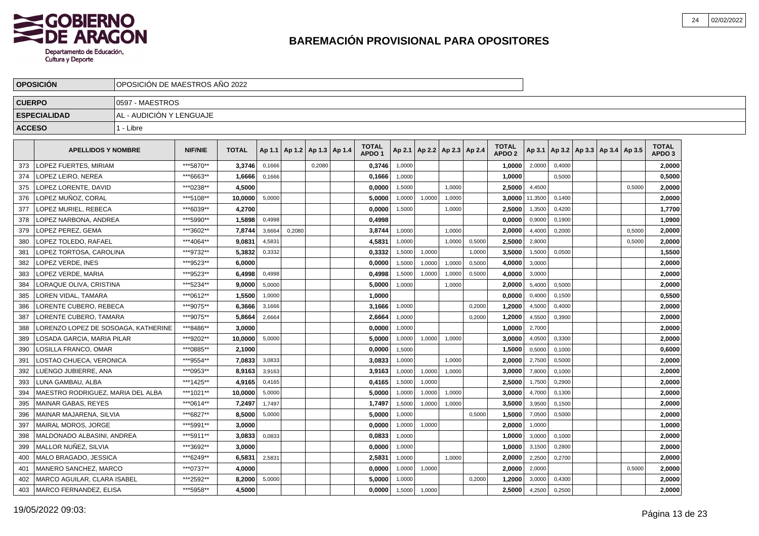# BAREMACIÓN PROVISIONAL PARA OPOSITORES

| OPOSICIÓN | OPOSICIÓN DE MAESTROS AÑO 2022 |
|---|---|
| CUERPO | 0597 - MAESTROS |
| ESPECIALIDAD | AL - AUDICIÓN Y LENGUAJE |
| ACCESO | 1 - Libre |

| | APELLIDOS Y NOMBRE | NIF/NIE | TOTAL | Ap 1.1 | Ap 1.2 | Ap 1.3 | Ap 1.4 | TOTAL APDO 1 | Ap 2.1 | Ap 2.2 | Ap 2.3 | Ap 2.4 | TOTAL APDO 2 | Ap 3.1 | Ap 3.2 | Ap 3.3 | Ap 3.4 | Ap 3.5 | TOTAL APDO 3 |
|---|---|---|---|---|---|---|---|---|---|---|---|---|---|---|---|---|---|---|---|
| 373 | LOPEZ FUERTES, MIRIAM | ***5870** | 3,3746 | 0,1666 | | 0,2080 | | 0,3746 | 1,0000 | | | | 1,0000 | 2,0000 | 0,4000 | | | | 2,0000 |
| 374 | LOPEZ LEIRO, NEREA | ***6663** | 1,6666 | 0,1666 | | | | 0,1666 | 1,0000 | | | | 1,0000 | | 0,5000 | | | | 0,5000 |
| 375 | LOPEZ LORENTE, DAVID | ***0238** | 4,5000 | | | | | 0,0000 | 1,5000 | | 1,0000 | | 2,5000 | 4,4500 | | | | 0,5000 | 2,0000 |
| 376 | LOPEZ MUÑOZ, CORAL | ***5108** | 10,0000 | 5,0000 | | | | 5,0000 | 1,0000 | 1,0000 | 1,0000 | | 3,0000 | 11,3500 | 0,1400 | | | | 2,0000 |
| 377 | LOPEZ MURIEL, REBECA | ***6039** | 4,2700 | | | | | 0,0000 | 1,5000 | | 1,0000 | | 2,5000 | 1,3500 | 0,4200 | | | | 1,7700 |
| 378 | LOPEZ NARBONA, ANDREA | ***5990** | 1,5898 | 0,4998 | | | | 0,4998 | | | | | 0,0000 | 0,9000 | 0,1900 | | | | 1,0900 |
| 379 | LOPEZ PEREZ, GEMA | ***3602** | 7,8744 | 3,6664 | 0,2080 | | | 3,8744 | 1,0000 | | 1,0000 | | 2,0000 | 4,4000 | 0,2000 | | | 0,5000 | 2,0000 |
| 380 | LOPEZ TOLEDO, RAFAEL | ***4064** | 9,0831 | 4,5831 | | | | 4,5831 | 1,0000 | | 1,0000 | 0,5000 | 2,5000 | 2,8000 | | | | 0,5000 | 2,0000 |
| 381 | LOPEZ TORTOSA, CAROLINA | ***9732** | 5,3832 | 0,3332 | | | | 0,3332 | 1,5000 | 1,0000 | | 1,0000 | 3,5000 | 1,5000 | 0,0500 | | | | 1,5500 |
| 382 | LOPEZ VERDE, INES | ***9523** | 6,0000 | | | | | 0,0000 | 1,5000 | 1,0000 | 1,0000 | 0,5000 | 4,0000 | 3,0000 | | | | | 2,0000 |
| 383 | LOPEZ VERDE, MARIA | ***9523** | 6,4998 | 0,4998 | | | | 0,4998 | 1,5000 | 1,0000 | 1,0000 | 0,5000 | 4,0000 | 3,0000 | | | | | 2,0000 |
| 384 | LORAQUE OLIVA, CRISTINA | ***5234** | 9,0000 | 5,0000 | | | | 5,0000 | 1,0000 | | 1,0000 | | 2,0000 | 5,4000 | 0,5000 | | | | 2,0000 |
| 385 | LOREN VIDAL, TAMARA | ***0612** | 1,5500 | 1,0000 | | | | 1,0000 | | | | | 0,0000 | 0,4000 | 0,1500 | | | | 0,5500 |
| 386 | LORENTE CUBERO, REBECA | ***9075** | 6,3666 | 3,1666 | | | | 3,1666 | 1,0000 | | | 0,2000 | 1,2000 | 4,5000 | 0,4000 | | | | 2,0000 |
| 387 | LORENTE CUBERO, TAMARA | ***9075** | 5,8664 | 2,6664 | | | | 2,6664 | 1,0000 | | | 0,2000 | 1,2000 | 4,5500 | 0,3900 | | | | 2,0000 |
| 388 | LORENZO LOPEZ DE SOSOAGA, KATHERINE | ***8486** | 3,0000 | | | | | 0,0000 | 1,0000 | | | | 1,0000 | 2,7000 | | | | | 2,0000 |
| 389 | LOSADA GARCIA, MARIA PILAR | ***9202** | 10,0000 | 5,0000 | | | | 5,0000 | 1,0000 | 1,0000 | 1,0000 | | 3,0000 | 4,0500 | 0,3300 | | | | 2,0000 |
| 390 | LOSILLA FRANCO, OMAR | ***0885** | 2,1000 | | | | | 0,0000 | 1,5000 | | | | 1,5000 | 0,5000 | 0,1000 | | | | 0,6000 |
| 391 | LOSTAO CHUECA, VERONICA | ***9554** | 7,0833 | 3,0833 | | | | 3,0833 | 1,0000 | | 1,0000 | | 2,0000 | 2,7500 | 0,5000 | | | | 2,0000 |
| 392 | LUENGO JUBIERRE, ANA | ***0953** | 8,9163 | 3,9163 | | | | 3,9163 | 1,0000 | 1,0000 | 1,0000 | | 3,0000 | 7,8000 | 0,1000 | | | | 2,0000 |
| 393 | LUNA GAMBAU, ALBA | ***1425** | 4,9165 | 0,4165 | | | | 0,4165 | 1,5000 | 1,0000 | | | 2,5000 | 1,7500 | 0,2900 | | | | 2,0000 |
| 394 | MAESTRO RODRIGUEZ, MARIA DEL ALBA | ***1021** | 10,0000 | 5,0000 | | | | 5,0000 | 1,0000 | 1,0000 | 1,0000 | | 3,0000 | 4,7000 | 0,1300 | | | | 2,0000 |
| 395 | MAINAR GABAS, REYES | ***0614** | 7,2497 | 1,7497 | | | | 1,7497 | 1,5000 | 1,0000 | 1,0000 | | 3,5000 | 3,9500 | 0,1500 | | | | 2,0000 |
| 396 | MAINAR MAJARENA, SILVIA | ***6827** | 8,5000 | 5,0000 | | | | 5,0000 | 1,0000 | | | 0,5000 | 1,5000 | 7,0500 | 0,5000 | | | | 2,0000 |
| 397 | MAIRAL MOROS, JORGE | ***5991** | 3,0000 | | | | | 0,0000 | 1,0000 | 1,0000 | | | 2,0000 | 1,0000 | | | | | 1,0000 |
| 398 | MALDONADO ALBASINI, ANDREA | ***5911** | 3,0833 | 0,0833 | | | | 0,0833 | 1,0000 | | | | 1,0000 | 3,0000 | 0,1000 | | | | 2,0000 |
| 399 | MALLOR NUÑEZ, SILVIA | ***3692** | 3,0000 | | | | | 0,0000 | 1,0000 | | | | 1,0000 | 3,1500 | 0,2800 | | | | 2,0000 |
| 400 | MALO BRAGADO, JESSICA | ***6249** | 6,5831 | 2,5831 | | | | 2,5831 | 1,0000 | | 1,0000 | | 2,0000 | 2,2500 | 0,2700 | | | | 2,0000 |
| 401 | MANERO SANCHEZ, MARCO | ***0737** | 4,0000 | | | | | 0,0000 | 1,0000 | 1,0000 | | | 2,0000 | 2,0000 | | | | 0,5000 | 2,0000 |
| 402 | MARCO AGUILAR, CLARA ISABEL | ***2592** | 8,2000 | 5,0000 | | | | 5,0000 | 1,0000 | | | 0,2000 | 1,2000 | 3,0000 | 0,4300 | | | | 2,0000 |
| 403 | MARCO FERNANDEZ, ELISA | ***5958** | 4,5000 | | | | | 0,0000 | 1,5000 | 1,0000 | | | 2,5000 | 4,2500 | 0,2500 | | | | 2,0000 |

19/05/2022 09:03: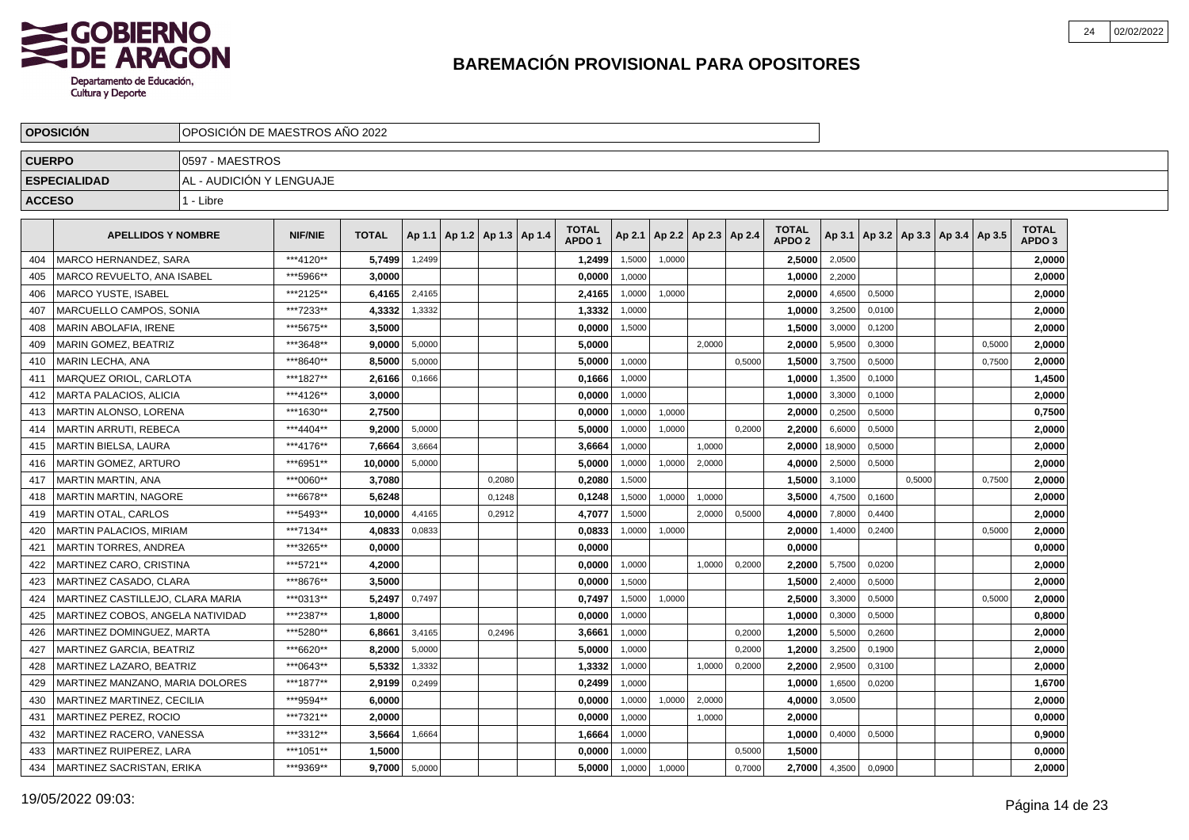# BAREMACIÓN PROVISIONAL PARA OPOSITORES

| OPOSICIÓN | OPOSICIÓN DE MAESTROS AÑO 2022 |
|---|---|
| CUERPO | 0597 - MAESTROS |
| ESPECIALIDAD | AL - AUDICIÓN Y LENGUAJE |
| ACCESO | 1 - Libre |

| | APELLIDOS Y NOMBRE | NIF/NIE | TOTAL | Ap 1.1 | Ap 1.2 | Ap 1.3 | Ap 1.4 | TOTAL APDO 1 | Ap 2.1 | Ap 2.2 | Ap 2.3 | Ap 2.4 | TOTAL APDO 2 | Ap 3.1 | Ap 3.2 | Ap 3.3 | Ap 3.4 | Ap 3.5 | TOTAL APDO 3 |
|---|---|---|---|---|---|---|---|---|---|---|---|---|---|---|---|---|---|---|---|
| 404 | MARCO HERNANDEZ, SARA | ***4120** | 5,7499 | 1,2499 | | | | 1,2499 | 1,5000 | 1,0000 | | | 2,5000 | 2,0500 | | | | | 2,0000 |
| 405 | MARCO REVUELTO, ANA ISABEL | ***5966** | 3,0000 | | | | | 0,0000 | 1,0000 | | | | 1,0000 | 2,2000 | | | | | 2,0000 |
| 406 | MARCO YUSTE, ISABEL | ***2125** | 6,4165 | 2,4165 | | | | 2,4165 | 1,0000 | 1,0000 | | | 2,0000 | 4,6500 | 0,5000 | | | | 2,0000 |
| 407 | MARCUELLO CAMPOS, SONIA | ***7233** | 4,3332 | 1,3332 | | | | 1,3332 | 1,0000 | | | | 1,0000 | 3,2500 | 0,0100 | | | | 2,0000 |
| 408 | MARIN ABOLAFIA, IRENE | ***5675** | 3,5000 | | | | | 0,0000 | 1,5000 | | | | 1,5000 | 3,0000 | 0,1200 | | | | 2,0000 |
| 409 | MARIN GOMEZ, BEATRIZ | ***3648** | 9,0000 | 5,0000 | | | | 5,0000 | | | 2,0000 | | 2,0000 | 5,9500 | 0,3000 | | | 0,5000 | 2,0000 |
| 410 | MARIN LECHA, ANA | ***8640** | 8,5000 | 5,0000 | | | | 5,0000 | 1,0000 | | | 0,5000 | 1,5000 | 3,7500 | 0,5000 | | | 0,7500 | 2,0000 |
| 411 | MARQUEZ ORIOL, CARLOTA | ***1827** | 2,6166 | 0,1666 | | | | 0,1666 | 1,0000 | | | | 1,0000 | 1,3500 | 0,1000 | | | | 1,4500 |
| 412 | MARTA PALACIOS, ALICIA | ***4126** | 3,0000 | | | | | 0,0000 | 1,0000 | | | | 1,0000 | 3,3000 | 0,1000 | | | | 2,0000 |
| 413 | MARTIN ALONSO, LORENA | ***1630** | 2,7500 | | | | | 0,0000 | 1,0000 | 1,0000 | | | 2,0000 | 0,2500 | 0,5000 | | | | 0,7500 |
| 414 | MARTIN ARRUTI, REBECA | ***4404** | 9,2000 | 5,0000 | | | | 5,0000 | 1,0000 | 1,0000 | | 0,2000 | 2,2000 | 6,6000 | 0,5000 | | | | 2,0000 |
| 415 | MARTIN BIELSA, LAURA | ***4176** | 7,6664 | 3,6664 | | | | 3,6664 | 1,0000 | | 1,0000 | | 2,0000 | 18,9000 | 0,5000 | | | | 2,0000 |
| 416 | MARTIN GOMEZ, ARTURO | ***6951** | 10,0000 | 5,0000 | | | | 5,0000 | 1,0000 | 1,0000 | 2,0000 | | 4,0000 | 2,5000 | 0,5000 | | | | 2,0000 |
| 417 | MARTIN MARTIN, ANA | ***0060** | 3,7080 | | | 0,2080 | | 0,2080 | 1,5000 | | | | 1,5000 | 3,1000 | | 0,5000 | | 0,7500 | 2,0000 |
| 418 | MARTIN MARTIN, NAGORE | ***6678** | 5,6248 | | | 0,1248 | | 0,1248 | 1,5000 | 1,0000 | 1,0000 | | 3,5000 | 4,7500 | 0,1600 | | | | 2,0000 |
| 419 | MARTIN OTAL, CARLOS | ***5493** | 10,0000 | 4,4165 | | 0,2912 | | 4,7077 | 1,5000 | | 2,0000 | 0,5000 | 4,0000 | 7,8000 | 0,4400 | | | | 2,0000 |
| 420 | MARTIN PALACIOS, MIRIAM | ***7134** | 4,0833 | 0,0833 | | | | 0,0833 | 1,0000 | 1,0000 | | | 2,0000 | 1,4000 | 0,2400 | | | 0,5000 | 2,0000 |
| 421 | MARTIN TORRES, ANDREA | ***3265** | 0,0000 | | | | | 0,0000 | | | | | 0,0000 | | | | | | 0,0000 |
| 422 | MARTINEZ CARO, CRISTINA | ***5721** | 4,2000 | | | | | 0,0000 | 1,0000 | | 1,0000 | 0,2000 | 2,2000 | 5,7500 | 0,0200 | | | | 2,0000 |
| 423 | MARTINEZ CASADO, CLARA | ***8676** | 3,5000 | | | | | 0,0000 | 1,5000 | | | | 1,5000 | 2,4000 | 0,5000 | | | | 2,0000 |
| 424 | MARTINEZ CASTILLEJO, CLARA MARIA | ***0313** | 5,2497 | 0,7497 | | | | 0,7497 | 1,5000 | 1,0000 | | | 2,5000 | 3,3000 | 0,5000 | | | 0,5000 | 2,0000 |
| 425 | MARTINEZ COBOS, ANGELA NATIVIDAD | ***2387** | 1,8000 | | | | | 0,0000 | 1,0000 | | | | 1,0000 | 0,3000 | 0,5000 | | | | 0,8000 |
| 426 | MARTINEZ DOMINGUEZ, MARTA | ***5280** | 6,8661 | 3,4165 | | 0,2496 | | 3,6661 | 1,0000 | | | 0,2000 | 1,2000 | 5,5000 | 0,2600 | | | | 2,0000 |
| 427 | MARTINEZ GARCIA, BEATRIZ | ***6620** | 8,2000 | 5,0000 | | | | 5,0000 | 1,0000 | | | 0,2000 | 1,2000 | 3,2500 | 0,1900 | | | | 2,0000 |
| 428 | MARTINEZ LAZARO, BEATRIZ | ***0643** | 5,5332 | 1,3332 | | | | 1,3332 | 1,0000 | | 1,0000 | 0,2000 | 2,2000 | 2,9500 | 0,3100 | | | | 2,0000 |
| 429 | MARTINEZ MANZANO, MARIA DOLORES | ***1877** | 2,9199 | 0,2499 | | | | 0,2499 | 1,0000 | | | | 1,0000 | 1,6500 | 0,0200 | | | | 1,6700 |
| 430 | MARTINEZ MARTINEZ, CECILIA | ***9594** | 6,0000 | | | | | 0,0000 | 1,0000 | 1,0000 | 2,0000 | | 4,0000 | 3,0500 | | | | | 2,0000 |
| 431 | MARTINEZ PEREZ, ROCIO | ***7321** | 2,0000 | | | | | 0,0000 | 1,0000 | | 1,0000 | | 2,0000 | | | | | | 0,0000 |
| 432 | MARTINEZ RACERO, VANESSA | ***3312** | 3,5664 | 1,6664 | | | | 1,6664 | 1,0000 | | | | 1,0000 | 0,4000 | 0,5000 | | | | 0,9000 |
| 433 | MARTINEZ RUIPEREZ, LARA | ***1051** | 1,5000 | | | | | 0,0000 | 1,0000 | | | 0,5000 | 1,5000 | | | | | | 0,0000 |
| 434 | MARTINEZ SACRISTAN, ERIKA | ***9369** | 9,7000 | 5,0000 | | | | 5,0000 | 1,0000 | 1,0000 | | 0,7000 | 2,7000 | 4,3500 | 0,0900 | | | | 2,0000 |

19/05/2022 09:03: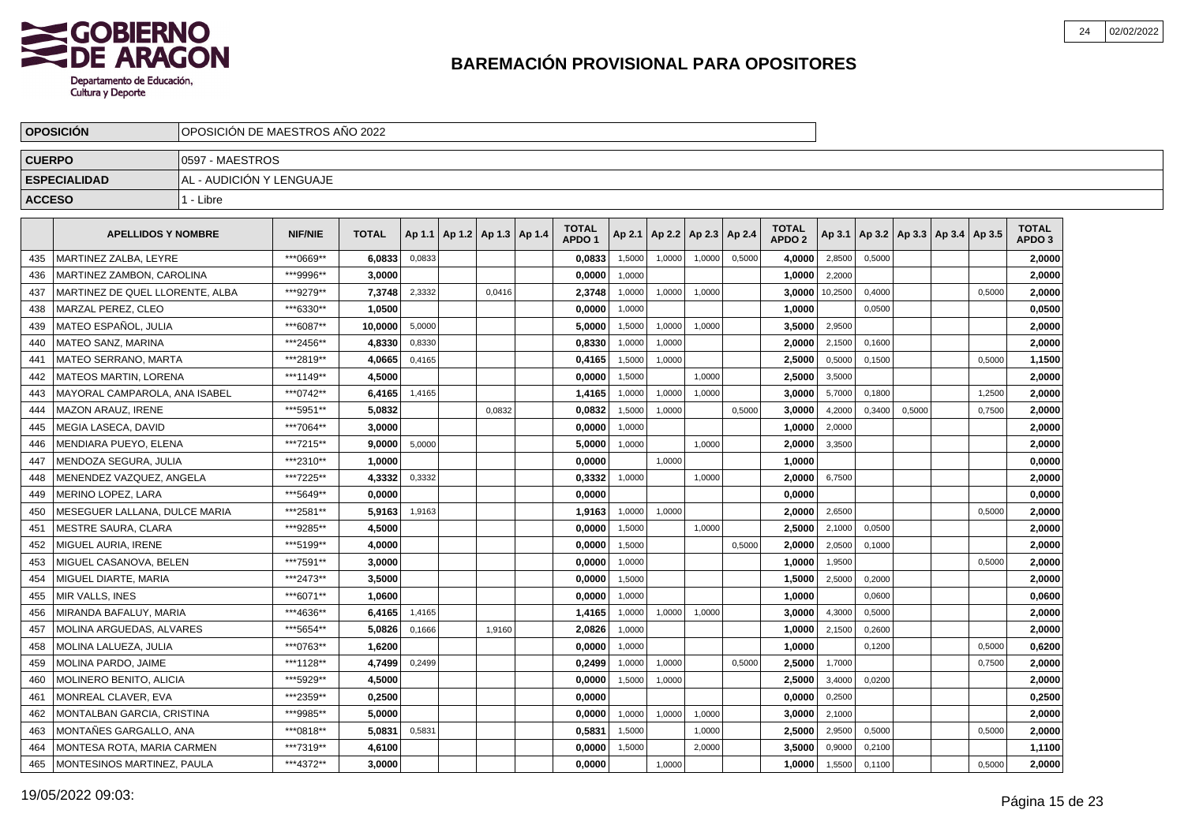# BAREMACIÓN PROVISIONAL PARA OPOSITORES

| OPOSICIÓN | OPOSICIÓN DE MAESTROS AÑO 2022 |
|---|---|
| CUERPO | 0597 - MAESTROS |
| ESPECIALIDAD | AL - AUDICIÓN Y LENGUAJE |
| ACCESO | 1 - Libre |

| | APELLIDOS Y NOMBRE | NIF/NIE | TOTAL | Ap 1.1 | Ap 1.2 | Ap 1.3 | Ap 1.4 | TOTAL APDO 1 | Ap 2.1 | Ap 2.2 | Ap 2.3 | Ap 2.4 | TOTAL APDO 2 | Ap 3.1 | Ap 3.2 | Ap 3.3 | Ap 3.4 | Ap 3.5 | TOTAL APDO 3 |
|---|---|---|---|---|---|---|---|---|---|---|---|---|---|---|---|---|---|---|---|
| 435 | MARTINEZ ZALBA, LEYRE | ***0669** | 6,0833 | 0,0833 | | | | 0,0833 | 1,5000 | 1,0000 | 1,0000 | 0,5000 | 4,0000 | 2,8500 | 0,5000 | | | | 2,0000 |
| 436 | MARTINEZ ZAMBON, CAROLINA | ***9996** | 3,0000 | | | | | 0,0000 | 1,0000 | | | | 1,0000 | 2,2000 | | | | | 2,0000 |
| 437 | MARTINEZ DE QUEL LLORENTE, ALBA | ***9279** | 7,3748 | 2,3332 | | 0,0416 | | 2,3748 | 1,0000 | 1,0000 | 1,0000 | | 3,0000 | 10,2500 | 0,4000 | | | 0,5000 | 2,0000 |
| 438 | MARZAL PEREZ, CLEO | ***6330** | 1,0500 | | | | | 0,0000 | 1,0000 | | | | 1,0000 | | 0,0500 | | | | 0,0500 |
| 439 | MATEO ESPAÑOL, JULIA | ***6087** | 10,0000 | 5,0000 | | | | 5,0000 | 1,5000 | 1,0000 | 1,0000 | | 3,5000 | 2,9500 | | | | | 2,0000 |
| 440 | MATEO SANZ, MARINA | ***2456** | 4,8330 | 0,8330 | | | | 0,8330 | 1,0000 | 1,0000 | | | 2,0000 | 2,1500 | 0,1600 | | | | 2,0000 |
| 441 | MATEO SERRANO, MARTA | ***2819** | 4,0665 | 0,4165 | | | | 0,4165 | 1,5000 | 1,0000 | | | 2,5000 | 0,5000 | 0,1500 | | | 0,5000 | 1,1500 |
| 442 | MATEOS MARTIN, LORENA | ***1149** | 4,5000 | | | | | 0,0000 | 1,5000 | | 1,0000 | | 2,5000 | 3,5000 | | | | | 2,0000 |
| 443 | MAYORAL CAMPAROLA, ANA ISABEL | ***0742** | 6,4165 | 1,4165 | | | | 1,4165 | 1,0000 | 1,0000 | 1,0000 | | 3,0000 | 5,7000 | 0,1800 | | | 1,2500 | 2,0000 |
| 444 | MAZON ARAUZ, IRENE | ***5951** | 5,0832 | | | 0,0832 | | 0,0832 | 1,5000 | 1,0000 | | 0,5000 | 3,0000 | 4,2000 | 0,3400 | 0,5000 | | 0,7500 | 2,0000 |
| 445 | MEGIA LASECA, DAVID | ***7064** | 3,0000 | | | | | 0,0000 | 1,0000 | | | | 1,0000 | 2,0000 | | | | | 2,0000 |
| 446 | MENDIARA PUEYO, ELENA | ***7215** | 9,0000 | 5,0000 | | | | 5,0000 | 1,0000 | | 1,0000 | | 2,0000 | 3,3500 | | | | | 2,0000 |
| 447 | MENDOZA SEGURA, JULIA | ***2310** | 1,0000 | | | | | 0,0000 | | 1,0000 | | | 1,0000 | | | | | | 0,0000 |
| 448 | MENENDEZ VAZQUEZ, ANGELA | ***7225** | 4,3332 | 0,3332 | | | | 0,3332 | 1,0000 | | 1,0000 | | 2,0000 | 6,7500 | | | | | 2,0000 |
| 449 | MERINO LOPEZ, LARA | ***5649** | 0,0000 | | | | | 0,0000 | | | | | 0,0000 | | | | | | 0,0000 |
| 450 | MESEGUER LALLANA, DULCE MARIA | ***2581** | 5,9163 | 1,9163 | | | | 1,9163 | 1,0000 | 1,0000 | | | 2,0000 | 2,6500 | | | | 0,5000 | 2,0000 |
| 451 | MESTRE SAURA, CLARA | ***9285** | 4,5000 | | | | | 0,0000 | 1,5000 | | 1,0000 | | 2,5000 | 2,1000 | 0,0500 | | | | 2,0000 |
| 452 | MIGUEL AURIA, IRENE | ***5199** | 4,0000 | | | | | 0,0000 | 1,5000 | | | 0,5000 | 2,0000 | 2,0500 | 0,1000 | | | | 2,0000 |
| 453 | MIGUEL CASANOVA, BELEN | ***7591** | 3,0000 | | | | | 0,0000 | 1,0000 | | | | 1,0000 | 1,9500 | | | | 0,5000 | 2,0000 |
| 454 | MIGUEL DIARTE, MARIA | ***2473** | 3,5000 | | | | | 0,0000 | 1,5000 | | | | 1,5000 | 2,5000 | 0,2000 | | | | 2,0000 |
| 455 | MIR VALLS, INES | ***6071** | 1,0600 | | | | | 0,0000 | 1,0000 | | | | 1,0000 | | 0,0600 | | | | 0,0600 |
| 456 | MIRANDA BAFALUY, MARIA | ***4636** | 6,4165 | 1,4165 | | | | 1,4165 | 1,0000 | 1,0000 | 1,0000 | | 3,0000 | 4,3000 | 0,5000 | | | | 2,0000 |
| 457 | MOLINA ARGUEDAS, ALVARES | ***5654** | 5,0826 | 0,1666 | | 1,9160 | | 2,0826 | 1,0000 | | | | 1,0000 | 2,1500 | 0,2600 | | | | 2,0000 |
| 458 | MOLINA LALUEZA, JULIA | ***0763** | 1,6200 | | | | | 0,0000 | 1,0000 | | | | 1,0000 | | 0,1200 | | | 0,5000 | 0,6200 |
| 459 | MOLINA PARDO, JAIME | ***1128** | 4,7499 | 0,2499 | | | | 0,2499 | 1,0000 | 1,0000 | | 0,5000 | 2,5000 | 1,7000 | | | | 0,7500 | 2,0000 |
| 460 | MOLINERO BENITO, ALICIA | ***5929** | 4,5000 | | | | | 0,0000 | 1,5000 | 1,0000 | | | 2,5000 | 3,4000 | 0,0200 | | | | 2,0000 |
| 461 | MONREAL CLAVER, EVA | ***2359** | 0,2500 | | | | | 0,0000 | | | | | 0,0000 | 0,2500 | | | | | 0,2500 |
| 462 | MONTALBAN GARCIA, CRISTINA | ***9985** | 5,0000 | | | | | 0,0000 | 1,0000 | 1,0000 | 1,0000 | | 3,0000 | 2,1000 | | | | | 2,0000 |
| 463 | MONTAÑES GARGALLO, ANA | ***0818** | 5,0831 | 0,5831 | | | | 0,5831 | 1,5000 | | 1,0000 | | 2,5000 | 2,9500 | 0,5000 | | | 0,5000 | 2,0000 |
| 464 | MONTESA ROTA, MARIA CARMEN | ***7319** | 4,6100 | | | | | 0,0000 | 1,5000 | | 2,0000 | | 3,5000 | 0,9000 | 0,2100 | | | | 1,1100 |
| 465 | MONTESINOS MARTINEZ, PAULA | ***4372** | 3,0000 | | | | | 0,0000 | | 1,0000 | | | 1,0000 | 1,5500 | 0,1100 | | | 0,5000 | 2,0000 |

19/05/2022 09:03: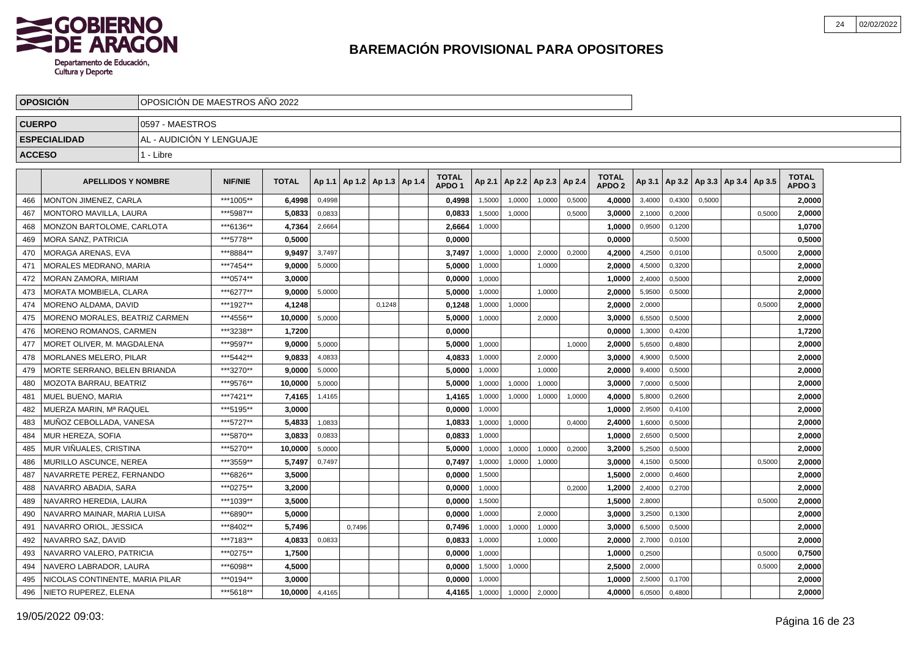# BAREMACIÓN PROVISIONAL PARA OPOSITORES

| OPOSICIÓN | OPOSICIÓN DE MAESTROS AÑO 2022 |
|---|---|
| CUERPO | 0597 - MAESTROS |
| ESPECIALIDAD | AL - AUDICIÓN Y LENGUAJE |
| ACCESO | 1 - Libre |

| | APELLIDOS Y NOMBRE | NIF/NIE | TOTAL | Ap 1.1 | Ap 1.2 | Ap 1.3 | Ap 1.4 | TOTAL APDO 1 | Ap 2.1 | Ap 2.2 | Ap 2.3 | Ap 2.4 | TOTAL APDO 2 | Ap 3.1 | Ap 3.2 | Ap 3.3 | Ap 3.4 | Ap 3.5 | TOTAL APDO 3 |
|---|---|---|---|---|---|---|---|---|---|---|---|---|---|---|---|---|---|---|---|
| 466 | MONTON JIMENEZ, CARLA | ***1005** | 6,4998 | 0,4998 | | | | 0,4998 | 1,5000 | 1,0000 | 1,0000 | 0,5000 | 4,0000 | 3,4000 | 0,4300 | 0,5000 | | | 2,0000 |
| 467 | MONTORO MAVILLA, LAURA | ***5987** | 5,0833 | 0,0833 | | | | 0,0833 | 1,5000 | 1,0000 | | 0,5000 | 3,0000 | 2,1000 | 0,2000 | | | 0,5000 | 2,0000 |
| 468 | MONZON BARTOLOME, CARLOTA | ***6136** | 4,7364 | 2,6664 | | | | 2,6664 | 1,0000 | | | | 1,0000 | 0,9500 | 0,1200 | | | | 1,0700 |
| 469 | MORA SANZ, PATRICIA | ***5778** | 0,5000 | | | | | 0,0000 | | | | | 0,0000 | | 0,5000 | | | | 0,5000 |
| 470 | MORAGA ARENAS, EVA | ***8884** | 9,9497 | 3,7497 | | | | 3,7497 | 1,0000 | 1,0000 | 2,0000 | 0,2000 | 4,2000 | 4,2500 | 0,0100 | | | 0,5000 | 2,0000 |
| 471 | MORALES MEDRANO, MARIA | ***7454** | 9,0000 | 5,0000 | | | | 5,0000 | 1,0000 | | 1,0000 | | 2,0000 | 4,5000 | 0,3200 | | | | 2,0000 |
| 472 | MORAN ZAMORA, MIRIAM | ***0574** | 3,0000 | | | | | 0,0000 | 1,0000 | | | | 1,0000 | 2,4000 | 0,5000 | | | | 2,0000 |
| 473 | MORATA MOMBIELA, CLARA | ***6277** | 9,0000 | 5,0000 | | | | 5,0000 | 1,0000 | | 1,0000 | | 2,0000 | 5,9500 | 0,5000 | | | | 2,0000 |
| 474 | MORENO ALDAMA, DAVID | ***1927** | 4,1248 | | | 0,1248 | | 0,1248 | 1,0000 | 1,0000 | | | 2,0000 | 2,0000 | | | | 0,5000 | 2,0000 |
| 475 | MORENO MORALES, BEATRIZ CARMEN | ***4556** | 10,0000 | 5,0000 | | | | 5,0000 | 1,0000 | | 2,0000 | | 3,0000 | 6,5500 | 0,5000 | | | | 2,0000 |
| 476 | MORENO ROMANOS, CARMEN | ***3238** | 1,7200 | | | | | 0,0000 | | | | | 0,0000 | 1,3000 | 0,4200 | | | | 1,7200 |
| 477 | MORET OLIVER, M. MAGDALENA | ***9597** | 9,0000 | 5,0000 | | | | 5,0000 | 1,0000 | | | 1,0000 | 2,0000 | 5,6500 | 0,4800 | | | | 2,0000 |
| 478 | MORLANES MELERO, PILAR | ***5442** | 9,0833 | 4,0833 | | | | 4,0833 | 1,0000 | | 2,0000 | | 3,0000 | 4,9000 | 0,5000 | | | | 2,0000 |
| 479 | MORTE SERRANO, BELEN BRIANDA | ***3270** | 9,0000 | 5,0000 | | | | 5,0000 | 1,0000 | | 1,0000 | | 2,0000 | 9,4000 | 0,5000 | | | | 2,0000 |
| 480 | MOZOTA BARRAU, BEATRIZ | ***9576** | 10,0000 | 5,0000 | | | | 5,0000 | 1,0000 | 1,0000 | 1,0000 | | 3,0000 | 7,0000 | 0,5000 | | | | 2,0000 |
| 481 | MUEL BUENO, MARIA | ***7421** | 7,4165 | 1,4165 | | | | 1,4165 | 1,0000 | 1,0000 | 1,0000 | 1,0000 | 4,0000 | 5,8000 | 0,2600 | | | | 2,0000 |
| 482 | MUERZA MARIN, Mª RAQUEL | ***5195** | 3,0000 | | | | | 0,0000 | 1,0000 | | | | 1,0000 | 2,9500 | 0,4100 | | | | 2,0000 |
| 483 | MUÑOZ CEBOLLADA, VANESA | ***5727** | 5,4833 | 1,0833 | | | | 1,0833 | 1,0000 | 1,0000 | | 0,4000 | 2,4000 | 1,6000 | 0,5000 | | | | 2,0000 |
| 484 | MUR HEREZA, SOFIA | ***5870** | 3,0833 | 0,0833 | | | | 0,0833 | 1,0000 | | | | 1,0000 | 2,6500 | 0,5000 | | | | 2,0000 |
| 485 | MUR VIÑUALES, CRISTINA | ***5270** | 10,0000 | 5,0000 | | | | 5,0000 | 1,0000 | 1,0000 | 1,0000 | 0,2000 | 3,2000 | 5,2500 | 0,5000 | | | | 2,0000 |
| 486 | MURILLO ASCUNCE, NEREA | ***3559** | 5,7497 | 0,7497 | | | | 0,7497 | 1,0000 | 1,0000 | 1,0000 | | 3,0000 | 4,1500 | 0,5000 | | | 0,5000 | 2,0000 |
| 487 | NAVARRETE PEREZ, FERNANDO | ***6826** | 3,5000 | | | | | 0,0000 | 1,5000 | | | | 1,5000 | 2,0000 | 0,4600 | | | | 2,0000 |
| 488 | NAVARRO ABADIA, SARA | ***0275** | 3,2000 | | | | | 0,0000 | 1,0000 | | | 0,2000 | 1,2000 | 2,4000 | 0,2700 | | | | 2,0000 |
| 489 | NAVARRO HEREDIA, LAURA | ***1039** | 3,5000 | | | | | 0,0000 | 1,5000 | | | | 1,5000 | 2,8000 | | | | 0,5000 | 2,0000 |
| 490 | NAVARRO MAINAR, MARIA LUISA | ***6890** | 5,0000 | | | | | 0,0000 | 1,0000 | | 2,0000 | | 3,0000 | 3,2500 | 0,1300 | | | | 2,0000 |
| 491 | NAVARRO ORIOL, JESSICA | ***8402** | 5,7496 | | 0,7496 | | | 0,7496 | 1,0000 | 1,0000 | 1,0000 | | 3,0000 | 6,5000 | 0,5000 | | | | 2,0000 |
| 492 | NAVARRO SAZ, DAVID | ***7183** | 4,0833 | 0,0833 | | | | 0,0833 | 1,0000 | | 1,0000 | | 2,0000 | 2,7000 | 0,0100 | | | | 2,0000 |
| 493 | NAVARRO VALERO, PATRICIA | ***0275** | 1,7500 | | | | | 0,0000 | 1,0000 | | | | 1,0000 | 0,2500 | | | | 0,5000 | 0,7500 |
| 494 | NAVERO LABRADOR, LAURA | ***6098** | 4,5000 | | | | | 0,0000 | 1,5000 | 1,0000 | | | 2,5000 | 2,0000 | | | | 0,5000 | 2,0000 |
| 495 | NICOLAS CONTINENTE, MARIA PILAR | ***0194** | 3,0000 | | | | | 0,0000 | 1,0000 | | | | 1,0000 | 2,5000 | 0,1700 | | | | 2,0000 |
| 496 | NIETO RUPEREZ, ELENA | ***5618** | 10,0000 | 4,4165 | | | | 4,4165 | 1,0000 | 1,0000 | 2,0000 | | 4,0000 | 6,0500 | 0,4800 | | | | 2,0000 |

19/05/2022 09:03: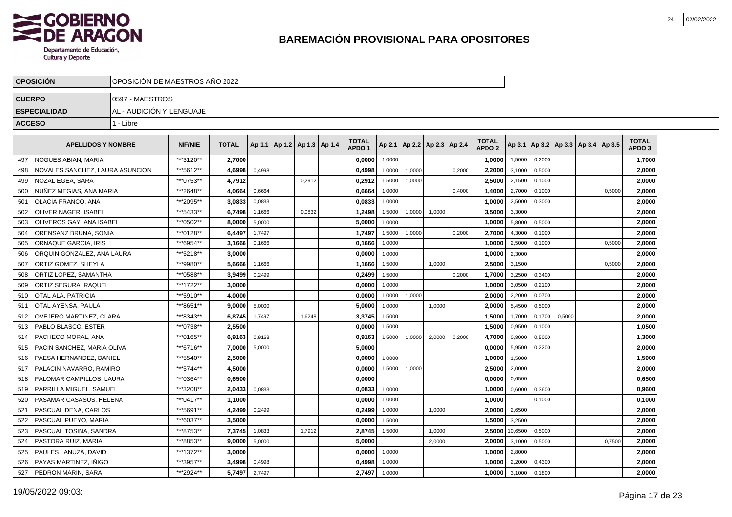# BAREMACIÓN PROVISIONAL PARA OPOSITORES

| OPOSICIÓN | OPOSICIÓN DE MAESTROS AÑO 2022 |
|---|---|
| CUERPO | 0597 - MAESTROS |
| ESPECIALIDAD | AL - AUDICIÓN Y LENGUAJE |
| ACCESO | 1 - Libre |

| | APELLIDOS Y NOMBRE | NIF/NIE | TOTAL | Ap 1.1 | Ap 1.2 | Ap 1.3 | Ap 1.4 | TOTAL APDO 1 | Ap 2.1 | Ap 2.2 | Ap 2.3 | Ap 2.4 | TOTAL APDO 2 | Ap 3.1 | Ap 3.2 | Ap 3.3 | Ap 3.4 | Ap 3.5 | TOTAL APDO 3 |
|---|---|---|---|---|---|---|---|---|---|---|---|---|---|---|---|---|---|---|---|
| 497 | NOGUES ABIAN, MARIA | ***3120** | 2,7000 | | | | | 0,0000 | 1,0000 | | | | 1,0000 | 1,5000 | 0,2000 | | | | 1,7000 |
| 498 | NOVALES SANCHEZ, LAURA ASUNCION | ***5612** | 4,6998 | 0,4998 | | | | 0,4998 | 1,0000 | 1,0000 | | 0,2000 | 2,2000 | 3,1000 | 0,5000 | | | | 2,0000 |
| 499 | NOZAL EGEA, SARA | ***0753** | 4,7912 | | | 0,2912 | | 0,2912 | 1,5000 | 1,0000 | | | 2,5000 | 2,1500 | 0,1000 | | | | 2,0000 |
| 500 | NUÑEZ MEGIAS, ANA MARIA | ***2648** | 4,0664 | 0,6664 | | | | 0,6664 | 1,0000 | | | 0,4000 | 1,4000 | 2,7000 | 0,1000 | | | 0,5000 | 2,0000 |
| 501 | OLACIA FRANCO, ANA | ***2095** | 3,0833 | 0,0833 | | | | 0,0833 | 1,0000 | | | | 1,0000 | 2,5000 | 0,3000 | | | | 2,0000 |
| 502 | OLIVER NAGER, ISABEL | ***5433** | 6,7498 | 1,1666 | | 0,0832 | | 1,2498 | 1,5000 | 1,0000 | 1,0000 | | 3,5000 | 3,3000 | | | | | 2,0000 |
| 503 | OLIVEROS GAY, ANA ISABEL | ***0502** | 8,0000 | 5,0000 | | | | 5,0000 | 1,0000 | | | | 1,0000 | 5,8000 | 0,5000 | | | | 2,0000 |
| 504 | ORENSANZ BRUNA, SONIA | ***0128** | 6,4497 | 1,7497 | | | | 1,7497 | 1,5000 | 1,0000 | | 0,2000 | 2,7000 | 4,3000 | 0,1000 | | | | 2,0000 |
| 505 | ORNAQUE GARCIA, IRIS | ***6954** | 3,1666 | 0,1666 | | | | 0,1666 | 1,0000 | | | | 1,0000 | 2,5000 | 0,1000 | | | 0,5000 | 2,0000 |
| 506 | ORQUIN GONZALEZ, ANA LAURA | ***5218** | 3,0000 | | | | | 0,0000 | 1,0000 | | | | 1,0000 | 2,3000 | | | | | 2,0000 |
| 507 | ORTIZ GOMEZ, SHEYLA | ***9980** | 5,6666 | 1,1666 | | | | 1,1666 | 1,5000 | | 1,0000 | | 2,5000 | 3,1500 | | | | 0,5000 | 2,0000 |
| 508 | ORTIZ LOPEZ, SAMANTHA | ***0588** | 3,9499 | 0,2499 | | | | 0,2499 | 1,5000 | | | 0,2000 | 1,7000 | 3,2500 | 0,3400 | | | | 2,0000 |
| 509 | ORTIZ SEGURA, RAQUEL | ***1722** | 3,0000 | | | | | 0,0000 | 1,0000 | | | | 1,0000 | 3,0500 | 0,2100 | | | | 2,0000 |
| 510 | OTAL ALA, PATRICIA | ***5910** | 4,0000 | | | | | 0,0000 | 1,0000 | 1,0000 | | | 2,0000 | 2,2000 | 0,0700 | | | | 2,0000 |
| 511 | OTAL AYENSA, PAULA | ***8651** | 9,0000 | 5,0000 | | | | 5,0000 | 1,0000 | | 1,0000 | | 2,0000 | 5,4500 | 0,5000 | | | | 2,0000 |
| 512 | OVEJERO MARTINEZ, CLARA | ***8343** | 6,8745 | 1,7497 | | 1,6248 | | 3,3745 | 1,5000 | | | | 1,5000 | 1,7000 | 0,1700 | 0,5000 | | | 2,0000 |
| 513 | PABLO BLASCO, ESTER | ***0738** | 2,5500 | | | | | 0,0000 | 1,5000 | | | | 1,5000 | 0,9500 | 0,1000 | | | | 1,0500 |
| 514 | PACHECO MORAL, ANA | ***0165** | 6,9163 | 0,9163 | | | | 0,9163 | 1,5000 | 1,0000 | 2,0000 | 0,2000 | 4,7000 | 0,8000 | 0,5000 | | | | 1,3000 |
| 515 | PACIN SANCHEZ, MARIA OLIVA | ***6716** | 7,0000 | 5,0000 | | | | 5,0000 | | | | | 0,0000 | 5,9500 | 0,2200 | | | | 2,0000 |
| 516 | PAESA HERNANDEZ, DANIEL | ***5540** | 2,5000 | | | | | 0,0000 | 1,0000 | | | | 1,0000 | 1,5000 | | | | | 1,5000 |
| 517 | PALACIN NAVARRO, RAMIRO | ***5744** | 4,5000 | | | | | 0,0000 | 1,5000 | 1,0000 | | | 2,5000 | 2,0000 | | | | | 2,0000 |
| 518 | PALOMAR CAMPILLOS, LAURA | ***0364** | 0,6500 | | | | | 0,0000 | | | | | 0,0000 | 0,6500 | | | | | 0,6500 |
| 519 | PARRILLA MIGUEL, SAMUEL | ***3208** | 2,0433 | 0,0833 | | | | 0,0833 | 1,0000 | | | | 1,0000 | 0,6000 | 0,3600 | | | | 0,9600 |
| 520 | PASAMAR CASASUS, HELENA | ***0417** | 1,1000 | | | | | 0,0000 | 1,0000 | | | | 1,0000 | | 0,1000 | | | | 0,1000 |
| 521 | PASCUAL DENA, CARLOS | ***5691** | 4,2499 | 0,2499 | | | | 0,2499 | 1,0000 | | 1,0000 | | 2,0000 | 2,6500 | | | | | 2,0000 |
| 522 | PASCUAL PUEYO, MARIA | ***6037** | 3,5000 | | | | | 0,0000 | 1,5000 | | | | 1,5000 | 3,2500 | | | | | 2,0000 |
| 523 | PASCUAL TOSINA, SANDRA | ***8753** | 7,3745 | 1,0833 | | 1,7912 | | 2,8745 | 1,5000 | | 1,0000 | | 2,5000 | 10,6500 | 0,5000 | | | | 2,0000 |
| 524 | PASTORA RUIZ, MARIA | ***8853** | 9,0000 | 5,0000 | | | | 5,0000 | | | 2,0000 | | 2,0000 | 3,1000 | 0,5000 | | | 0,7500 | 2,0000 |
| 525 | PAULES LANUZA, DAVID | ***1372** | 3,0000 | | | | | 0,0000 | 1,0000 | | | | 1,0000 | 2,8000 | | | | | 2,0000 |
| 526 | PAYAS MARTINEZ, IÑIGO | ***3957** | 3,4998 | 0,4998 | | | | 0,4998 | 1,0000 | | | | 1,0000 | 2,2000 | 0,4300 | | | | 2,0000 |
| 527 | PEDRON MARIN, SARA | ***2924** | 5,7497 | 2,7497 | | | | 2,7497 | 1,0000 | | | | 1,0000 | 3,1000 | 0,1800 | | | | 2,0000 |

19/05/2022 09:03: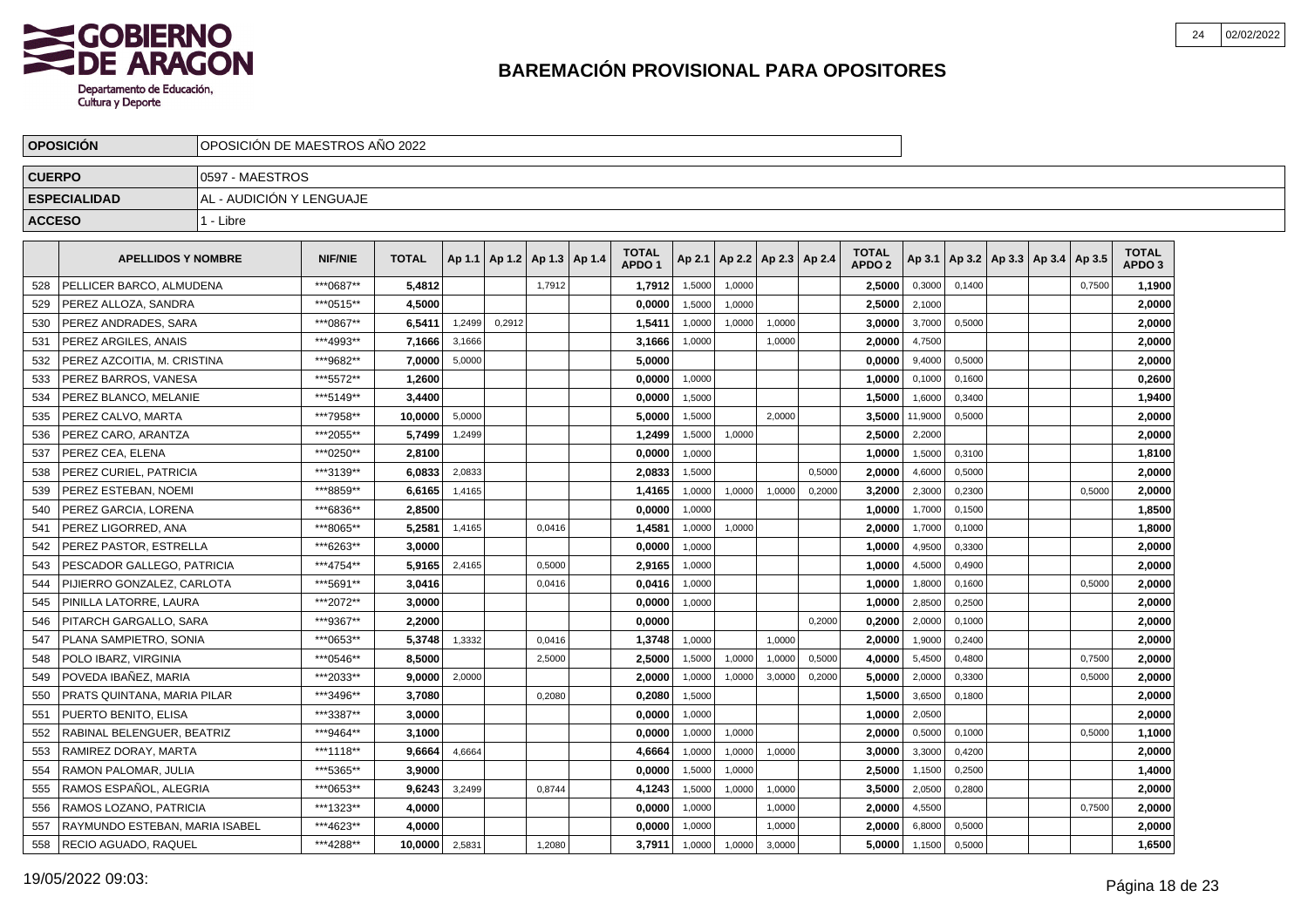# BAREMACIÓN PROVISIONAL PARA OPOSITORES

| | |
|---|---|
| **OPOSICIÓN** | OPOSICIÓN DE MAESTROS AÑO 2022 |
| **CUERPO** | 0597 - MAESTROS |
| **ESPECIALIDAD** | AL - AUDICIÓN Y LENGUAJE |
| **ACCESO** | 1 - Libre |

| | APELLIDOS Y NOMBRE | NIF/NIE | TOTAL | Ap 1.1 | Ap 1.2 | Ap 1.3 | Ap 1.4 | TOTAL APDO 1 | Ap 2.1 | Ap 2.2 | Ap 2.3 | Ap 2.4 | TOTAL APDO 2 | Ap 3.1 | Ap 3.2 | Ap 3.3 | Ap 3.4 | Ap 3.5 | TOTAL APDO 3 |
|---|---|---|---|---|---|---|---|---|---|---|---|---|---|---|---|---|---|---|---|
| 528 | PELLICER BARCO, ALMUDENA | ***0687** | 5,4812 | | | 1,7912 | | 1,7912 | 1,5000 | 1,0000 | | | 2,5000 | 0,3000 | 0,1400 | | | 0,7500 | 1,1900 |
| 529 | PEREZ ALLOZA, SANDRA | ***0515** | 4,5000 | | | | | 0,0000 | 1,5000 | 1,0000 | | | 2,5000 | 2,1000 | | | | | 2,0000 |
| 530 | PEREZ ANDRADES, SARA | ***0867** | 6,5411 | 1,2499 | 0,2912 | | | 1,5411 | 1,0000 | 1,0000 | 1,0000 | | 3,0000 | 3,7000 | 0,5000 | | | | 2,0000 |
| 531 | PEREZ ARGILES, ANAIS | ***4993** | 7,1666 | 3,1666 | | | | 3,1666 | 1,0000 | | 1,0000 | | 2,0000 | 4,7500 | | | | | 2,0000 |
| 532 | PEREZ AZCOITIA, M. CRISTINA | ***9682** | 7,0000 | 5,0000 | | | | 5,0000 | | | | | 0,0000 | 9,4000 | 0,5000 | | | | 2,0000 |
| 533 | PEREZ BARROS, VANESA | ***5572** | 1,2600 | | | | | 0,0000 | 1,0000 | | | | 1,0000 | 0,1000 | 0,1600 | | | | 0,2600 |
| 534 | PEREZ BLANCO, MELANIE | ***5149** | 3,4400 | | | | | 0,0000 | 1,5000 | | | | 1,5000 | 1,6000 | 0,3400 | | | | 1,9400 |
| 535 | PEREZ CALVO, MARTA | ***7958** | 10,0000 | 5,0000 | | | | 5,0000 | 1,5000 | | 2,0000 | | 3,5000 | 11,9000 | 0,5000 | | | | 2,0000 |
| 536 | PEREZ CARO, ARANTZA | ***2055** | 5,7499 | 1,2499 | | | | 1,2499 | 1,5000 | 1,0000 | | | 2,5000 | 2,2000 | | | | | 2,0000 |
| 537 | PEREZ CEA, ELENA | ***0250** | 2,8100 | | | | | 0,0000 | 1,0000 | | | | 1,0000 | 1,5000 | 0,3100 | | | | 1,8100 |
| 538 | PEREZ CURIEL, PATRICIA | ***3139** | 6,0833 | 2,0833 | | | | 2,0833 | 1,5000 | | | 0,5000 | 2,0000 | 4,6000 | 0,5000 | | | | 2,0000 |
| 539 | PEREZ ESTEBAN, NOEMI | ***8859** | 6,6165 | 1,4165 | | | | 1,4165 | 1,0000 | 1,0000 | 1,0000 | 0,2000 | 3,2000 | 2,3000 | 0,2300 | | | 0,5000 | 2,0000 |
| 540 | PEREZ GARCIA, LORENA | ***6836** | 2,8500 | | | | | 0,0000 | 1,0000 | | | | 1,0000 | 1,7000 | 0,1500 | | | | 1,8500 |
| 541 | PEREZ LIGORRED, ANA | ***8065** | 5,2581 | 1,4165 | | 0,0416 | | 1,4581 | 1,0000 | 1,0000 | | | 2,0000 | 1,7000 | 0,1000 | | | | 1,8000 |
| 542 | PEREZ PASTOR, ESTRELLA | ***6263** | 3,0000 | | | | | 0,0000 | 1,0000 | | | | 1,0000 | 4,9500 | 0,3300 | | | | 2,0000 |
| 543 | PESCADOR GALLEGO, PATRICIA | ***4754** | 5,9165 | 2,4165 | | 0,5000 | | 2,9165 | 1,0000 | | | | 1,0000 | 4,5000 | 0,4900 | | | | 2,0000 |
| 544 | PIJIERRO GONZALEZ, CARLOTA | ***5691** | 3,0416 | | | 0,0416 | | 0,0416 | 1,0000 | | | | 1,0000 | 1,8000 | 0,1600 | | | 0,5000 | 2,0000 |
| 545 | PINILLA LATORRE, LAURA | ***2072** | 3,0000 | | | | | 0,0000 | 1,0000 | | | | 1,0000 | 2,8500 | 0,2500 | | | | 2,0000 |
| 546 | PITARCH GARGALLO, SARA | ***9367** | 2,2000 | | | | | 0,0000 | | | | 0,2000 | 0,2000 | 2,0000 | 0,1000 | | | | 2,0000 |
| 547 | PLANA SAMPIETRO, SONIA | ***0653** | 5,3748 | 1,3332 | | 0,0416 | | 1,3748 | 1,0000 | | 1,0000 | | 2,0000 | 1,9000 | 0,2400 | | | | 2,0000 |
| 548 | POLO IBARZ, VIRGINIA | ***0546** | 8,5000 | | | 2,5000 | | 2,5000 | 1,5000 | 1,0000 | 1,0000 | 0,5000 | 4,0000 | 5,4500 | 0,4800 | | | 0,7500 | 2,0000 |
| 549 | POVEDA IBAÑEZ, MARIA | ***2033** | 9,0000 | 2,0000 | | | | 2,0000 | 1,0000 | 1,0000 | 3,0000 | 0,2000 | 5,0000 | 2,0000 | 0,3300 | | | 0,5000 | 2,0000 |
| 550 | PRATS QUINTANA, MARIA PILAR | ***3496** | 3,7080 | | | 0,2080 | | 0,2080 | 1,5000 | | | | 1,5000 | 3,6500 | 0,1800 | | | | 2,0000 |
| 551 | PUERTO BENITO, ELISA | ***3387** | 3,0000 | | | | | 0,0000 | 1,0000 | | | | 1,0000 | 2,0500 | | | | | 2,0000 |
| 552 | RABINAL BELENGUER, BEATRIZ | ***9464** | 3,1000 | | | | | 0,0000 | 1,0000 | 1,0000 | | | 2,0000 | 0,5000 | 0,1000 | | | 0,5000 | 1,1000 |
| 553 | RAMIREZ DORAY, MARTA | ***1118** | 9,6664 | 4,6664 | | | | 4,6664 | 1,0000 | 1,0000 | 1,0000 | | 3,0000 | 3,3000 | 0,4200 | | | | 2,0000 |
| 554 | RAMON PALOMAR, JULIA | ***5365** | 3,9000 | | | | | 0,0000 | 1,5000 | 1,0000 | | | 2,5000 | 1,1500 | 0,2500 | | | | 1,4000 |
| 555 | RAMOS ESPAÑOL, ALEGRIA | ***0653** | 9,6243 | 3,2499 | | 0,8744 | | 4,1243 | 1,5000 | 1,0000 | 1,0000 | | 3,5000 | 2,0500 | 0,2800 | | | | 2,0000 |
| 556 | RAMOS LOZANO, PATRICIA | ***1323** | 4,0000 | | | | | 0,0000 | 1,0000 | | 1,0000 | | 2,0000 | 4,5500 | | | | 0,7500 | 2,0000 |
| 557 | RAYMUNDO ESTEBAN, MARIA ISABEL | ***4623** | 4,0000 | | | | | 0,0000 | 1,0000 | | 1,0000 | | 2,0000 | 6,8000 | 0,5000 | | | | 2,0000 |
| 558 | RECIO AGUADO, RAQUEL | ***4288** | 10,0000 | 2,5831 | | 1,2080 | | 3,7911 | 1,0000 | 1,0000 | 3,0000 | | 5,0000 | 1,1500 | 0,5000 | | | | 1,6500 |

19/05/2022 09:03: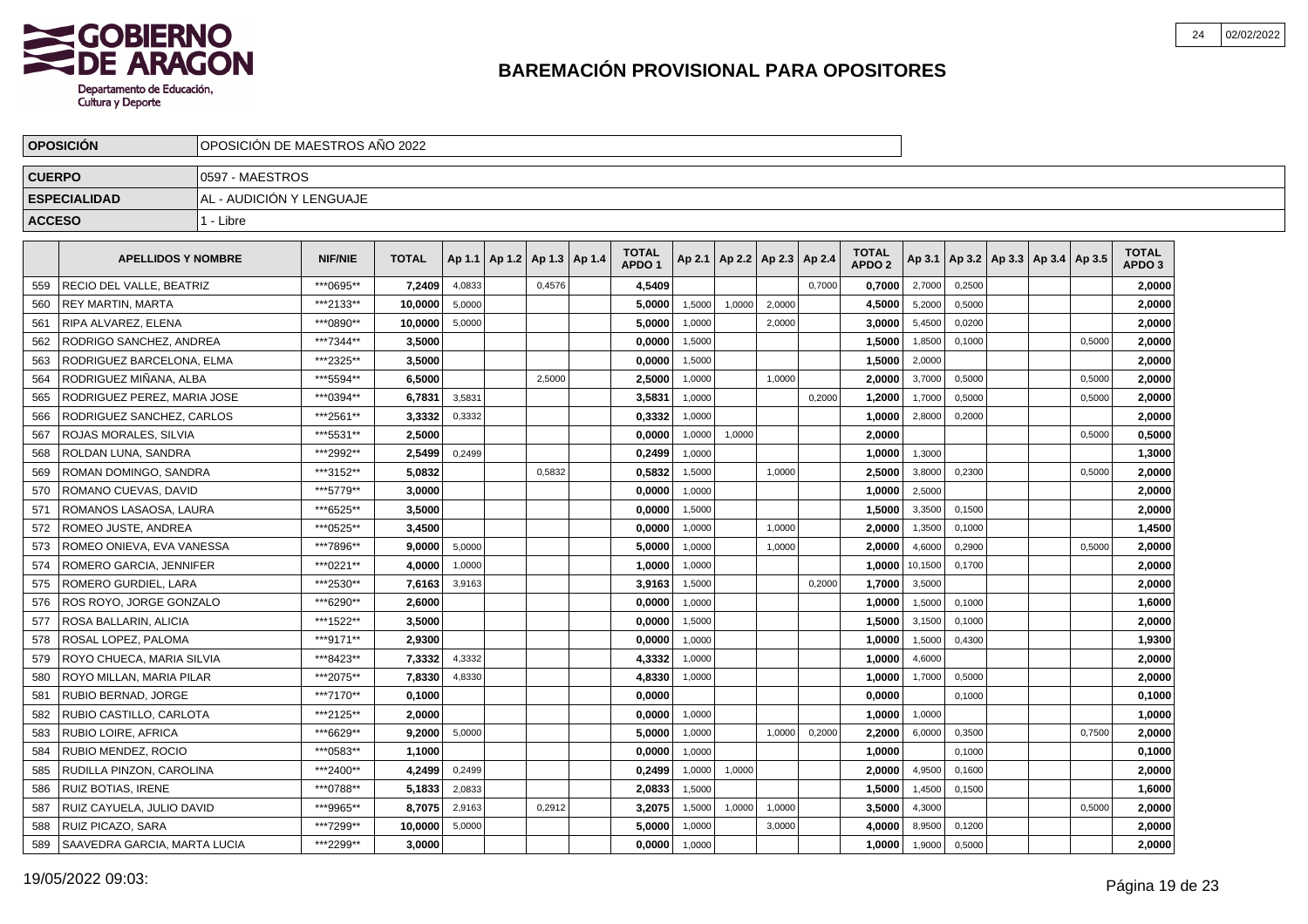# BAREMACIÓN PROVISIONAL PARA OPOSITORES

| OPOSICIÓN | OPOSICIÓN DE MAESTROS AÑO 2022 |
|---|---|
| CUERPO | 0597 - MAESTROS |
| ESPECIALIDAD | AL - AUDICIÓN Y LENGUAJE |
| ACCESO | 1 - Libre |

| | APELLIDOS Y NOMBRE | NIF/NIE | TOTAL | Ap 1.1 | Ap 1.2 | Ap 1.3 | Ap 1.4 | TOTAL APDO 1 | Ap 2.1 | Ap 2.2 | Ap 2.3 | Ap 2.4 | TOTAL APDO 2 | Ap 3.1 | Ap 3.2 | Ap 3.3 | Ap 3.4 | Ap 3.5 | TOTAL APDO 3 |
|---|---|---|---|---|---|---|---|---|---|---|---|---|---|---|---|---|---|---|---|
| 559 | RECIO DEL VALLE, BEATRIZ | ***0695** | 7,2409 | 4,0833 | | 0,4576 | | 4,5409 | | | | 0,7000 | 0,7000 | 2,7000 | 0,2500 | | | | 2,0000 |
| 560 | REY MARTIN, MARTA | ***2133** | 10,0000 | 5,0000 | | | | 5,0000 | 1,5000 | 1,0000 | 2,0000 | | 4,5000 | 5,2000 | 0,5000 | | | | 2,0000 |
| 561 | RIPA ALVAREZ, ELENA | ***0890** | 10,0000 | 5,0000 | | | | 5,0000 | 1,0000 | | 2,0000 | | 3,0000 | 5,4500 | 0,0200 | | | | 2,0000 |
| 562 | RODRIGO SANCHEZ, ANDREA | ***7344** | 3,5000 | | | | | 0,0000 | 1,5000 | | | | 1,5000 | 1,8500 | 0,1000 | | | 0,5000 | 2,0000 |
| 563 | RODRIGUEZ BARCELONA, ELMA | ***2325** | 3,5000 | | | | | 0,0000 | 1,5000 | | | | 1,5000 | 2,0000 | | | | | 2,0000 |
| 564 | RODRIGUEZ MIÑANA, ALBA | ***5594** | 6,5000 | | | 2,5000 | | 2,5000 | 1,0000 | | 1,0000 | | 2,0000 | 3,7000 | 0,5000 | | | 0,5000 | 2,0000 |
| 565 | RODRIGUEZ PEREZ, MARIA JOSE | ***0394** | 6,7831 | 3,5831 | | | | 3,5831 | 1,0000 | | | 0,2000 | 1,2000 | 1,7000 | 0,5000 | | | 0,5000 | 2,0000 |
| 566 | RODRIGUEZ SANCHEZ, CARLOS | ***2561** | 3,3332 | 0,3332 | | | | 0,3332 | 1,0000 | | | | 1,0000 | 2,8000 | 0,2000 | | | | 2,0000 |
| 567 | ROJAS MORALES, SILVIA | ***5531** | 2,5000 | | | | | 0,0000 | 1,0000 | 1,0000 | | | 2,0000 | | | | | 0,5000 | 0,5000 |
| 568 | ROLDAN LUNA, SANDRA | ***2992** | 2,5499 | 0,2499 | | | | 0,2499 | 1,0000 | | | | 1,0000 | 1,3000 | | | | | 1,3000 |
| 569 | ROMAN DOMINGO, SANDRA | ***3152** | 5,0832 | | | 0,5832 | | 0,5832 | 1,5000 | | 1,0000 | | 2,5000 | 3,8000 | 0,2300 | | | 0,5000 | 2,0000 |
| 570 | ROMANO CUEVAS, DAVID | ***5779** | 3,0000 | | | | | 0,0000 | 1,0000 | | | | 1,0000 | 2,5000 | | | | | 2,0000 |
| 571 | ROMANOS LASAOSA, LAURA | ***6525** | 3,5000 | | | | | 0,0000 | 1,5000 | | | | 1,5000 | 3,3500 | 0,1500 | | | | 2,0000 |
| 572 | ROMEO JUSTE, ANDREA | ***0525** | 3,4500 | | | | | 0,0000 | 1,0000 | | 1,0000 | | 2,0000 | 1,3500 | 0,1000 | | | | 1,4500 |
| 573 | ROMEO ONIEVA, EVA VANESSA | ***7896** | 9,0000 | 5,0000 | | | | 5,0000 | 1,0000 | | 1,0000 | | 2,0000 | 4,6000 | 0,2900 | | | 0,5000 | 2,0000 |
| 574 | ROMERO GARCIA, JENNIFER | ***0221** | 4,0000 | 1,0000 | | | | 1,0000 | 1,0000 | | | | 1,0000 | 10,1500 | 0,1700 | | | | 2,0000 |
| 575 | ROMERO GURDIEL, LARA | ***2530** | 7,6163 | 3,9163 | | | | 3,9163 | 1,5000 | | | 0,2000 | 1,7000 | 3,5000 | | | | | 2,0000 |
| 576 | ROS ROYO, JORGE GONZALO | ***6290** | 2,6000 | | | | | 0,0000 | 1,0000 | | | | 1,0000 | 1,5000 | 0,1000 | | | | 1,6000 |
| 577 | ROSA BALLARIN, ALICIA | ***1522** | 3,5000 | | | | | 0,0000 | 1,5000 | | | | 1,5000 | 3,1500 | 0,1000 | | | | 2,0000 |
| 578 | ROSAL LOPEZ, PALOMA | ***9171** | 2,9300 | | | | | 0,0000 | 1,0000 | | | | 1,0000 | 1,5000 | 0,4300 | | | | 1,9300 |
| 579 | ROYO CHUECA, MARIA SILVIA | ***8423** | 7,3332 | 4,3332 | | | | 4,3332 | 1,0000 | | | | 1,0000 | 4,6000 | | | | | 2,0000 |
| 580 | ROYO MILLAN, MARIA PILAR | ***2075** | 7,8330 | 4,8330 | | | | 4,8330 | 1,0000 | | | | 1,0000 | 1,7000 | 0,5000 | | | | 2,0000 |
| 581 | RUBIO BERNAD, JORGE | ***7170** | 0,1000 | | | | | 0,0000 | | | | | 0,0000 | | 0,1000 | | | | 0,1000 |
| 582 | RUBIO CASTILLO, CARLOTA | ***2125** | 2,0000 | | | | | 0,0000 | 1,0000 | | | | 1,0000 | 1,0000 | | | | | 1,0000 |
| 583 | RUBIO LOIRE, AFRICA | ***6629** | 9,2000 | 5,0000 | | | | 5,0000 | 1,0000 | | 1,0000 | 0,2000 | 2,2000 | 6,0000 | 0,3500 | | | 0,7500 | 2,0000 |
| 584 | RUBIO MENDEZ, ROCIO | ***0583** | 1,1000 | | | | | 0,0000 | 1,0000 | | | | 1,0000 | | 0,1000 | | | | 0,1000 |
| 585 | RUDILLA PINZON, CAROLINA | ***2400** | 4,2499 | 0,2499 | | | | 0,2499 | 1,0000 | 1,0000 | | | 2,0000 | 4,9500 | 0,1600 | | | | 2,0000 |
| 586 | RUIZ BOTIAS, IRENE | ***0788** | 5,1833 | 2,0833 | | | | 2,0833 | 1,5000 | | | | 1,5000 | 1,4500 | 0,1500 | | | | 1,6000 |
| 587 | RUIZ CAYUELA, JULIO DAVID | ***9965** | 8,7075 | 2,9163 | | 0,2912 | | 3,2075 | 1,5000 | 1,0000 | 1,0000 | | 3,5000 | 4,3000 | | | | 0,5000 | 2,0000 |
| 588 | RUIZ PICAZO, SARA | ***7299** | 10,0000 | 5,0000 | | | | 5,0000 | 1,0000 | | 3,0000 | | 4,0000 | 8,9500 | 0,1200 | | | | 2,0000 |
| 589 | SAAVEDRA GARCIA, MARTA LUCIA | ***2299** | 3,0000 | | | | | 0,0000 | 1,0000 | | | | 1,0000 | 1,9000 | 0,5000 | | | | 2,0000 |

19/05/2022 09:03: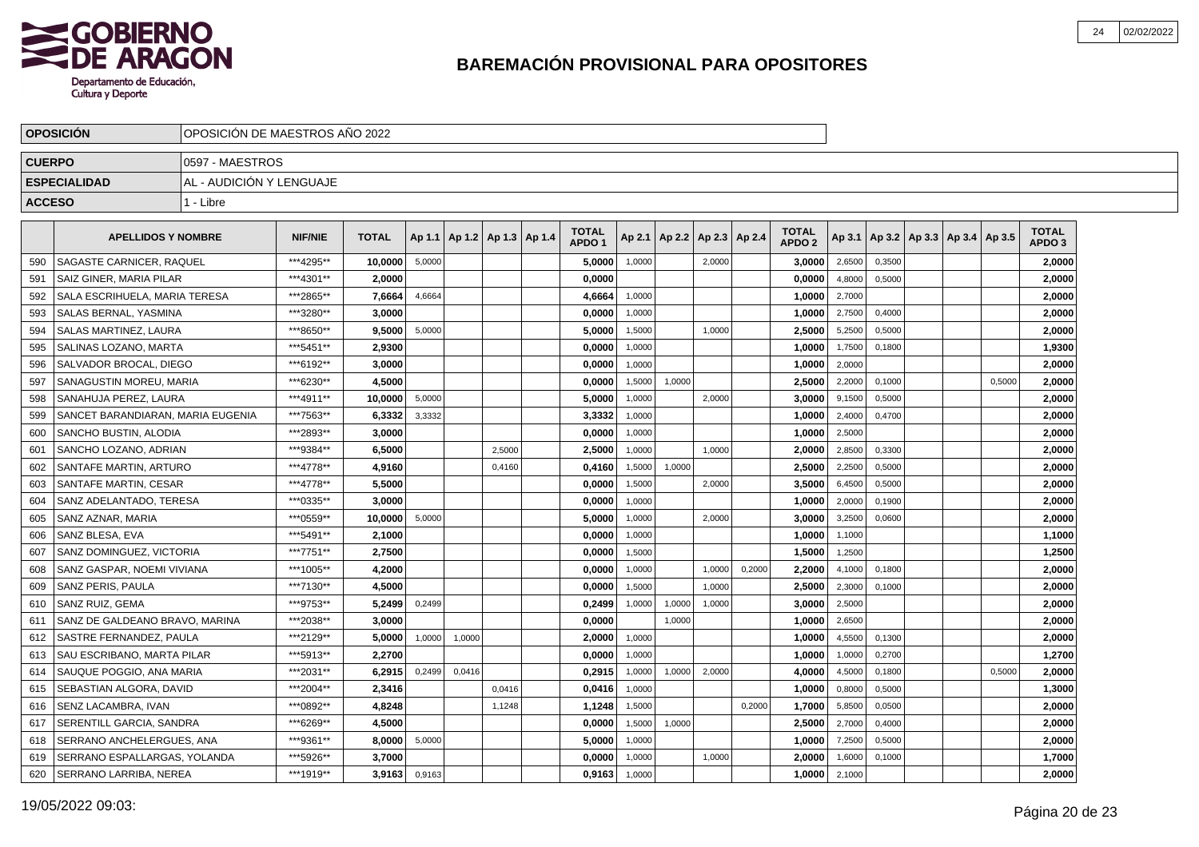## BAREMACIÓN PROVISIONAL PARA OPOSITORES

| OPOSICIÓN | OPOSICIÓN DE MAESTROS AÑO 2022 |
|---|---|
| CUERPO | 0597 - MAESTROS |
| ESPECIALIDAD | AL - AUDICIÓN Y LENGUAJE |
| ACCESO | 1 - Libre |

| | APELLIDOS Y NOMBRE | NIF/NIE | TOTAL | Ap 1.1 | Ap 1.2 | Ap 1.3 | Ap 1.4 | TOTAL APDO 1 | Ap 2.1 | Ap 2.2 | Ap 2.3 | Ap 2.4 | TOTAL APDO 2 | Ap 3.1 | Ap 3.2 | Ap 3.3 | Ap 3.4 | Ap 3.5 | TOTAL APDO 3 |
|---|---|---|---|---|---|---|---|---|---|---|---|---|---|---|---|---|---|---|---|
| 590 | SAGASTE CARNICER, RAQUEL | ***4295** | **10,0000** | 5,0000 | | | | **5,0000** | 1,0000 | | 2,0000 | | **3,0000** | 2,6500 | 0,3500 | | | | **2,0000** |
| 591 | SAIZ GINER, MARIA PILAR | ***4301** | **2,0000** | | | | | **0,0000** | | | | | **0,0000** | 4,8000 | 0,5000 | | | | **2,0000** |
| 592 | SALA ESCRIHUELA, MARIA TERESA | ***2865** | **7,6664** | 4,6664 | | | | **4,6664** | 1,0000 | | | | **1,0000** | 2,7000 | | | | | **2,0000** |
| 593 | SALAS BERNAL, YASMINA | ***3280** | **3,0000** | | | | | **0,0000** | 1,0000 | | | | **1,0000** | 2,7500 | 0,4000 | | | | **2,0000** |
| 594 | SALAS MARTINEZ, LAURA | ***8650** | **9,5000** | 5,0000 | | | | **5,0000** | 1,5000 | | 1,0000 | | **2,5000** | 5,2500 | 0,5000 | | | | **2,0000** |
| 595 | SALINAS LOZANO, MARTA | ***5451** | **2,9300** | | | | | **0,0000** | 1,0000 | | | | **1,0000** | 1,7500 | 0,1800 | | | | **1,9300** |
| 596 | SALVADOR BROCAL, DIEGO | ***6192** | **3,0000** | | | | | **0,0000** | 1,0000 | | | | **1,0000** | 2,0000 | | | | | **2,0000** |
| 597 | SANAGUSTIN MOREU, MARIA | ***6230** | **4,5000** | | | | | **0,0000** | 1,5000 | 1,0000 | | | **2,5000** | 2,2000 | 0,1000 | | | 0,5000 | **2,0000** |
| 598 | SANAHUJA PEREZ, LAURA | ***4911** | **10,0000** | 5,0000 | | | | **5,0000** | 1,0000 | | 2,0000 | | **3,0000** | 9,1500 | 0,5000 | | | | **2,0000** |
| 599 | SANCET BARANDIARAN, MARIA EUGENIA | ***7563** | **6,3332** | 3,3332 | | | | **3,3332** | 1,0000 | | | | **1,0000** | 2,4000 | 0,4700 | | | | **2,0000** |
| 600 | SANCHO BUSTIN, ALODIA | ***2893** | **3,0000** | | | | | **0,0000** | 1,0000 | | | | **1,0000** | 2,5000 | | | | | **2,0000** |
| 601 | SANCHO LOZANO, ADRIAN | ***9384** | **6,5000** | | | 2,5000 | | **2,5000** | 1,0000 | | 1,0000 | | **2,0000** | 2,8500 | 0,3300 | | | | **2,0000** |
| 602 | SANTAFE MARTIN, ARTURO | ***4778** | **4,9160** | | | 0,4160 | | **0,4160** | 1,5000 | 1,0000 | | | **2,5000** | 2,2500 | 0,5000 | | | | **2,0000** |
| 603 | SANTAFE MARTIN, CESAR | ***4778** | **5,5000** | | | | | **0,0000** | 1,5000 | | 2,0000 | | **3,5000** | 6,4500 | 0,5000 | | | | **2,0000** |
| 604 | SANZ ADELANTADO, TERESA | ***0335** | **3,0000** | | | | | **0,0000** | 1,0000 | | | | **1,0000** | 2,0000 | 0,1900 | | | | **2,0000** |
| 605 | SANZ AZNAR, MARIA | ***0559** | **10,0000** | 5,0000 | | | | **5,0000** | 1,0000 | | 2,0000 | | **3,0000** | 3,2500 | 0,0600 | | | | **2,0000** |
| 606 | SANZ BLESA, EVA | ***5491** | **2,1000** | | | | | **0,0000** | 1,0000 | | | | **1,0000** | 1,1000 | | | | | **1,1000** |
| 607 | SANZ DOMINGUEZ, VICTORIA | ***7751** | **2,7500** | | | | | **0,0000** | 1,5000 | | | | **1,5000** | 1,2500 | | | | | **1,2500** |
| 608 | SANZ GASPAR, NOEMI VIVIANA | ***1005** | **4,2000** | | | | | **0,0000** | 1,0000 | | 1,0000 | 0,2000 | **2,2000** | 4,1000 | 0,1800 | | | | **2,0000** |
| 609 | SANZ PERIS, PAULA | ***7130** | **4,5000** | | | | | **0,0000** | 1,5000 | | 1,0000 | | **2,5000** | 2,3000 | 0,1000 | | | | **2,0000** |
| 610 | SANZ RUIZ, GEMA | ***9753** | **5,2499** | 0,2499 | | | | **0,2499** | 1,0000 | 1,0000 | 1,0000 | | **3,0000** | 2,5000 | | | | | **2,0000** |
| 611 | SANZ DE GALDEANO BRAVO, MARINA | ***2038** | **3,0000** | | | | | **0,0000** | | 1,0000 | | | **1,0000** | 2,6500 | | | | | **2,0000** |
| 612 | SASTRE FERNANDEZ, PAULA | ***2129** | **5,0000** | 1,0000 | 1,0000 | | | **2,0000** | 1,0000 | | | | **1,0000** | 4,5500 | 0,1300 | | | | **2,0000** |
| 613 | SAU ESCRIBANO, MARTA PILAR | ***5913** | **2,2700** | | | | | **0,0000** | 1,0000 | | | | **1,0000** | 1,0000 | 0,2700 | | | | **1,2700** |
| 614 | SAUQUE POGGIO, ANA MARIA | ***2031** | **6,2915** | 0,2499 | 0,0416 | | | **0,2915** | 1,0000 | 1,0000 | 2,0000 | | **4,0000** | 4,5000 | 0,1800 | | | 0,5000 | **2,0000** |
| 615 | SEBASTIAN ALGORA, DAVID | ***2004** | **2,3416** | | | 0,0416 | | **0,0416** | 1,0000 | | | | **1,0000** | 0,8000 | 0,5000 | | | | **1,3000** |
| 616 | SENZ LACAMBRA, IVAN | ***0892** | **4,8248** | | | 1,1248 | | **1,1248** | 1,5000 | | | 0,2000 | **1,7000** | 5,8500 | 0,0500 | | | | **2,0000** |
| 617 | SERENTILL GARCIA, SANDRA | ***6269** | **4,5000** | | | | | **0,0000** | 1,5000 | 1,0000 | | | **2,5000** | 2,7000 | 0,4000 | | | | **2,0000** |
| 618 | SERRANO ANCHELERGUES, ANA | ***9361** | **8,0000** | 5,0000 | | | | **5,0000** | 1,0000 | | | | **1,0000** | 7,2500 | 0,5000 | | | | **2,0000** |
| 619 | SERRANO ESPALLARGAS, YOLANDA | ***5926** | **3,7000** | | | | | **0,0000** | 1,0000 | | 1,0000 | | **2,0000** | 1,6000 | 0,1000 | | | | **1,7000** |
| 620 | SERRANO LARRIBA, NEREA | ***1919** | **3,9163** | 0,9163 | | | | **0,9163** | 1,0000 | | | | **1,0000** | 2,1000 | | | | | **2,0000** |

19/05/2022 09:03: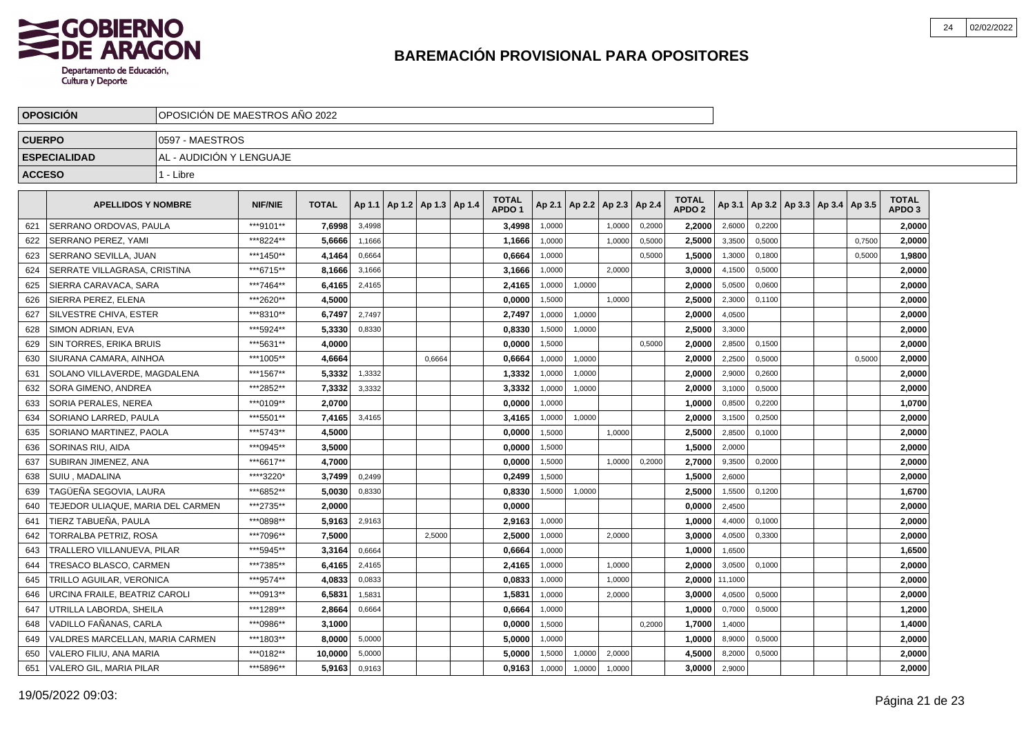# BAREMACIÓN PROVISIONAL PARA OPOSITORES

| OPOSICIÓN | OPOSICIÓN DE MAESTROS AÑO 2022 |
|---|---|
| CUERPO | 0597 - MAESTROS |
| ESPECIALIDAD | AL - AUDICIÓN Y LENGUAJE |
| ACCESO | 1 - Libre |

| | APELLIDOS Y NOMBRE | NIF/NIE | TOTAL | Ap 1.1 | Ap 1.2 | Ap 1.3 | Ap 1.4 | TOTAL APDO 1 | Ap 2.1 | Ap 2.2 | Ap 2.3 | Ap 2.4 | TOTAL APDO 2 | Ap 3.1 | Ap 3.2 | Ap 3.3 | Ap 3.4 | Ap 3.5 | TOTAL APDO 3 |
|---|---|---|---|---|---|---|---|---|---|---|---|---|---|---|---|---|---|---|---|
| 621 | SERRANO ORDOVAS, PAULA | ***9101** | 7,6998 | 3,4998 | | | | 3,4998 | 1,0000 | | 1,0000 | 0,2000 | 2,2000 | 2,6000 | 0,2200 | | | | 2,0000 |
| 622 | SERRANO PEREZ, YAMI | ***8224** | 5,6666 | 1,1666 | | | | 1,1666 | 1,0000 | | 1,0000 | 0,5000 | 2,5000 | 3,3500 | 0,5000 | | | 0,7500 | 2,0000 |
| 623 | SERRANO SEVILLA, JUAN | ***1450** | 4,1464 | 0,6664 | | | | 0,6664 | 1,0000 | | | 0,5000 | 1,5000 | 1,3000 | 0,1800 | | | 0,5000 | 1,9800 |
| 624 | SERRATE VILLAGRASA, CRISTINA | ***6715** | 8,1666 | 3,1666 | | | | 3,1666 | 1,0000 | | 2,0000 | | 3,0000 | 4,1500 | 0,5000 | | | | 2,0000 |
| 625 | SIERRA CARAVACA, SARA | ***7464** | 6,4165 | 2,4165 | | | | 2,4165 | 1,0000 | 1,0000 | | | 2,0000 | 5,0500 | 0,0600 | | | | 2,0000 |
| 626 | SIERRA PEREZ, ELENA | ***2620** | 4,5000 | | | | | 0,0000 | 1,5000 | | 1,0000 | | 2,5000 | 2,3000 | 0,1100 | | | | 2,0000 |
| 627 | SILVESTRE CHIVA, ESTER | ***8310** | 6,7497 | 2,7497 | | | | 2,7497 | 1,0000 | 1,0000 | | | 2,0000 | 4,0500 | | | | | 2,0000 |
| 628 | SIMON ADRIAN, EVA | ***5924** | 5,3330 | 0,8330 | | | | 0,8330 | 1,5000 | 1,0000 | | | 2,5000 | 3,3000 | | | | | 2,0000 |
| 629 | SIN TORRES, ERIKA BRUIS | ***5631** | 4,0000 | | | | | 0,0000 | 1,5000 | | | 0,5000 | 2,0000 | 2,8500 | 0,1500 | | | | 2,0000 |
| 630 | SIURANA CAMARA, AINHOA | ***1005** | 4,6664 | | | 0,6664 | | 0,6664 | 1,0000 | 1,0000 | | | 2,0000 | 2,2500 | 0,5000 | | | 0,5000 | 2,0000 |
| 631 | SOLANO VILLAVERDE, MAGDALENA | ***1567** | 5,3332 | 1,3332 | | | | 1,3332 | 1,0000 | 1,0000 | | | 2,0000 | 2,9000 | 0,2600 | | | | 2,0000 |
| 632 | SORA GIMENO, ANDREA | ***2852** | 7,3332 | 3,3332 | | | | 3,3332 | 1,0000 | 1,0000 | | | 2,0000 | 3,1000 | 0,5000 | | | | 2,0000 |
| 633 | SORIA PERALES, NEREA | ***0109** | 2,0700 | | | | | 0,0000 | 1,0000 | | | | 1,0000 | 0,8500 | 0,2200 | | | | 1,0700 |
| 634 | SORIANO LARRED, PAULA | ***5501** | 7,4165 | 3,4165 | | | | 3,4165 | 1,0000 | 1,0000 | | | 2,0000 | 3,1500 | 0,2500 | | | | 2,0000 |
| 635 | SORIANO MARTINEZ, PAOLA | ***5743** | 4,5000 | | | | | 0,0000 | 1,5000 | | 1,0000 | | 2,5000 | 2,8500 | 0,1000 | | | | 2,0000 |
| 636 | SORINAS RIU, AIDA | ***0945** | 3,5000 | | | | | 0,0000 | 1,5000 | | | | 1,5000 | 2,0000 | | | | | 2,0000 |
| 637 | SUBIRAN JIMENEZ, ANA | ***6617** | 4,7000 | | | | | 0,0000 | 1,5000 | | 1,0000 | 0,2000 | 2,7000 | 9,3500 | 0,2000 | | | | 2,0000 |
| 638 | SUIU , MADALINA | ****3220* | 3,7499 | 0,2499 | | | | 0,2499 | 1,5000 | | | | 1,5000 | 2,6000 | | | | | 2,0000 |
| 639 | TAGÜEÑA SEGOVIA, LAURA | ***6852** | 5,0030 | 0,8330 | | | | 0,8330 | 1,5000 | 1,0000 | | | 2,5000 | 1,5500 | 0,1200 | | | | 1,6700 |
| 640 | TEJEDOR ULIAQUE, MARIA DEL CARMEN | ***2735** | 2,0000 | | | | | 0,0000 | | | | | 0,0000 | 2,4500 | | | | | 2,0000 |
| 641 | TIERZ TABUEÑA, PAULA | ***0898** | 5,9163 | 2,9163 | | | | 2,9163 | 1,0000 | | | | 1,0000 | 4,4000 | 0,1000 | | | | 2,0000 |
| 642 | TORRALBA PETRIZ, ROSA | ***7096** | 7,5000 | | | 2,5000 | | 2,5000 | 1,0000 | | 2,0000 | | 3,0000 | 4,0500 | 0,3300 | | | | 2,0000 |
| 643 | TRALLERO VILLANUEVA, PILAR | ***5945** | 3,3164 | 0,6664 | | | | 0,6664 | 1,0000 | | | | 1,0000 | 1,6500 | | | | | 1,6500 |
| 644 | TRESACO BLASCO, CARMEN | ***7385** | 6,4165 | 2,4165 | | | | 2,4165 | 1,0000 | | 1,0000 | | 2,0000 | 3,0500 | 0,1000 | | | | 2,0000 |
| 645 | TRILLO AGUILAR, VERONICA | ***9574** | 4,0833 | 0,0833 | | | | 0,0833 | 1,0000 | | 1,0000 | | 2,0000 | 11,1000 | | | | | 2,0000 |
| 646 | URCINA FRAILE, BEATRIZ CAROLI | ***0913** | 6,5831 | 1,5831 | | | | 1,5831 | 1,0000 | | 2,0000 | | 3,0000 | 4,0500 | 0,5000 | | | | 2,0000 |
| 647 | UTRILLA LABORDA, SHEILA | ***1289** | 2,8664 | 0,6664 | | | | 0,6664 | 1,0000 | | | | 1,0000 | 0,7000 | 0,5000 | | | | 1,2000 |
| 648 | VADILLO FAÑANAS, CARLA | ***0986** | 3,1000 | | | | | 0,0000 | 1,5000 | | | 0,2000 | 1,7000 | 1,4000 | | | | | 1,4000 |
| 649 | VALDRES MARCELLAN, MARIA CARMEN | ***1803** | 8,0000 | 5,0000 | | | | 5,0000 | 1,0000 | | | | 1,0000 | 8,9000 | 0,5000 | | | | 2,0000 |
| 650 | VALERO FILIU, ANA MARIA | ***0182** | 10,0000 | 5,0000 | | | | 5,0000 | 1,5000 | 1,0000 | 2,0000 | | 4,5000 | 8,2000 | 0,5000 | | | | 2,0000 |
| 651 | VALERO GIL, MARIA PILAR | ***5896** | 5,9163 | 0,9163 | | | | 0,9163 | 1,0000 | 1,0000 | 1,0000 | | 3,0000 | 2,9000 | | | | | 2,0000 |

19/05/2022 09:03: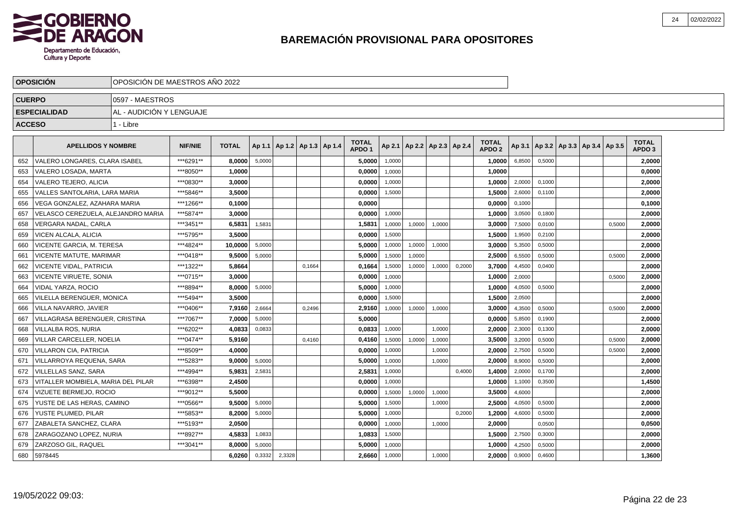# BAREMACIÓN PROVISIONAL PARA OPOSITORES

| | |
|---|---|
| **OPOSICIÓN** | OPOSICIÓN DE MAESTROS AÑO 2022 |
| **CUERPO** | 0597 - MAESTROS |
| **ESPECIALIDAD** | AL - AUDICIÓN Y LENGUAJE |
| **ACCESO** | 1 - Libre |

| | APELLIDOS Y NOMBRE | NIF/NIE | TOTAL | Ap 1.1 | Ap 1.2 | Ap 1.3 | Ap 1.4 | TOTAL APDO 1 | Ap 2.1 | Ap 2.2 | Ap 2.3 | Ap 2.4 | TOTAL APDO 2 | Ap 3.1 | Ap 3.2 | Ap 3.3 | Ap 3.4 | Ap 3.5 | TOTAL APDO 3 |
|---|---|---|---|---|---|---|---|---|---|---|---|---|---|---|---|---|---|---|---|
| 652 | VALERO LONGARES, CLARA ISABEL | ***6291** | 8,0000 | 5,0000 | | | | 5,0000 | 1,0000 | | | | 1,0000 | 6,8500 | 0,5000 | | | | 2,0000 |
| 653 | VALERO LOSADA, MARTA | ***8050** | 1,0000 | | | | | 0,0000 | 1,0000 | | | | 1,0000 | | | | | | 0,0000 |
| 654 | VALERO TEJERO, ALICIA | ***0830** | 3,0000 | | | | | 0,0000 | 1,0000 | | | | 1,0000 | 2,0000 | 0,1000 | | | | 2,0000 |
| 655 | VALLES SANTOLARIA, LARA MARIA | ***5846** | 3,5000 | | | | | 0,0000 | 1,5000 | | | | 1,5000 | 2,6000 | 0,1100 | | | | 2,0000 |
| 656 | VEGA GONZALEZ, AZAHARA MARIA | ***1266** | 0,1000 | | | | | 0,0000 | | | | | 0,0000 | 0,1000 | | | | | 0,1000 |
| 657 | VELASCO CEREZUELA, ALEJANDRO MARIA | ***5874** | 3,0000 | | | | | 0,0000 | 1,0000 | | | | 1,0000 | 3,0500 | 0,1800 | | | | 2,0000 |
| 658 | VERGARA NADAL, CARLA | ***3451** | 6,5831 | 1,5831 | | | | 1,5831 | 1,0000 | 1,0000 | 1,0000 | | 3,0000 | 7,5000 | 0,0100 | | | 0,5000 | 2,0000 |
| 659 | VICEN ALCALA, ALICIA | ***5795** | 3,5000 | | | | | 0,0000 | 1,5000 | | | | 1,5000 | 1,9500 | 0,2100 | | | | 2,0000 |
| 660 | VICENTE GARCIA, M. TERESA | ***4824** | 10,0000 | 5,0000 | | | | 5,0000 | 1,0000 | 1,0000 | 1,0000 | | 3,0000 | 5,3500 | 0,5000 | | | | 2,0000 |
| 661 | VICENTE MATUTE, MARIMAR | ***0418** | 9,5000 | 5,0000 | | | | 5,0000 | 1,5000 | 1,0000 | | | 2,5000 | 6,5500 | 0,5000 | | | 0,5000 | 2,0000 |
| 662 | VICENTE VIDAL, PATRICIA | ***1322** | 5,8664 | | | 0,1664 | | 0,1664 | 1,5000 | 1,0000 | 1,0000 | 0,2000 | 3,7000 | 4,4500 | 0,0400 | | | | 2,0000 |
| 663 | VICENTE VIRUETE, SONIA | ***0715** | 3,0000 | | | | | 0,0000 | 1,0000 | | | | 1,0000 | 2,0000 | | | | 0,5000 | 2,0000 |
| 664 | VIDAL YARZA, ROCIO | ***8894** | 8,0000 | 5,0000 | | | | 5,0000 | 1,0000 | | | | 1,0000 | 4,0500 | 0,5000 | | | | 2,0000 |
| 665 | VILELLA BERENGUER, MONICA | ***5494** | 3,5000 | | | | | 0,0000 | 1,5000 | | | | 1,5000 | 2,0500 | | | | | 2,0000 |
| 666 | VILLA NAVARRO, JAVIER | ***0406** | 7,9160 | 2,6664 | | 0,2496 | | 2,9160 | 1,0000 | 1,0000 | 1,0000 | | 3,0000 | 4,3500 | 0,5000 | | | 0,5000 | 2,0000 |
| 667 | VILLAGRASA BERENGUER, CRISTINA | ***7067** | 7,0000 | 5,0000 | | | | 5,0000 | | | | | 0,0000 | 5,8500 | 0,1900 | | | | 2,0000 |
| 668 | VILLALBA ROS, NURIA | ***6202** | 4,0833 | 0,0833 | | | | 0,0833 | 1,0000 | | 1,0000 | | 2,0000 | 2,3000 | 0,1300 | | | | 2,0000 |
| 669 | VILLAR CARCELLER, NOELIA | ***0474** | 5,9160 | | | 0,4160 | | 0,4160 | 1,5000 | 1,0000 | 1,0000 | | 3,5000 | 3,2000 | 0,5000 | | | 0,5000 | 2,0000 |
| 670 | VILLARON CIA, PATRICIA | ***8509** | 4,0000 | | | | | 0,0000 | 1,0000 | | 1,0000 | | 2,0000 | 2,7500 | 0,5000 | | | 0,5000 | 2,0000 |
| 671 | VILLARROYA REQUENA, SARA | ***5283** | 9,0000 | 5,0000 | | | | 5,0000 | 1,0000 | | 1,0000 | | 2,0000 | 8,9000 | 0,5000 | | | | 2,0000 |
| 672 | VILLELLAS SANZ, SARA | ***4994** | 5,9831 | 2,5831 | | | | 2,5831 | 1,0000 | | | 0,4000 | 1,4000 | 2,0000 | 0,1700 | | | | 2,0000 |
| 673 | VITALLER MOMBIELA, MARIA DEL PILAR | ***6398** | 2,4500 | | | | | 0,0000 | 1,0000 | | | | 1,0000 | 1,1000 | 0,3500 | | | | 1,4500 |
| 674 | VIZUETE BERMEJO, ROCIO | ***9012** | 5,5000 | | | | | 0,0000 | 1,5000 | 1,0000 | 1,0000 | | 3,5000 | 4,6000 | | | | | 2,0000 |
| 675 | YUSTE DE LAS HERAS, CAMINO | ***0566** | 9,5000 | 5,0000 | | | | 5,0000 | 1,5000 | | 1,0000 | | 2,5000 | 4,0500 | 0,5000 | | | | 2,0000 |
| 676 | YUSTE PLUMED, PILAR | ***5853** | 8,2000 | 5,0000 | | | | 5,0000 | 1,0000 | | | 0,2000 | 1,2000 | 4,6000 | 0,5000 | | | | 2,0000 |
| 677 | ZABALETA SANCHEZ, CLARA | ***5193** | 2,0500 | | | | | 0,0000 | 1,0000 | | 1,0000 | | 2,0000 | | 0,0500 | | | | 0,0500 |
| 678 | ZARAGOZANO LOPEZ, NURIA | ***8927** | 4,5833 | 1,0833 | | | | 1,0833 | 1,5000 | | | | 1,5000 | 2,7500 | 0,3000 | | | | 2,0000 |
| 679 | ZARZOSO GIL, RAQUEL | ***3041** | 8,0000 | 5,0000 | | | | 5,0000 | 1,0000 | | | | 1,0000 | 4,2500 | 0,5000 | | | | 2,0000 |
| 680 | 5978445 | | 6,0260 | 0,3332 | 2,3328 | | | 2,6660 | 1,0000 | | 1,0000 | | 2,0000 | 0,9000 | 0,4600 | | | | 1,3600 |

19/05/2022 09:03: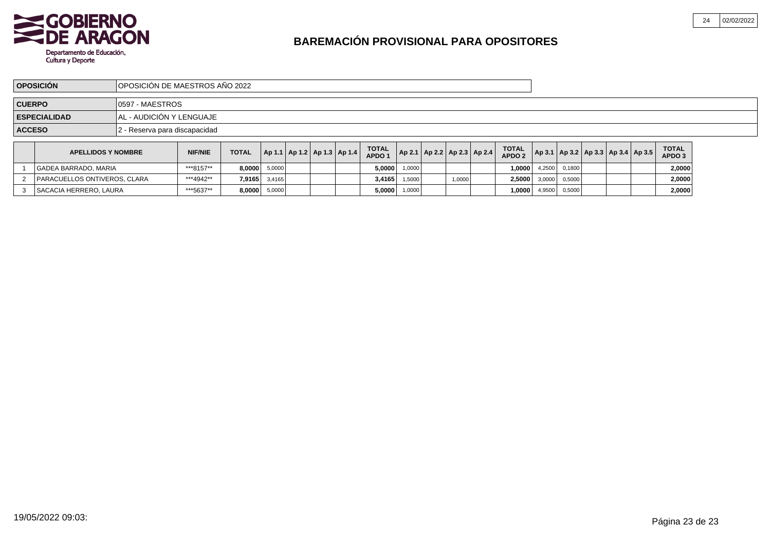# BAREMACIÓN PROVISIONAL PARA OPOSITORES

| | |
|---|---|
| **OPOSICIÓN** | OPOSICIÓN DE MAESTROS AÑO 2022 |
| **CUERPO** | 0597 - MAESTROS |
| **ESPECIALIDAD** | AL - AUDICIÓN Y LENGUAJE |
| **ACCESO** | 2 - Reserva para discapacidad |

| | APELLIDOS Y NOMBRE | NIF/NIE | TOTAL | Ap 1.1 | Ap 1.2 | Ap 1.3 | Ap 1.4 | TOTAL APDO 1 | Ap 2.1 | Ap 2.2 | Ap 2.3 | Ap 2.4 | TOTAL APDO 2 | Ap 3.1 | Ap 3.2 | Ap 3.3 | Ap 3.4 | Ap 3.5 | TOTAL APDO 3 |
|---|---|---|---|---|---|---|---|---|---|---|---|---|---|---|---|---|---|---|---|
| 1 | GADEA BARRADO, MARIA | \*\*\*8157\*\* | 8,0000 | 5,0000 | | | | 5,0000 | 1,0000 | | | | 1,0000 | 4,2500 | 0,1800 | | | | 2,0000 |
| 2 | PARACUELLOS ONTIVEROS, CLARA | \*\*\*4942\*\* | 7,9165 | 3,4165 | | | | 3,4165 | 1,5000 | | 1,0000 | | 2,5000 | 3,0000 | 0,5000 | | | | 2,0000 |
| 3 | SACACIA HERRERO, LAURA | \*\*\*5637\*\* | 8,0000 | 5,0000 | | | | 5,0000 | 1,0000 | | | | 1,0000 | 4,9500 | 0,5000 | | | | 2,0000 |

19/05/2022 09:03: